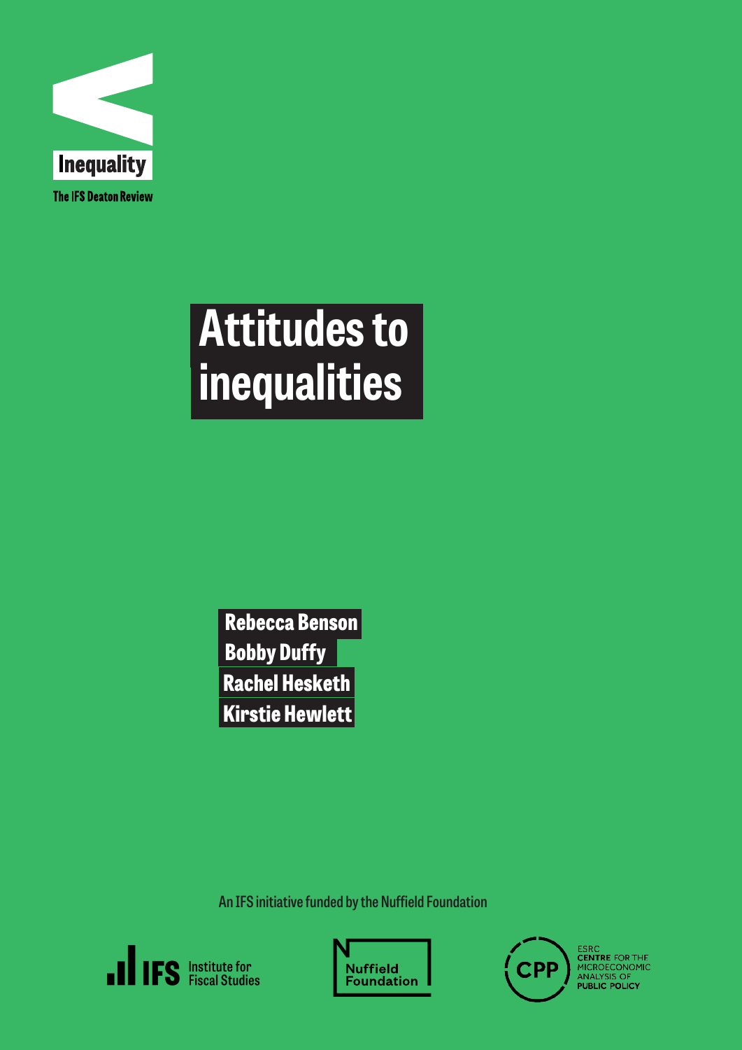Inequality

The IFS Deaton Review

# Attitudes to inequalities

Rebecca Benson
Bobby Duffy
Rachel Hesketh
Kirstie Hewlett

An IFS initiative funded by the Nuffield Foundation

Institute for Fiscal Studies

Nuffield Foundation

ESRC CENTRE FOR THE MICROECONOMIC ANALYSIS OF PUBLIC POLICY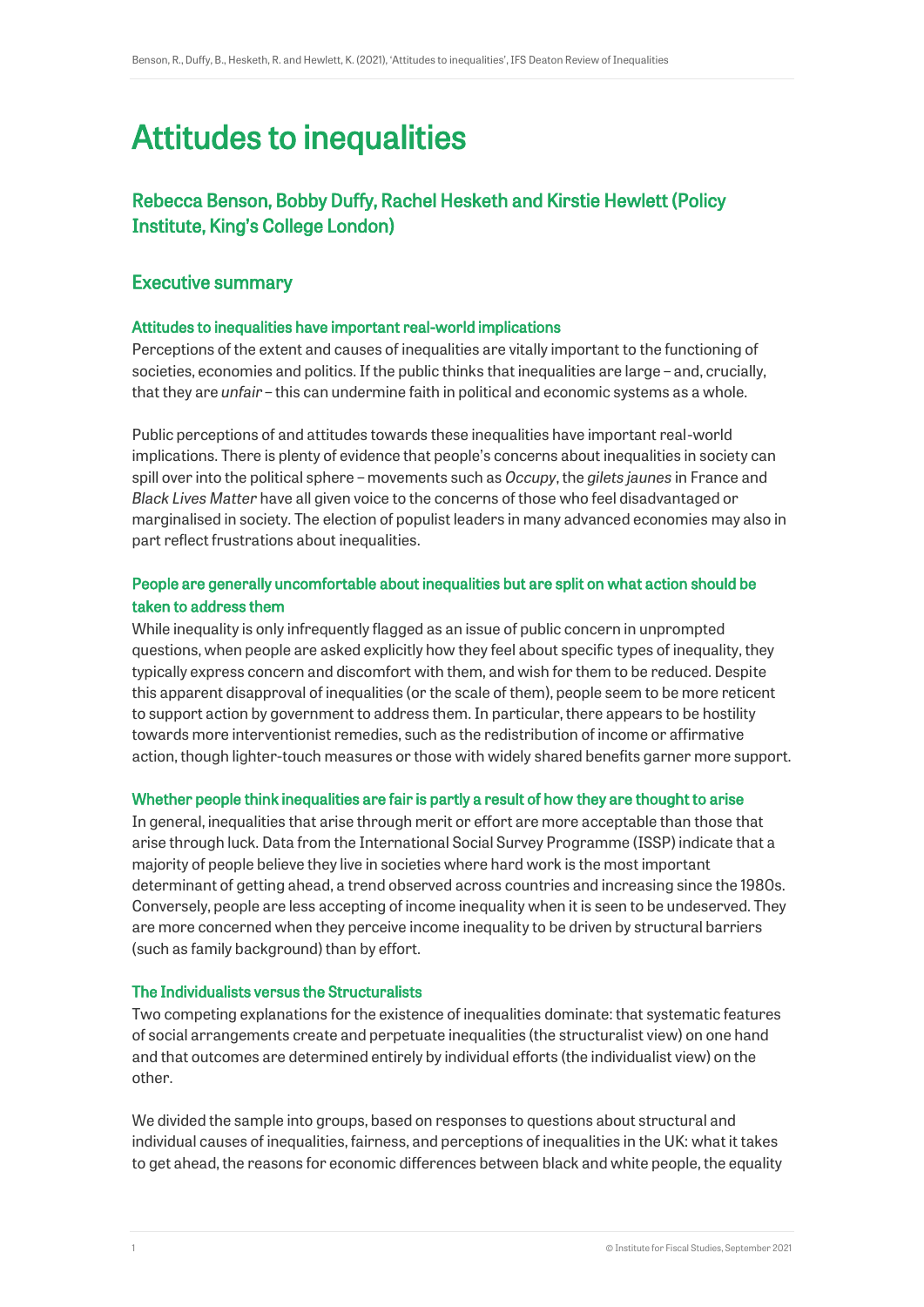# Attitudes to inequalities

## Rebecca Benson, Bobby Duffy, Rachel Hesketh and Kirstie Hewlett (Policy Institute, King's College London)

## Executive summary

### Attitudes to inequalities have important real-world implications

Perceptions of the extent and causes of inequalities are vitally important to the functioning of societies, economies and politics. If the public thinks that inequalities are large – and, crucially, that they are *unfair* – this can undermine faith in political and economic systems as a whole.

Public perceptions of and attitudes towards these inequalities have important real-world implications. There is plenty of evidence that people's concerns about inequalities in society can spill over into the political sphere – movements such as *Occupy*, the *gilets jaunes* in France and *Black Lives Matter* have all given voice to the concerns of those who feel disadvantaged or marginalised in society. The election of populist leaders in many advanced economies may also in part reflect frustrations about inequalities.

### People are generally uncomfortable about inequalities but are split on what action should be taken to address them

While inequality is only infrequently flagged as an issue of public concern in unprompted questions, when people are asked explicitly how they feel about specific types of inequality, they typically express concern and discomfort with them, and wish for them to be reduced. Despite this apparent disapproval of inequalities (or the scale of them), people seem to be more reticent to support action by government to address them. In particular, there appears to be hostility towards more interventionist remedies, such as the redistribution of income or affirmative action, though lighter-touch measures or those with widely shared benefits garner more support.

### Whether people think inequalities are fair is partly a result of how they are thought to arise

In general, inequalities that arise through merit or effort are more acceptable than those that arise through luck. Data from the International Social Survey Programme (ISSP) indicate that a majority of people believe they live in societies where hard work is the most important determinant of getting ahead, a trend observed across countries and increasing since the 1980s. Conversely, people are less accepting of income inequality when it is seen to be undeserved. They are more concerned when they perceive income inequality to be driven by structural barriers (such as family background) than by effort.

### The Individualists versus the Structuralists

Two competing explanations for the existence of inequalities dominate: that systematic features of social arrangements create and perpetuate inequalities (the structuralist view) on one hand and that outcomes are determined entirely by individual efforts (the individualist view) on the other.

We divided the sample into groups, based on responses to questions about structural and individual causes of inequalities, fairness, and perceptions of inequalities in the UK: what it takes to get ahead, the reasons for economic differences between black and white people, the equality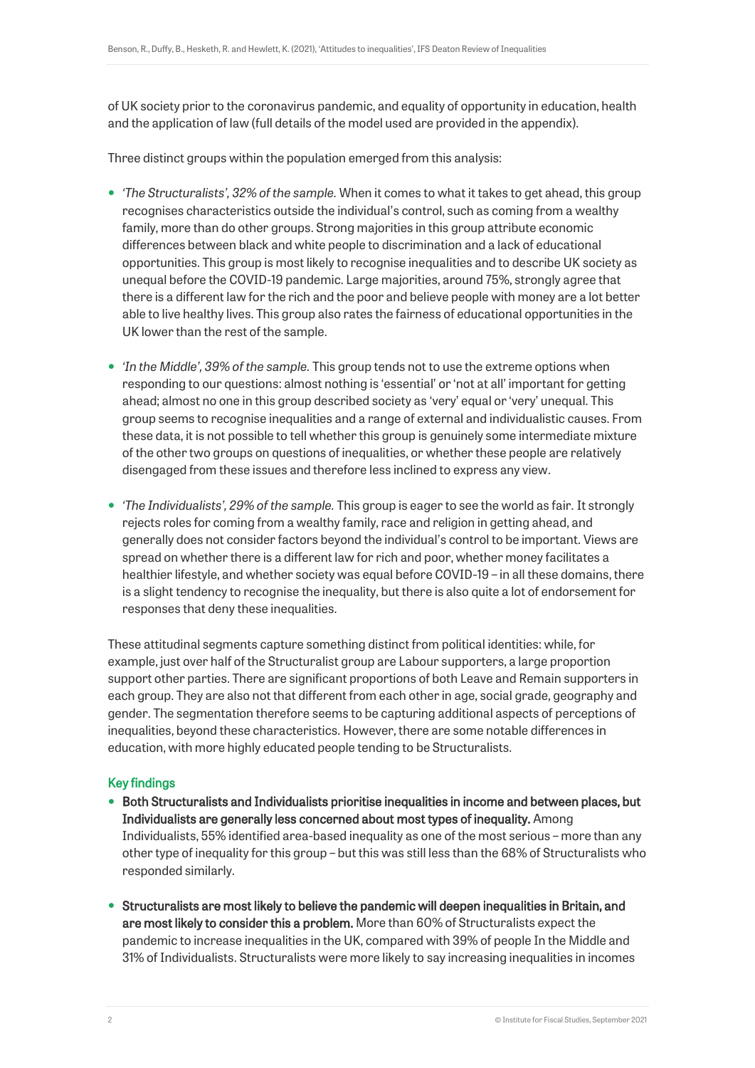of UK society prior to the coronavirus pandemic, and equality of opportunity in education, health and the application of law (full details of the model used are provided in the appendix).

Three distinct groups within the population emerged from this analysis:

- *'The Structuralists', 32% of the sample.* When it comes to what it takes to get ahead, this group recognises characteristics outside the individual's control, such as coming from a wealthy family, more than do other groups. Strong majorities in this group attribute economic differences between black and white people to discrimination and a lack of educational opportunities. This group is most likely to recognise inequalities and to describe UK society as unequal before the COVID-19 pandemic. Large majorities, around 75%, strongly agree that there is a different law for the rich and the poor and believe people with money are a lot better able to live healthy lives. This group also rates the fairness of educational opportunities in the UK lower than the rest of the sample.

- *'In the Middle', 39% of the sample.* This group tends not to use the extreme options when responding to our questions: almost nothing is 'essential' or 'not at all' important for getting ahead; almost no one in this group described society as 'very' equal or 'very' unequal. This group seems to recognise inequalities and a range of external and individualistic causes. From these data, it is not possible to tell whether this group is genuinely some intermediate mixture of the other two groups on questions of inequalities, or whether these people are relatively disengaged from these issues and therefore less inclined to express any view.

- *'The Individualists', 29% of the sample.* This group is eager to see the world as fair. It strongly rejects roles for coming from a wealthy family, race and religion in getting ahead, and generally does not consider factors beyond the individual's control to be important. Views are spread on whether there is a different law for rich and poor, whether money facilitates a healthier lifestyle, and whether society was equal before COVID-19 – in all these domains, there is a slight tendency to recognise the inequality, but there is also quite a lot of endorsement for responses that deny these inequalities.

These attitudinal segments capture something distinct from political identities: while, for example, just over half of the Structuralist group are Labour supporters, a large proportion support other parties. There are significant proportions of both Leave and Remain supporters in each group. They are also not that different from each other in age, social grade, geography and gender. The segmentation therefore seems to be capturing additional aspects of perceptions of inequalities, beyond these characteristics. However, there are some notable differences in education, with more highly educated people tending to be Structuralists.

### Key findings

- **Both Structuralists and Individualists prioritise inequalities in income and between places, but Individualists are generally less concerned about most types of inequality.** Among Individualists, 55% identified area-based inequality as one of the most serious – more than any other type of inequality for this group – but this was still less than the 68% of Structuralists who responded similarly.

- **Structuralists are most likely to believe the pandemic will deepen inequalities in Britain, and are most likely to consider this a problem.** More than 60% of Structuralists expect the pandemic to increase inequalities in the UK, compared with 39% of people In the Middle and 31% of Individualists. Structuralists were more likely to say increasing inequalities in incomes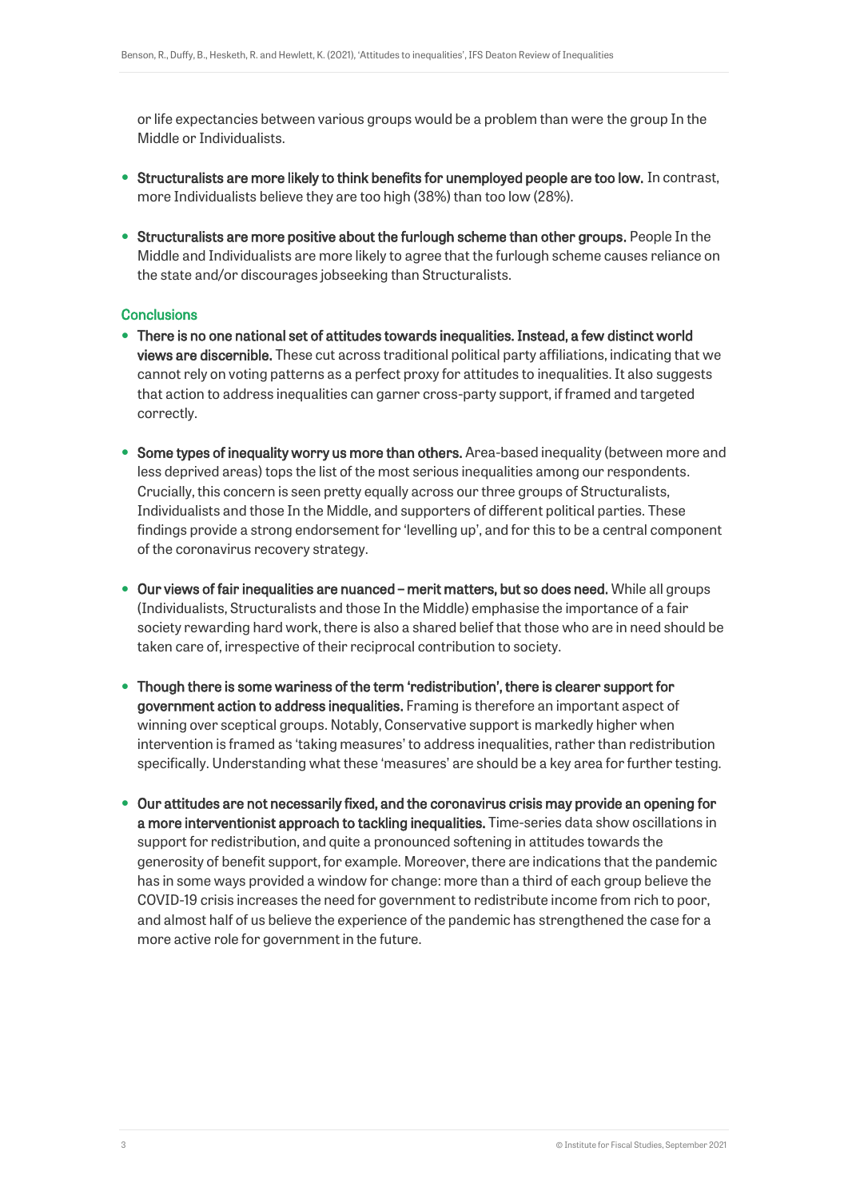or life expectancies between various groups would be a problem than were the group In the Middle or Individualists.

- **Structuralists are more likely to think benefits for unemployed people are too low.** In contrast, more Individualists believe they are too high (38%) than too low (28%).

- **Structuralists are more positive about the furlough scheme than other groups.** People In the Middle and Individualists are more likely to agree that the furlough scheme causes reliance on the state and/or discourages jobseeking than Structuralists.

### Conclusions

- **There is no one national set of attitudes towards inequalities. Instead, a few distinct world views are discernible.** These cut across traditional political party affiliations, indicating that we cannot rely on voting patterns as a perfect proxy for attitudes to inequalities. It also suggests that action to address inequalities can garner cross-party support, if framed and targeted correctly.

- **Some types of inequality worry us more than others.** Area-based inequality (between more and less deprived areas) tops the list of the most serious inequalities among our respondents. Crucially, this concern is seen pretty equally across our three groups of Structuralists, Individualists and those In the Middle, and supporters of different political parties. These findings provide a strong endorsement for 'levelling up', and for this to be a central component of the coronavirus recovery strategy.

- **Our views of fair inequalities are nuanced – merit matters, but so does need.** While all groups (Individualists, Structuralists and those In the Middle) emphasise the importance of a fair society rewarding hard work, there is also a shared belief that those who are in need should be taken care of, irrespective of their reciprocal contribution to society.

- **Though there is some wariness of the term 'redistribution', there is clearer support for government action to address inequalities.** Framing is therefore an important aspect of winning over sceptical groups. Notably, Conservative support is markedly higher when intervention is framed as 'taking measures' to address inequalities, rather than redistribution specifically. Understanding what these 'measures' are should be a key area for further testing.

- **Our attitudes are not necessarily fixed, and the coronavirus crisis may provide an opening for a more interventionist approach to tackling inequalities.** Time-series data show oscillations in support for redistribution, and quite a pronounced softening in attitudes towards the generosity of benefit support, for example. Moreover, there are indications that the pandemic has in some ways provided a window for change: more than a third of each group believe the COVID-19 crisis increases the need for government to redistribute income from rich to poor, and almost half of us believe the experience of the pandemic has strengthened the case for a more active role for government in the future.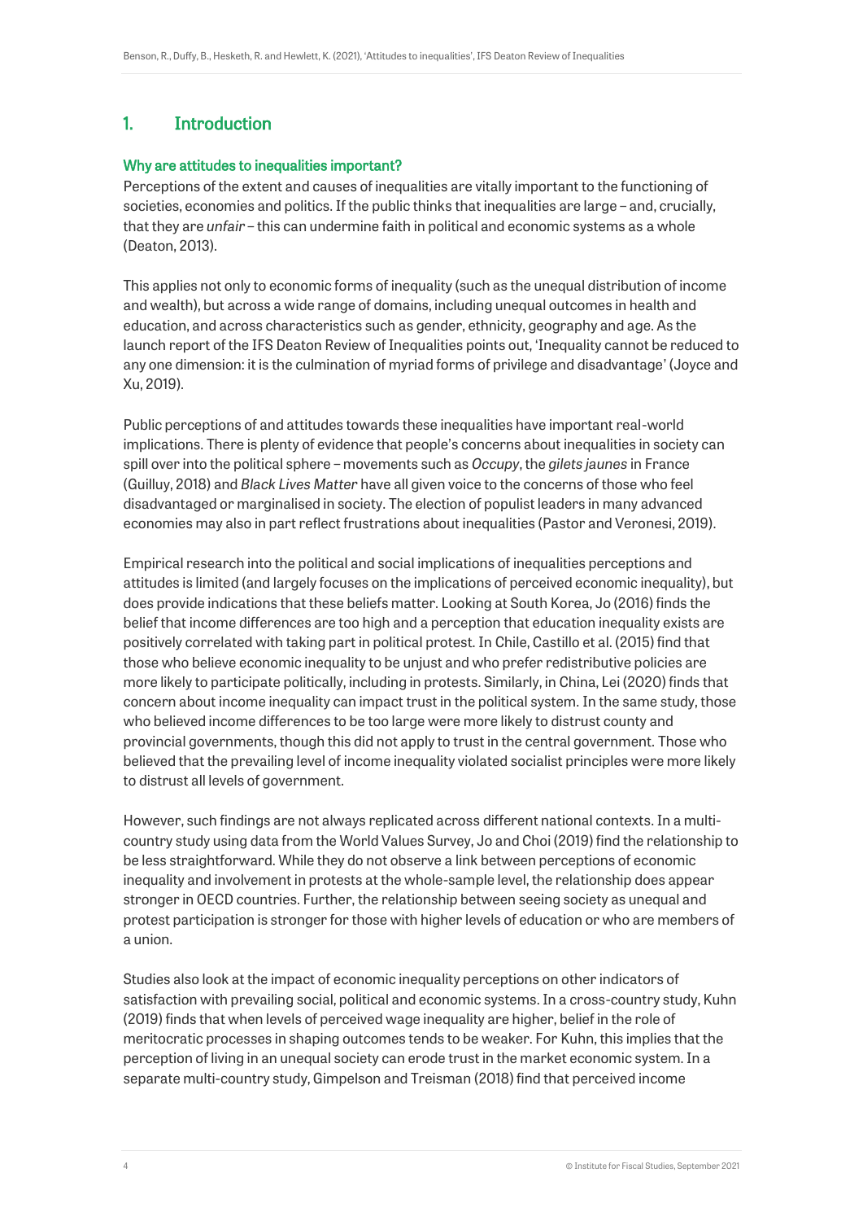## 1. Introduction

### Why are attitudes to inequalities important?

Perceptions of the extent and causes of inequalities are vitally important to the functioning of societies, economies and politics. If the public thinks that inequalities are large – and, crucially, that they are *unfair* – this can undermine faith in political and economic systems as a whole (Deaton, 2013).

This applies not only to economic forms of inequality (such as the unequal distribution of income and wealth), but across a wide range of domains, including unequal outcomes in health and education, and across characteristics such as gender, ethnicity, geography and age. As the launch report of the IFS Deaton Review of Inequalities points out, 'Inequality cannot be reduced to any one dimension: it is the culmination of myriad forms of privilege and disadvantage' (Joyce and Xu, 2019).

Public perceptions of and attitudes towards these inequalities have important real-world implications. There is plenty of evidence that people's concerns about inequalities in society can spill over into the political sphere – movements such as *Occupy*, the *gilets jaunes* in France (Guilluy, 2018) and *Black Lives Matter* have all given voice to the concerns of those who feel disadvantaged or marginalised in society. The election of populist leaders in many advanced economies may also in part reflect frustrations about inequalities (Pastor and Veronesi, 2019).

Empirical research into the political and social implications of inequalities perceptions and attitudes is limited (and largely focuses on the implications of perceived economic inequality), but does provide indications that these beliefs matter. Looking at South Korea, Jo (2016) finds the belief that income differences are too high and a perception that education inequality exists are positively correlated with taking part in political protest. In Chile, Castillo et al. (2015) find that those who believe economic inequality to be unjust and who prefer redistributive policies are more likely to participate politically, including in protests. Similarly, in China, Lei (2020) finds that concern about income inequality can impact trust in the political system. In the same study, those who believed income differences to be too large were more likely to distrust county and provincial governments, though this did not apply to trust in the central government. Those who believed that the prevailing level of income inequality violated socialist principles were more likely to distrust all levels of government.

However, such findings are not always replicated across different national contexts. In a multi-country study using data from the World Values Survey, Jo and Choi (2019) find the relationship to be less straightforward. While they do not observe a link between perceptions of economic inequality and involvement in protests at the whole-sample level, the relationship does appear stronger in OECD countries. Further, the relationship between seeing society as unequal and protest participation is stronger for those with higher levels of education or who are members of a union.

Studies also look at the impact of economic inequality perceptions on other indicators of satisfaction with prevailing social, political and economic systems. In a cross-country study, Kuhn (2019) finds that when levels of perceived wage inequality are higher, belief in the role of meritocratic processes in shaping outcomes tends to be weaker. For Kuhn, this implies that the perception of living in an unequal society can erode trust in the market economic system. In a separate multi-country study, Gimpelson and Treisman (2018) find that perceived income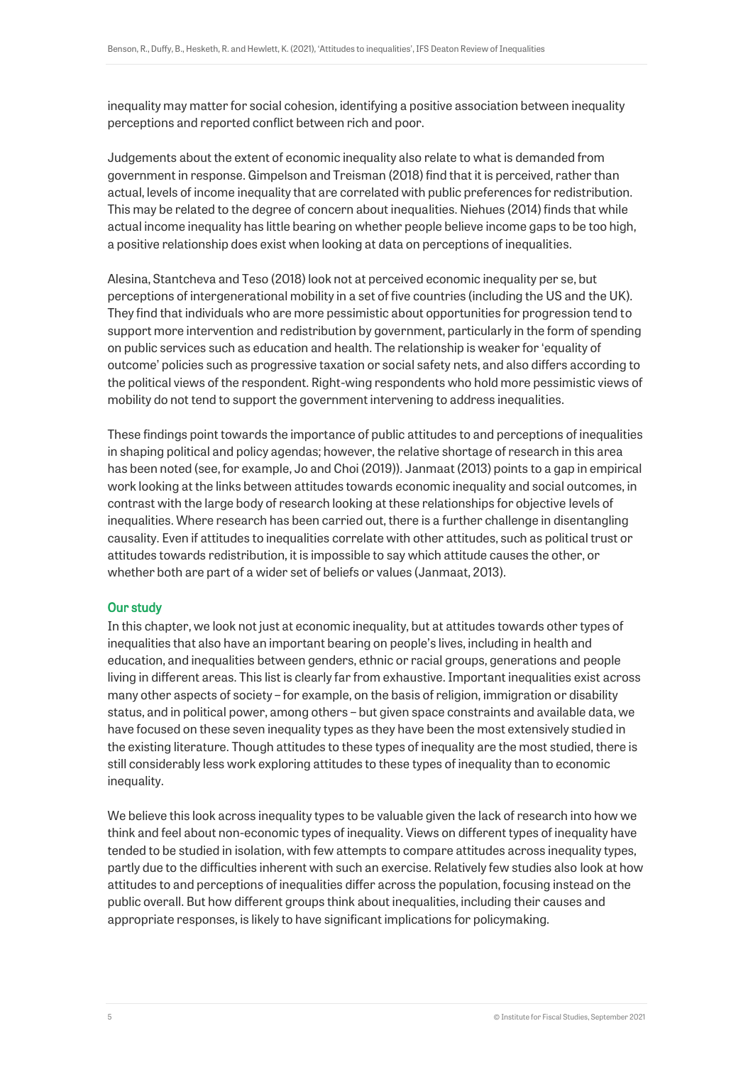inequality may matter for social cohesion, identifying a positive association between inequality perceptions and reported conflict between rich and poor.

Judgements about the extent of economic inequality also relate to what is demanded from government in response. Gimpelson and Treisman (2018) find that it is perceived, rather than actual, levels of income inequality that are correlated with public preferences for redistribution. This may be related to the degree of concern about inequalities. Niehues (2014) finds that while actual income inequality has little bearing on whether people believe income gaps to be too high, a positive relationship does exist when looking at data on perceptions of inequalities.

Alesina, Stantcheva and Teso (2018) look not at perceived economic inequality per se, but perceptions of intergenerational mobility in a set of five countries (including the US and the UK). They find that individuals who are more pessimistic about opportunities for progression tend to support more intervention and redistribution by government, particularly in the form of spending on public services such as education and health. The relationship is weaker for 'equality of outcome' policies such as progressive taxation or social safety nets, and also differs according to the political views of the respondent. Right-wing respondents who hold more pessimistic views of mobility do not tend to support the government intervening to address inequalities.

These findings point towards the importance of public attitudes to and perceptions of inequalities in shaping political and policy agendas; however, the relative shortage of research in this area has been noted (see, for example, Jo and Choi (2019)). Janmaat (2013) points to a gap in empirical work looking at the links between attitudes towards economic inequality and social outcomes, in contrast with the large body of research looking at these relationships for objective levels of inequalities. Where research has been carried out, there is a further challenge in disentangling causality. Even if attitudes to inequalities correlate with other attitudes, such as political trust or attitudes towards redistribution, it is impossible to say which attitude causes the other, or whether both are part of a wider set of beliefs or values (Janmaat, 2013).

### Our study

In this chapter, we look not just at economic inequality, but at attitudes towards other types of inequalities that also have an important bearing on people's lives, including in health and education, and inequalities between genders, ethnic or racial groups, generations and people living in different areas. This list is clearly far from exhaustive. Important inequalities exist across many other aspects of society – for example, on the basis of religion, immigration or disability status, and in political power, among others – but given space constraints and available data, we have focused on these seven inequality types as they have been the most extensively studied in the existing literature. Though attitudes to these types of inequality are the most studied, there is still considerably less work exploring attitudes to these types of inequality than to economic inequality.

We believe this look across inequality types to be valuable given the lack of research into how we think and feel about non-economic types of inequality. Views on different types of inequality have tended to be studied in isolation, with few attempts to compare attitudes across inequality types, partly due to the difficulties inherent with such an exercise. Relatively few studies also look at how attitudes to and perceptions of inequalities differ across the population, focusing instead on the public overall. But how different groups think about inequalities, including their causes and appropriate responses, is likely to have significant implications for policymaking.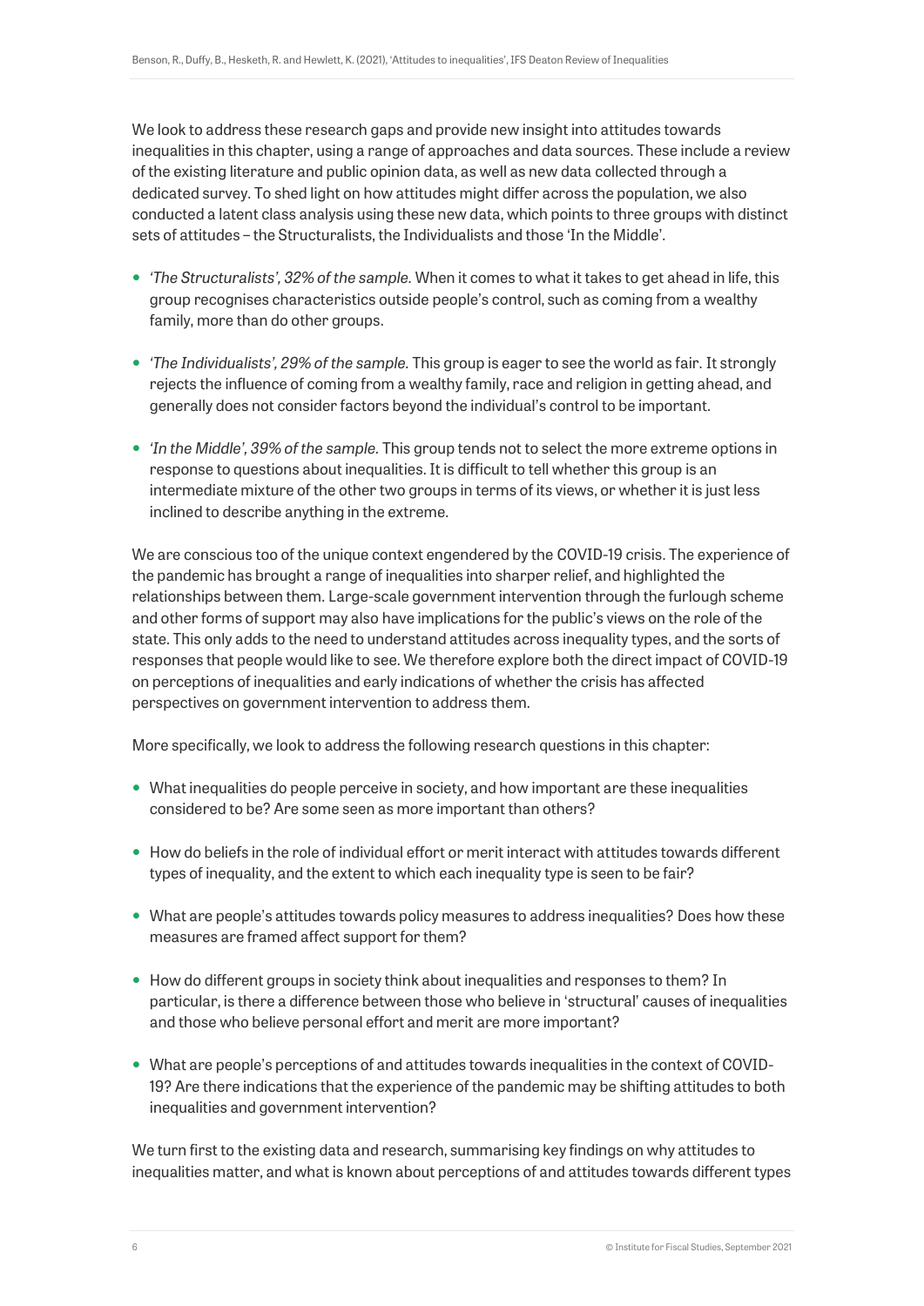We look to address these research gaps and provide new insight into attitudes towards inequalities in this chapter, using a range of approaches and data sources. These include a review of the existing literature and public opinion data, as well as new data collected through a dedicated survey. To shed light on how attitudes might differ across the population, we also conducted a latent class analysis using these new data, which points to three groups with distinct sets of attitudes – the Structuralists, the Individualists and those 'In the Middle'.

- *'The Structuralists', 32% of the sample.* When it comes to what it takes to get ahead in life, this group recognises characteristics outside people's control, such as coming from a wealthy family, more than do other groups.
- *'The Individualists', 29% of the sample.* This group is eager to see the world as fair. It strongly rejects the influence of coming from a wealthy family, race and religion in getting ahead, and generally does not consider factors beyond the individual's control to be important.
- *'In the Middle', 39% of the sample.* This group tends not to select the more extreme options in response to questions about inequalities. It is difficult to tell whether this group is an intermediate mixture of the other two groups in terms of its views, or whether it is just less inclined to describe anything in the extreme.

We are conscious too of the unique context engendered by the COVID-19 crisis. The experience of the pandemic has brought a range of inequalities into sharper relief, and highlighted the relationships between them. Large-scale government intervention through the furlough scheme and other forms of support may also have implications for the public's views on the role of the state. This only adds to the need to understand attitudes across inequality types, and the sorts of responses that people would like to see. We therefore explore both the direct impact of COVID-19 on perceptions of inequalities and early indications of whether the crisis has affected perspectives on government intervention to address them.

More specifically, we look to address the following research questions in this chapter:

- What inequalities do people perceive in society, and how important are these inequalities considered to be? Are some seen as more important than others?
- How do beliefs in the role of individual effort or merit interact with attitudes towards different types of inequality, and the extent to which each inequality type is seen to be fair?
- What are people's attitudes towards policy measures to address inequalities? Does how these measures are framed affect support for them?
- How do different groups in society think about inequalities and responses to them? In particular, is there a difference between those who believe in 'structural' causes of inequalities and those who believe personal effort and merit are more important?
- What are people's perceptions of and attitudes towards inequalities in the context of COVID-19? Are there indications that the experience of the pandemic may be shifting attitudes to both inequalities and government intervention?

We turn first to the existing data and research, summarising key findings on why attitudes to inequalities matter, and what is known about perceptions of and attitudes towards different types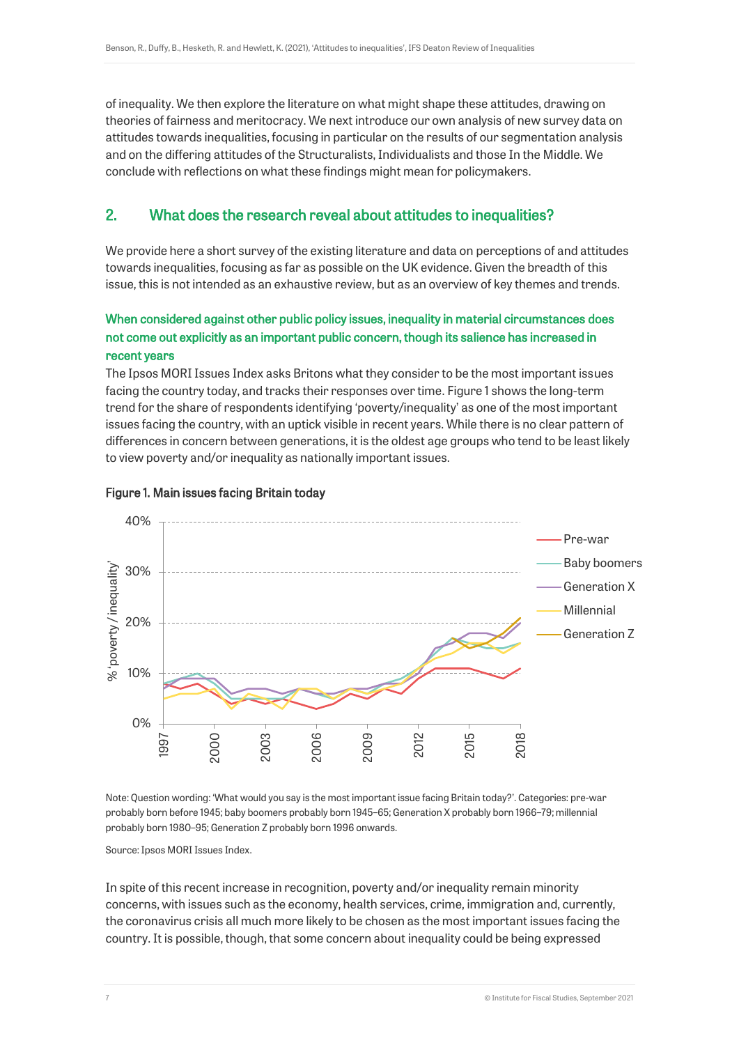of inequality. We then explore the literature on what might shape these attitudes, drawing on theories of fairness and meritocracy. We next introduce our own analysis of new survey data on attitudes towards inequalities, focusing in particular on the results of our segmentation analysis and on the differing attitudes of the Structuralists, Individualists and those In the Middle. We conclude with reflections on what these findings might mean for policymakers.

## 2. What does the research reveal about attitudes to inequalities?

We provide here a short survey of the existing literature and data on perceptions of and attitudes towards inequalities, focusing as far as possible on the UK evidence. Given the breadth of this issue, this is not intended as an exhaustive review, but as an overview of key themes and trends.

### When considered against other public policy issues, inequality in material circumstances does not come out explicitly as an important public concern, though its salience has increased in recent years

The Ipsos MORI Issues Index asks Britons what they consider to be the most important issues facing the country today, and tracks their responses over time. Figure 1 shows the long-term trend for the share of respondents identifying 'poverty/inequality' as one of the most important issues facing the country, with an uptick visible in recent years. While there is no clear pattern of differences in concern between generations, it is the oldest age groups who tend to be least likely to view poverty and/or inequality as nationally important issues.

**Figure 1. Main issues facing Britain today**

% 'poverty / inequality'

40%
30%
20%
10%
0%

1997
2000
2003
2006
2009
2012
2015
2018

Pre-war
Baby boomers
Generation X
Millennial
Generation Z

Note: Question wording: 'What would you say is the most important issue facing Britain today?'. Categories: pre-war probably born before 1945; baby boomers probably born 1945–65; Generation X probably born 1966–79; millennial probably born 1980–95; Generation Z probably born 1996 onwards.

Source: Ipsos MORI Issues Index.

In spite of this recent increase in recognition, poverty and/or inequality remain minority concerns, with issues such as the economy, health services, crime, immigration and, currently, the coronavirus crisis all much more likely to be chosen as the most important issues facing the country. It is possible, though, that some concern about inequality could be being expressed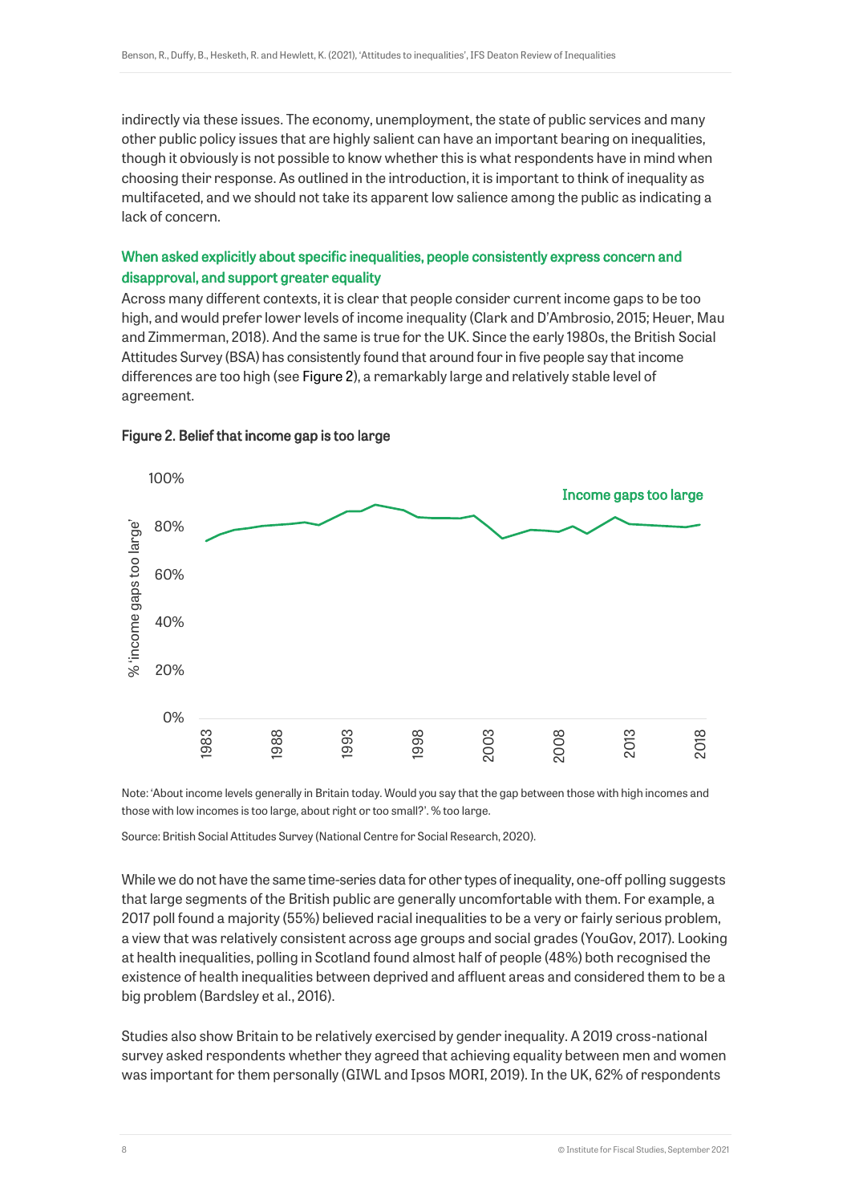indirectly via these issues. The economy, unemployment, the state of public services and many other public policy issues that are highly salient can have an important bearing on inequalities, though it obviously is not possible to know whether this is what respondents have in mind when choosing their response. As outlined in the introduction, it is important to think of inequality as multifaceted, and we should not take its apparent low salience among the public as indicating a lack of concern.

### When asked explicitly about specific inequalities, people consistently express concern and disapproval, and support greater equality

Across many different contexts, it is clear that people consider current income gaps to be too high, and would prefer lower levels of income inequality (Clark and D'Ambrosio, 2015; Heuer, Mau and Zimmerman, 2018). And the same is true for the UK. Since the early 1980s, the British Social Attitudes Survey (BSA) has consistently found that around four in five people say that income differences are too high (see Figure 2), a remarkably large and relatively stable level of agreement.

**Figure 2. Belief that income gap is too large**

% 'income gaps too large'

100%
80%
60%
40%
20%
0%

1983
1988
1993
1998
2003
2008
2013
2018

Income gaps too large

Note: 'About income levels generally in Britain today. Would you say that the gap between those with high incomes and those with low incomes is too large, about right or too small?'. % too large.

Source: British Social Attitudes Survey (National Centre for Social Research, 2020).

While we do not have the same time-series data for other types of inequality, one-off polling suggests that large segments of the British public are generally uncomfortable with them. For example, a 2017 poll found a majority (55%) believed racial inequalities to be a very or fairly serious problem, a view that was relatively consistent across age groups and social grades (YouGov, 2017). Looking at health inequalities, polling in Scotland found almost half of people (48%) both recognised the existence of health inequalities between deprived and affluent areas and considered them to be a big problem (Bardsley et al., 2016).

Studies also show Britain to be relatively exercised by gender inequality. A 2019 cross-national survey asked respondents whether they agreed that achieving equality between men and women was important for them personally (GIWL and Ipsos MORI, 2019). In the UK, 62% of respondents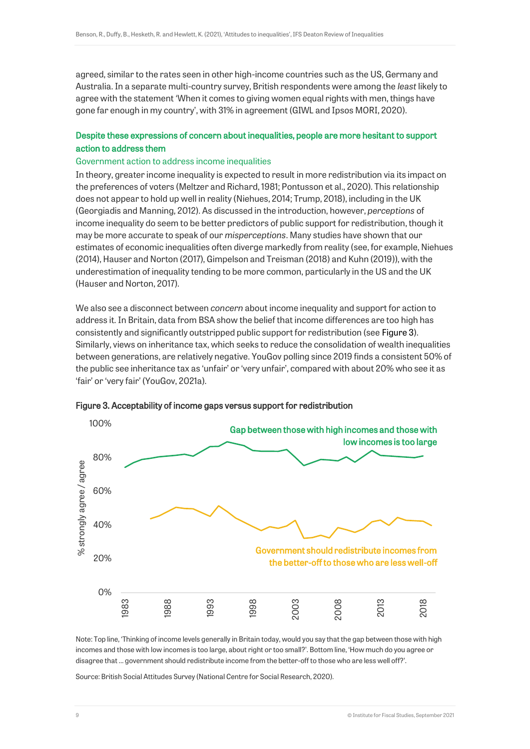agreed, similar to the rates seen in other high-income countries such as the US, Germany and Australia. In a separate multi-country survey, British respondents were among the *least* likely to agree with the statement 'When it comes to giving women equal rights with men, things have gone far enough in my country', with 31% in agreement (GIWL and Ipsos MORI, 2020).

### Despite these expressions of concern about inequalities, people are more hesitant to support action to address them

#### Government action to address income inequalities

In theory, greater income inequality is expected to result in more redistribution via its impact on the preferences of voters (Meltzer and Richard, 1981; Pontusson et al., 2020). This relationship does not appear to hold up well in reality (Niehues, 2014; Trump, 2018), including in the UK (Georgiadis and Manning, 2012). As discussed in the introduction, however, *perceptions* of income inequality do seem to be better predictors of public support for redistribution, though it may be more accurate to speak of our *misperceptions*. Many studies have shown that our estimates of economic inequalities often diverge markedly from reality (see, for example, Niehues (2014), Hauser and Norton (2017), Gimpelson and Treisman (2018) and Kuhn (2019)), with the underestimation of inequality tending to be more common, particularly in the US and the UK (Hauser and Norton, 2017).

We also see a disconnect between *concern* about income inequality and support for action to address it. In Britain, data from BSA show the belief that income differences are too high has consistently and significantly outstripped public support for redistribution (see Figure 3). Similarly, views on inheritance tax, which seeks to reduce the consolidation of wealth inequalities between generations, are relatively negative. YouGov polling since 2019 finds a consistent 50% of the public see inheritance tax as 'unfair' or 'very unfair', compared with about 20% who see it as 'fair' or 'very fair' (YouGov, 2021a).

**Figure 3. Acceptability of income gaps versus support for redistribution**

100%
80%
60%
40%
20%
0%
% strongly agree / agree
Gap between those with high incomes and those with low incomes is too large
Government should redistribute incomes from the better-off to those who are less well-off
1983
1988
1993
1998
2003
2008
2013
2018

Note: Top line, 'Thinking of income levels generally in Britain today, would you say that the gap between those with high incomes and those with low incomes is too large, about right or too small?'. Bottom line, 'How much do you agree or disagree that … government should redistribute income from the better-off to those who are less well off?'.

Source: British Social Attitudes Survey (National Centre for Social Research, 2020).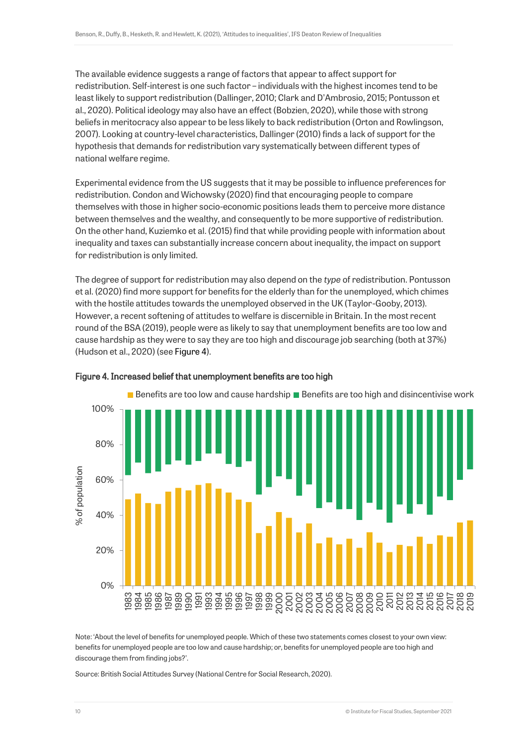The available evidence suggests a range of factors that appear to affect support for redistribution. Self-interest is one such factor – individuals with the highest incomes tend to be least likely to support redistribution (Dallinger, 2010; Clark and D'Ambrosio, 2015; Pontusson et al., 2020). Political ideology may also have an effect (Bobzien, 2020), while those with strong beliefs in meritocracy also appear to be less likely to back redistribution (Orton and Rowlingson, 2007). Looking at country-level characteristics, Dallinger (2010) finds a lack of support for the hypothesis that demands for redistribution vary systematically between different types of national welfare regime.

Experimental evidence from the US suggests that it may be possible to influence preferences for redistribution. Condon and Wichowsky (2020) find that encouraging people to compare themselves with those in higher socio-economic positions leads them to perceive more distance between themselves and the wealthy, and consequently to be more supportive of redistribution. On the other hand, Kuziemko et al. (2015) find that while providing people with information about inequality and taxes can substantially increase concern about inequality, the impact on support for redistribution is only limited.

The degree of support for redistribution may also depend on the *type* of redistribution. Pontusson et al. (2020) find more support for benefits for the elderly than for the unemployed, which chimes with the hostile attitudes towards the unemployed observed in the UK (Taylor-Gooby, 2013). However, a recent softening of attitudes to welfare is discernible in Britain. In the most recent round of the BSA (2019), people were as likely to say that unemployment benefits are too low and cause hardship as they were to say they are too high and discourage job searching (both at 37%) (Hudson et al., 2020) (see Figure 4).

**Figure 4. Increased belief that unemployment benefits are too high**

Benefits are too low and cause hardship
Benefits are too high and disincentivise work

% of population

100%
80%
60%
40%
20%
0%

1983 1984 1985 1986 1987 1989 1990 1991 1993 1994 1995 1996 1997 1998 1999 2000 2001 2002 2003 2004 2005 2006 2007 2008 2009 2010 2011 2012 2013 2014 2015 2016 2017 2018 2019

Note: 'About the level of benefits for unemployed people. Which of these two statements comes closest to your own view: benefits for unemployed people are too low and cause hardship; or, benefits for unemployed people are too high and discourage them from finding jobs?'.

Source: British Social Attitudes Survey (National Centre for Social Research, 2020).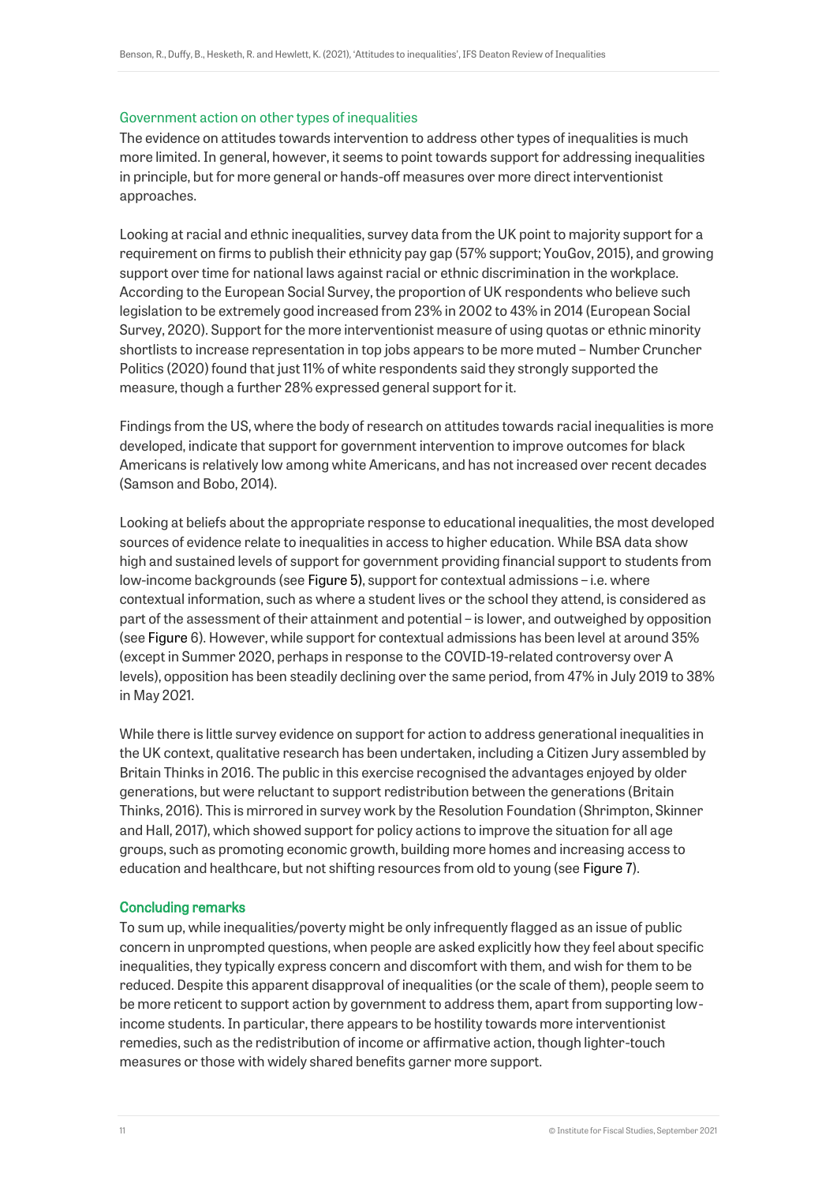### Government action on other types of inequalities

The evidence on attitudes towards intervention to address other types of inequalities is much more limited. In general, however, it seems to point towards support for addressing inequalities in principle, but for more general or hands-off measures over more direct interventionist approaches.

Looking at racial and ethnic inequalities, survey data from the UK point to majority support for a requirement on firms to publish their ethnicity pay gap (57% support; YouGov, 2015), and growing support over time for national laws against racial or ethnic discrimination in the workplace. According to the European Social Survey, the proportion of UK respondents who believe such legislation to be extremely good increased from 23% in 2002 to 43% in 2014 (European Social Survey, 2020). Support for the more interventionist measure of using quotas or ethnic minority shortlists to increase representation in top jobs appears to be more muted – Number Cruncher Politics (2020) found that just 11% of white respondents said they strongly supported the measure, though a further 28% expressed general support for it.

Findings from the US, where the body of research on attitudes towards racial inequalities is more developed, indicate that support for government intervention to improve outcomes for black Americans is relatively low among white Americans, and has not increased over recent decades (Samson and Bobo, 2014).

Looking at beliefs about the appropriate response to educational inequalities, the most developed sources of evidence relate to inequalities in access to higher education. While BSA data show high and sustained levels of support for government providing financial support to students from low-income backgrounds (see Figure 5), support for contextual admissions – i.e. where contextual information, such as where a student lives or the school they attend, is considered as part of the assessment of their attainment and potential – is lower, and outweighed by opposition (see Figure 6). However, while support for contextual admissions has been level at around 35% (except in Summer 2020, perhaps in response to the COVID-19-related controversy over A levels), opposition has been steadily declining over the same period, from 47% in July 2019 to 38% in May 2021.

While there is little survey evidence on support for action to address generational inequalities in the UK context, qualitative research has been undertaken, including a Citizen Jury assembled by Britain Thinks in 2016. The public in this exercise recognised the advantages enjoyed by older generations, but were reluctant to support redistribution between the generations (Britain Thinks, 2016). This is mirrored in survey work by the Resolution Foundation (Shrimpton, Skinner and Hall, 2017), which showed support for policy actions to improve the situation for all age groups, such as promoting economic growth, building more homes and increasing access to education and healthcare, but not shifting resources from old to young (see Figure 7).

### Concluding remarks

To sum up, while inequalities/poverty might be only infrequently flagged as an issue of public concern in unprompted questions, when people are asked explicitly how they feel about specific inequalities, they typically express concern and discomfort with them, and wish for them to be reduced. Despite this apparent disapproval of inequalities (or the scale of them), people seem to be more reticent to support action by government to address them, apart from supporting low-income students. In particular, there appears to be hostility towards more interventionist remedies, such as the redistribution of income or affirmative action, though lighter-touch measures or those with widely shared benefits garner more support.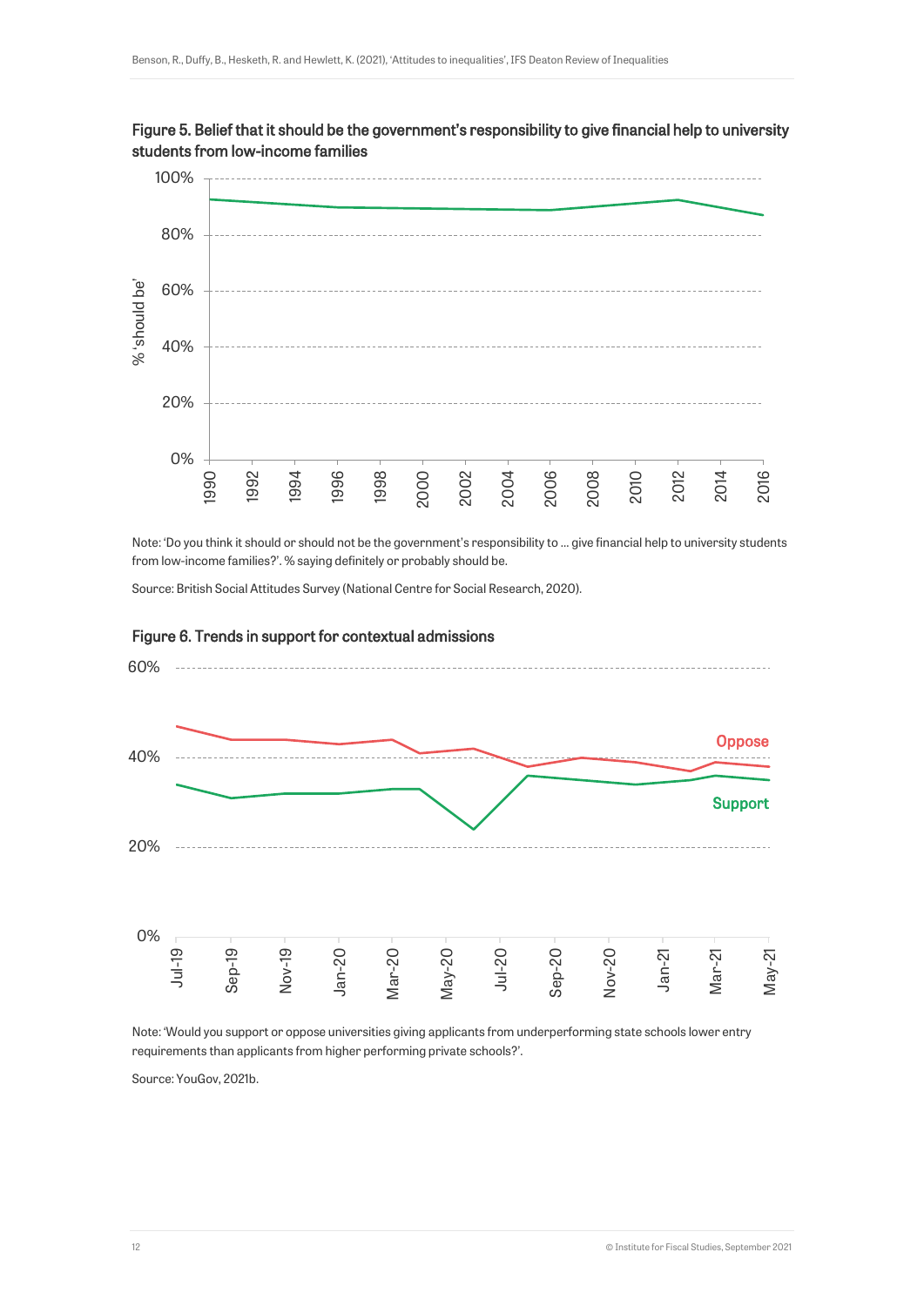**Figure 5. Belief that it should be the government's responsibility to give financial help to university students from low-income families**

Note: 'Do you think it should or should not be the government's responsibility to … give financial help to university students from low-income families?'. % saying definitely or probably should be.

Source: British Social Attitudes Survey (National Centre for Social Research, 2020).

**Figure 6. Trends in support for contextual admissions**

Note: 'Would you support or oppose universities giving applicants from underperforming state schools lower entry requirements than applicants from higher performing private schools?'.

Source: YouGov, 2021b.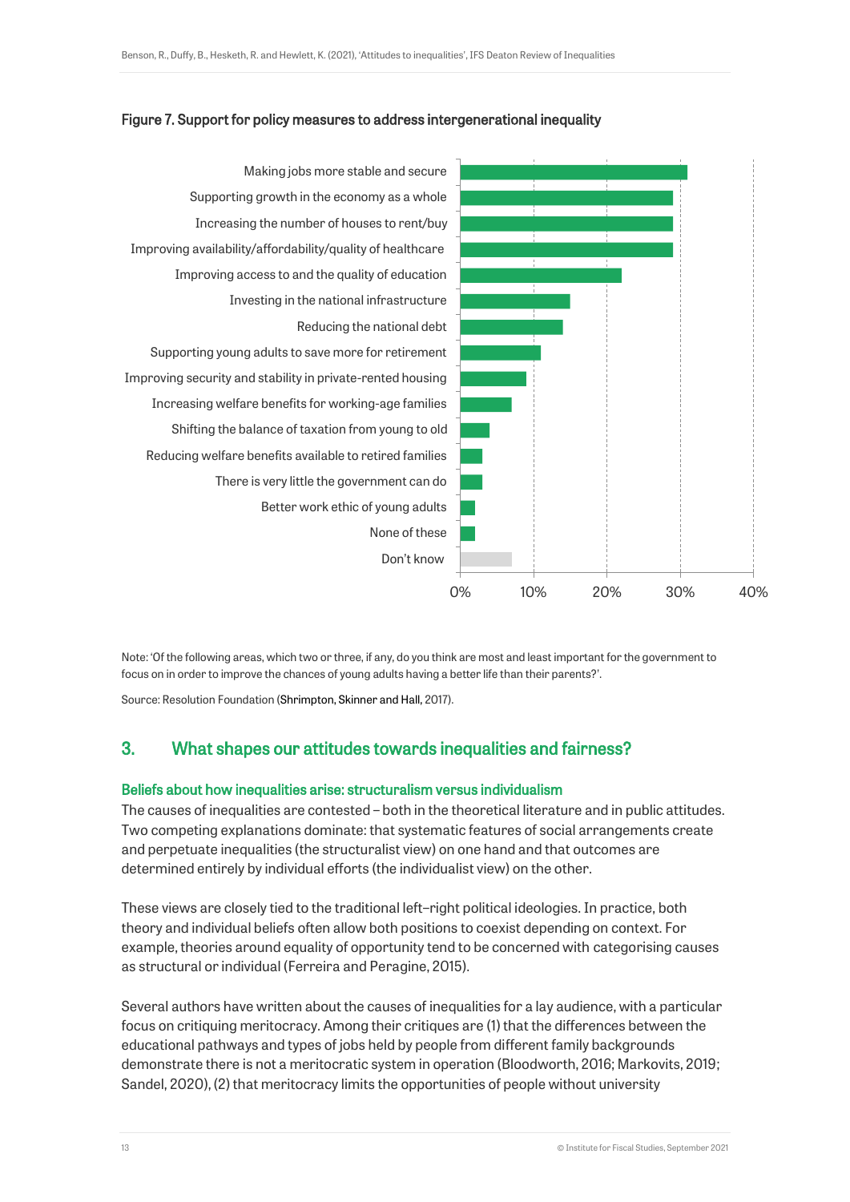**Figure 7. Support for policy measures to address intergenerational inequality**

Making jobs more stable and secure
Supporting growth in the economy as a whole
Increasing the number of houses to rent/buy
Improving availability/affordability/quality of healthcare
Improving access to and the quality of education
Investing in the national infrastructure
Reducing the national debt
Supporting young adults to save more for retirement
Improving security and stability in private-rented housing
Increasing welfare benefits for working-age families
Shifting the balance of taxation from young to old
Reducing welfare benefits available to retired families
There is very little the government can do
Better work ethic of young adults
None of these
Don't know

0% 10% 20% 30% 40%

Note: 'Of the following areas, which two or three, if any, do you think are most and least important for the government to focus on in order to improve the chances of young adults having a better life than their parents?'.

Source: Resolution Foundation (Shrimpton, Skinner and Hall, 2017).

## 3. What shapes our attitudes towards inequalities and fairness?

### Beliefs about how inequalities arise: structuralism versus individualism

The causes of inequalities are contested – both in the theoretical literature and in public attitudes. Two competing explanations dominate: that systematic features of social arrangements create and perpetuate inequalities (the structuralist view) on one hand and that outcomes are determined entirely by individual efforts (the individualist view) on the other.

These views are closely tied to the traditional left–right political ideologies. In practice, both theory and individual beliefs often allow both positions to coexist depending on context. For example, theories around equality of opportunity tend to be concerned with categorising causes as structural or individual (Ferreira and Peragine, 2015).

Several authors have written about the causes of inequalities for a lay audience, with a particular focus on critiquing meritocracy. Among their critiques are (1) that the differences between the educational pathways and types of jobs held by people from different family backgrounds demonstrate there is not a meritocratic system in operation (Bloodworth, 2016; Markovits, 2019; Sandel, 2020), (2) that meritocracy limits the opportunities of people without university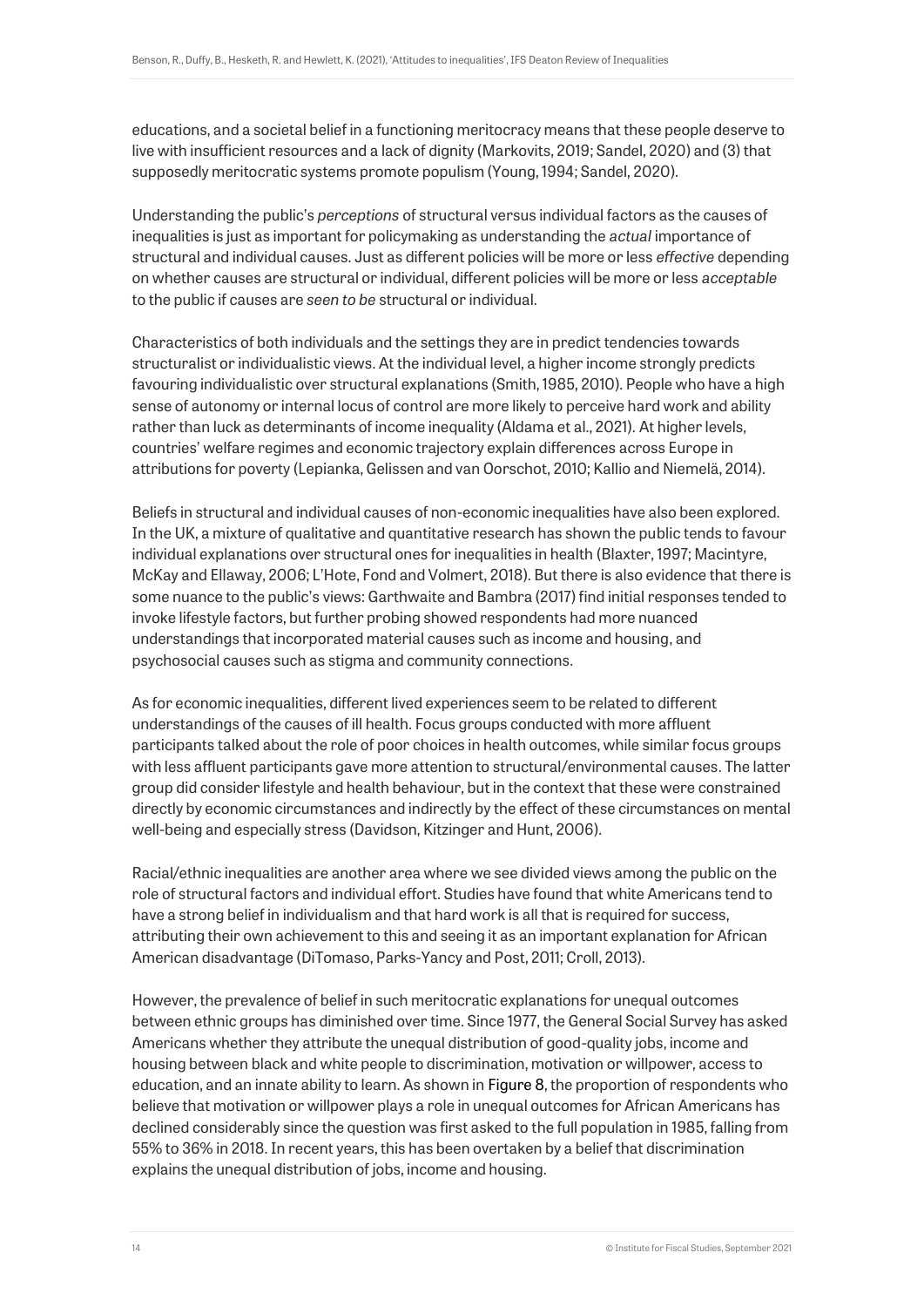educations, and a societal belief in a functioning meritocracy means that these people deserve to live with insufficient resources and a lack of dignity (Markovits, 2019; Sandel, 2020) and (3) that supposedly meritocratic systems promote populism (Young, 1994; Sandel, 2020).

Understanding the public's *perceptions* of structural versus individual factors as the causes of inequalities is just as important for policymaking as understanding the *actual* importance of structural and individual causes. Just as different policies will be more or less *effective* depending on whether causes are structural or individual, different policies will be more or less *acceptable* to the public if causes are *seen to be* structural or individual.

Characteristics of both individuals and the settings they are in predict tendencies towards structuralist or individualistic views. At the individual level, a higher income strongly predicts favouring individualistic over structural explanations (Smith, 1985, 2010). People who have a high sense of autonomy or internal locus of control are more likely to perceive hard work and ability rather than luck as determinants of income inequality (Aldama et al., 2021). At higher levels, countries' welfare regimes and economic trajectory explain differences across Europe in attributions for poverty (Lepianka, Gelissen and van Oorschot, 2010; Kallio and Niemelä, 2014).

Beliefs in structural and individual causes of non-economic inequalities have also been explored. In the UK, a mixture of qualitative and quantitative research has shown the public tends to favour individual explanations over structural ones for inequalities in health (Blaxter, 1997; Macintyre, McKay and Ellaway, 2006; L'Hote, Fond and Volmert, 2018). But there is also evidence that there is some nuance to the public's views: Garthwaite and Bambra (2017) find initial responses tended to invoke lifestyle factors, but further probing showed respondents had more nuanced understandings that incorporated material causes such as income and housing, and psychosocial causes such as stigma and community connections.

As for economic inequalities, different lived experiences seem to be related to different understandings of the causes of ill health. Focus groups conducted with more affluent participants talked about the role of poor choices in health outcomes, while similar focus groups with less affluent participants gave more attention to structural/environmental causes. The latter group did consider lifestyle and health behaviour, but in the context that these were constrained directly by economic circumstances and indirectly by the effect of these circumstances on mental well-being and especially stress (Davidson, Kitzinger and Hunt, 2006).

Racial/ethnic inequalities are another area where we see divided views among the public on the role of structural factors and individual effort. Studies have found that white Americans tend to have a strong belief in individualism and that hard work is all that is required for success, attributing their own achievement to this and seeing it as an important explanation for African American disadvantage (DiTomaso, Parks-Yancy and Post, 2011; Croll, 2013).

However, the prevalence of belief in such meritocratic explanations for unequal outcomes between ethnic groups has diminished over time. Since 1977, the General Social Survey has asked Americans whether they attribute the unequal distribution of good-quality jobs, income and housing between black and white people to discrimination, motivation or willpower, access to education, and an innate ability to learn. As shown in Figure 8, the proportion of respondents who believe that motivation or willpower plays a role in unequal outcomes for African Americans has declined considerably since the question was first asked to the full population in 1985, falling from 55% to 36% in 2018. In recent years, this has been overtaken by a belief that discrimination explains the unequal distribution of jobs, income and housing.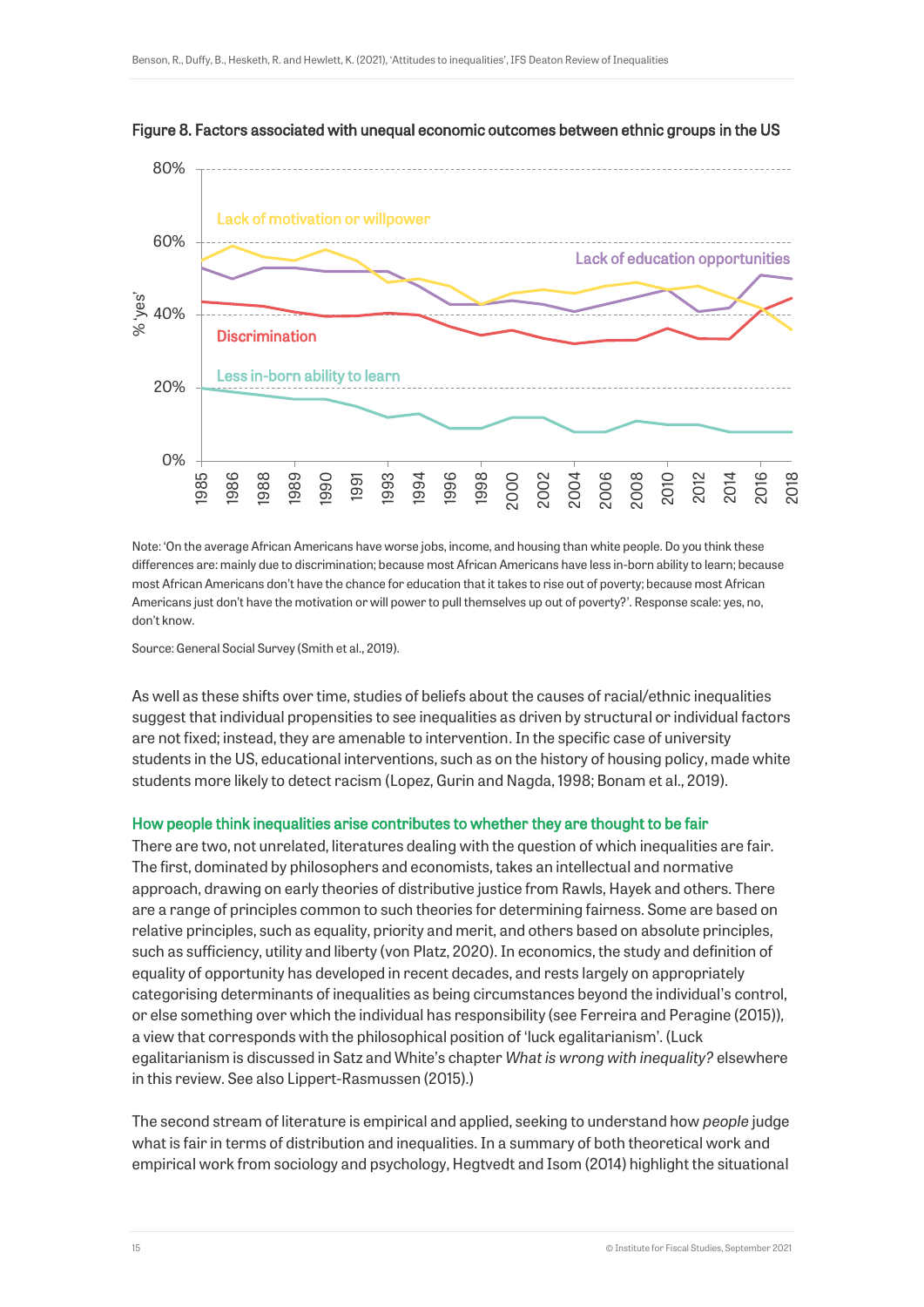**Figure 8. Factors associated with unequal economic outcomes between ethnic groups in the US**

Note: 'On the average African Americans have worse jobs, income, and housing than white people. Do you think these differences are: mainly due to discrimination; because most African Americans have less in-born ability to learn; because most African Americans don't have the chance for education that it takes to rise out of poverty; because most African Americans just don't have the motivation or will power to pull themselves up out of poverty?'. Response scale: yes, no, don't know.

Source: General Social Survey (Smith et al., 2019).

As well as these shifts over time, studies of beliefs about the causes of racial/ethnic inequalities suggest that individual propensities to see inequalities as driven by structural or individual factors are not fixed; instead, they are amenable to intervention. In the specific case of university students in the US, educational interventions, such as on the history of housing policy, made white students more likely to detect racism (Lopez, Gurin and Nagda, 1998; Bonam et al., 2019).

### How people think inequalities arise contributes to whether they are thought to be fair

There are two, not unrelated, literatures dealing with the question of which inequalities are fair. The first, dominated by philosophers and economists, takes an intellectual and normative approach, drawing on early theories of distributive justice from Rawls, Hayek and others. There are a range of principles common to such theories for determining fairness. Some are based on relative principles, such as equality, priority and merit, and others based on absolute principles, such as sufficiency, utility and liberty (von Platz, 2020). In economics, the study and definition of equality of opportunity has developed in recent decades, and rests largely on appropriately categorising determinants of inequalities as being circumstances beyond the individual's control, or else something over which the individual has responsibility (see Ferreira and Peragine (2015)), a view that corresponds with the philosophical position of 'luck egalitarianism'. (Luck egalitarianism is discussed in Satz and White's chapter *What is wrong with inequality?* elsewhere in this review. See also Lippert-Rasmussen (2015).)

The second stream of literature is empirical and applied, seeking to understand how *people* judge what is fair in terms of distribution and inequalities. In a summary of both theoretical work and empirical work from sociology and psychology, Hegtvedt and Isom (2014) highlight the situational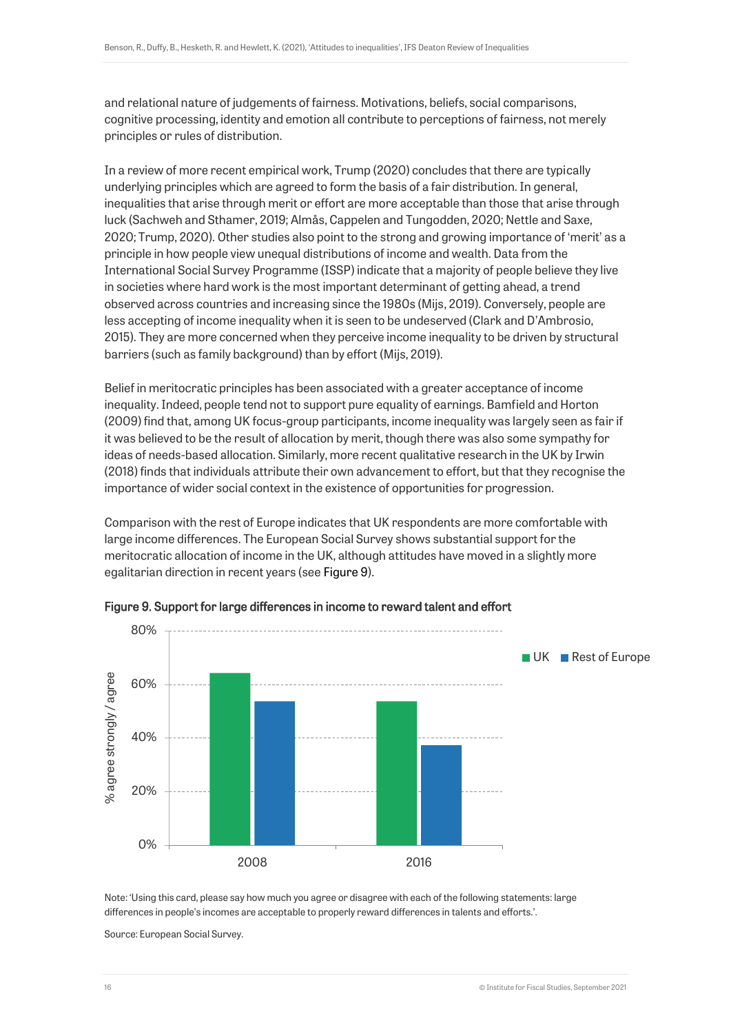and relational nature of judgements of fairness. Motivations, beliefs, social comparisons, cognitive processing, identity and emotion all contribute to perceptions of fairness, not merely principles or rules of distribution.

In a review of more recent empirical work, Trump (2020) concludes that there are typically underlying principles which are agreed to form the basis of a fair distribution. In general, inequalities that arise through merit or effort are more acceptable than those that arise through luck (Sachweh and Sthamer, 2019; Almås, Cappelen and Tungodden, 2020; Nettle and Saxe, 2020; Trump, 2020). Other studies also point to the strong and growing importance of 'merit' as a principle in how people view unequal distributions of income and wealth. Data from the International Social Survey Programme (ISSP) indicate that a majority of people believe they live in societies where hard work is the most important determinant of getting ahead, a trend observed across countries and increasing since the 1980s (Mijs, 2019). Conversely, people are less accepting of income inequality when it is seen to be undeserved (Clark and D'Ambrosio, 2015). They are more concerned when they perceive income inequality to be driven by structural barriers (such as family background) than by effort (Mijs, 2019).

Belief in meritocratic principles has been associated with a greater acceptance of income inequality. Indeed, people tend not to support pure equality of earnings. Bamfield and Horton (2009) find that, among UK focus-group participants, income inequality was largely seen as fair if it was believed to be the result of allocation by merit, though there was also some sympathy for ideas of needs-based allocation. Similarly, more recent qualitative research in the UK by Irwin (2018) finds that individuals attribute their own advancement to effort, but that they recognise the importance of wider social context in the existence of opportunities for progression.

Comparison with the rest of Europe indicates that UK respondents are more comfortable with large income differences. The European Social Survey shows substantial support for the meritocratic allocation of income in the UK, although attitudes have moved in a slightly more egalitarian direction in recent years (see Figure 9).

**Figure 9. Support for large differences in income to reward talent and effort**

% agree strongly / agree

80%
60%
40%
20%
0%

2008
2016

UK
Rest of Europe

Note: 'Using this card, please say how much you agree or disagree with each of the following statements: large differences in people's incomes are acceptable to properly reward differences in talents and efforts.'.

Source: European Social Survey.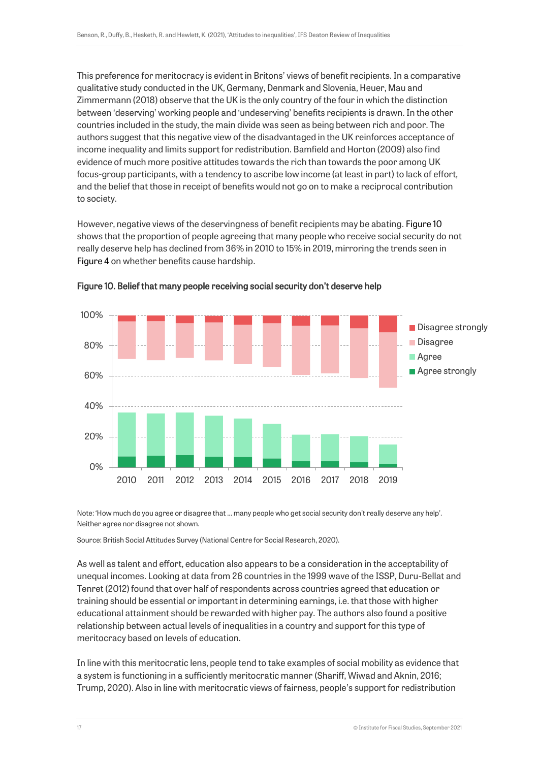This preference for meritocracy is evident in Britons' views of benefit recipients. In a comparative qualitative study conducted in the UK, Germany, Denmark and Slovenia, Heuer, Mau and Zimmermann (2018) observe that the UK is the only country of the four in which the distinction between 'deserving' working people and 'undeserving' benefits recipients is drawn. In the other countries included in the study, the main divide was seen as being between rich and poor. The authors suggest that this negative view of the disadvantaged in the UK reinforces acceptance of income inequality and limits support for redistribution. Bamfield and Horton (2009) also find evidence of much more positive attitudes towards the rich than towards the poor among UK focus-group participants, with a tendency to ascribe low income (at least in part) to lack of effort, and the belief that those in receipt of benefits would not go on to make a reciprocal contribution to society.

However, negative views of the deservingness of benefit recipients may be abating. Figure 10 shows that the proportion of people agreeing that many people who receive social security do not really deserve help has declined from 36% in 2010 to 15% in 2019, mirroring the trends seen in Figure 4 on whether benefits cause hardship.

**Figure 10. Belief that many people receiving social security don't deserve help**

100%
80%
60%
40%
20%
0%
2010 2011 2012 2013 2014 2015 2016 2017 2018 2019
Disagree strongly
Disagree
Agree
Agree strongly

Note: 'How much do you agree or disagree that … many people who get social security don't really deserve any help'. Neither agree nor disagree not shown.

Source: British Social Attitudes Survey (National Centre for Social Research, 2020).

As well as talent and effort, education also appears to be a consideration in the acceptability of unequal incomes. Looking at data from 26 countries in the 1999 wave of the ISSP, Duru-Bellat and Tenret (2012) found that over half of respondents across countries agreed that education or training should be essential or important in determining earnings, i.e. that those with higher educational attainment should be rewarded with higher pay. The authors also found a positive relationship between actual levels of inequalities in a country and support for this type of meritocracy based on levels of education.

In line with this meritocratic lens, people tend to take examples of social mobility as evidence that a system is functioning in a sufficiently meritocratic manner (Shariff, Wiwad and Aknin, 2016; Trump, 2020). Also in line with meritocratic views of fairness, people's support for redistribution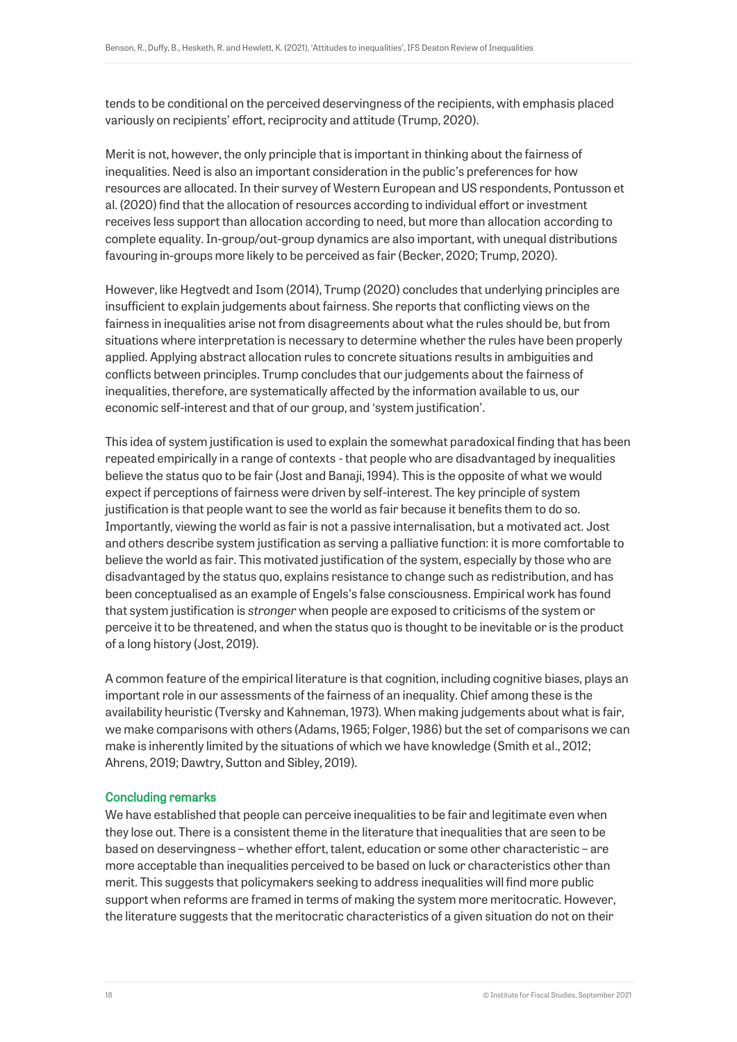tends to be conditional on the perceived deservingness of the recipients, with emphasis placed variously on recipients' effort, reciprocity and attitude (Trump, 2020).

Merit is not, however, the only principle that is important in thinking about the fairness of inequalities. Need is also an important consideration in the public's preferences for how resources are allocated. In their survey of Western European and US respondents, Pontusson et al. (2020) find that the allocation of resources according to individual effort or investment receives less support than allocation according to need, but more than allocation according to complete equality. In-group/out-group dynamics are also important, with unequal distributions favouring in-groups more likely to be perceived as fair (Becker, 2020; Trump, 2020).

However, like Hegtvedt and Isom (2014), Trump (2020) concludes that underlying principles are insufficient to explain judgements about fairness. She reports that conflicting views on the fairness in inequalities arise not from disagreements about what the rules should be, but from situations where interpretation is necessary to determine whether the rules have been properly applied. Applying abstract allocation rules to concrete situations results in ambiguities and conflicts between principles. Trump concludes that our judgements about the fairness of inequalities, therefore, are systematically affected by the information available to us, our economic self-interest and that of our group, and 'system justification'.

This idea of system justification is used to explain the somewhat paradoxical finding that has been repeated empirically in a range of contexts - that people who are disadvantaged by inequalities believe the status quo to be fair (Jost and Banaji, 1994). This is the opposite of what we would expect if perceptions of fairness were driven by self-interest. The key principle of system justification is that people want to see the world as fair because it benefits them to do so. Importantly, viewing the world as fair is not a passive internalisation, but a motivated act. Jost and others describe system justification as serving a palliative function: it is more comfortable to believe the world as fair. This motivated justification of the system, especially by those who are disadvantaged by the status quo, explains resistance to change such as redistribution, and has been conceptualised as an example of Engels's false consciousness. Empirical work has found that system justification is *stronger* when people are exposed to criticisms of the system or perceive it to be threatened, and when the status quo is thought to be inevitable or is the product of a long history (Jost, 2019).

A common feature of the empirical literature is that cognition, including cognitive biases, plays an important role in our assessments of the fairness of an inequality. Chief among these is the availability heuristic (Tversky and Kahneman, 1973). When making judgements about what is fair, we make comparisons with others (Adams, 1965; Folger, 1986) but the set of comparisons we can make is inherently limited by the situations of which we have knowledge (Smith et al., 2012; Ahrens, 2019; Dawtry, Sutton and Sibley, 2019).

### Concluding remarks

We have established that people can perceive inequalities to be fair and legitimate even when they lose out. There is a consistent theme in the literature that inequalities that are seen to be based on deservingness – whether effort, talent, education or some other characteristic – are more acceptable than inequalities perceived to be based on luck or characteristics other than merit. This suggests that policymakers seeking to address inequalities will find more public support when reforms are framed in terms of making the system more meritocratic. However, the literature suggests that the meritocratic characteristics of a given situation do not on their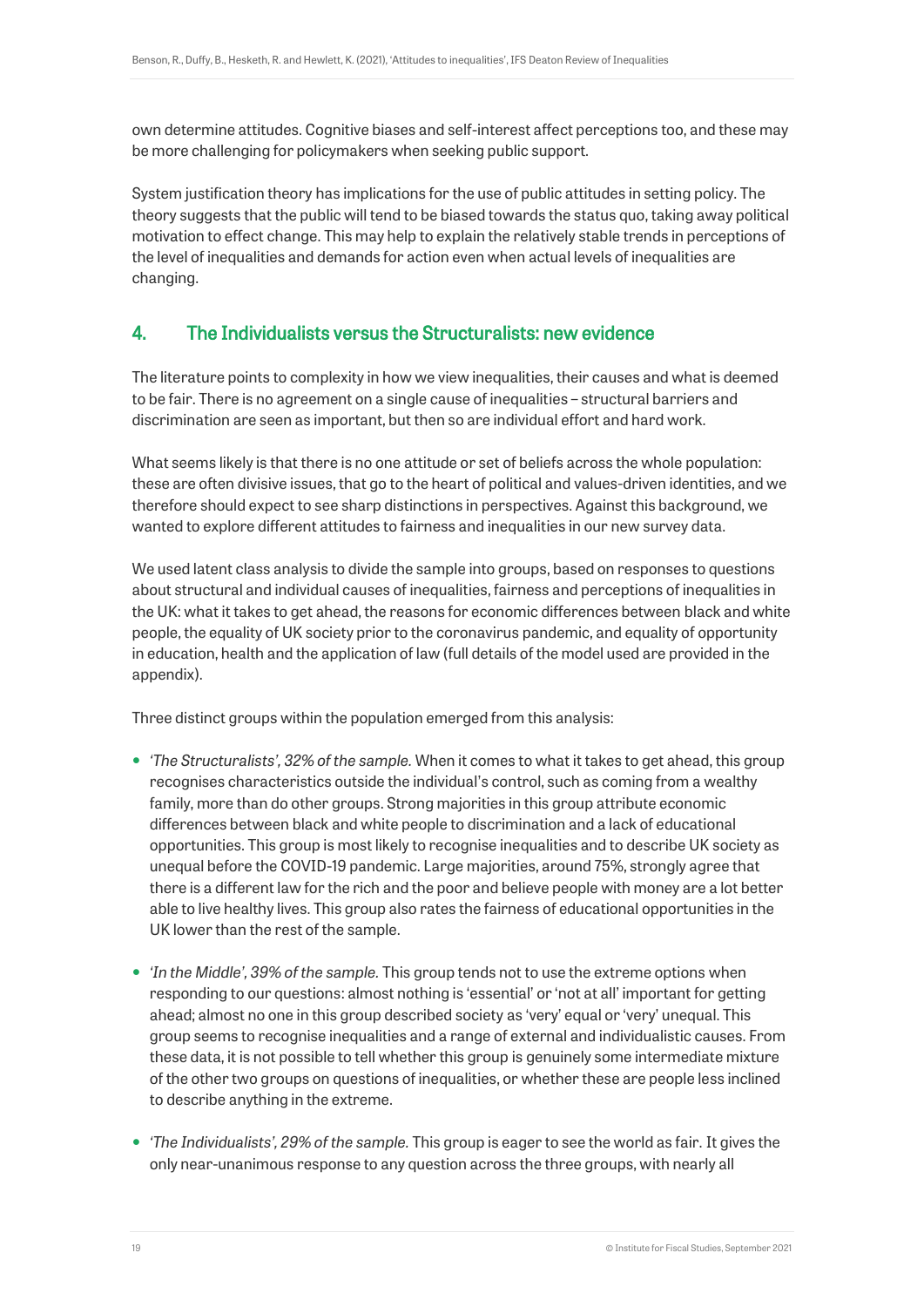own determine attitudes. Cognitive biases and self-interest affect perceptions too, and these may be more challenging for policymakers when seeking public support.

System justification theory has implications for the use of public attitudes in setting policy. The theory suggests that the public will tend to be biased towards the status quo, taking away political motivation to effect change. This may help to explain the relatively stable trends in perceptions of the level of inequalities and demands for action even when actual levels of inequalities are changing.

## 4. The Individualists versus the Structuralists: new evidence

The literature points to complexity in how we view inequalities, their causes and what is deemed to be fair. There is no agreement on a single cause of inequalities – structural barriers and discrimination are seen as important, but then so are individual effort and hard work.

What seems likely is that there is no one attitude or set of beliefs across the whole population: these are often divisive issues, that go to the heart of political and values-driven identities, and we therefore should expect to see sharp distinctions in perspectives. Against this background, we wanted to explore different attitudes to fairness and inequalities in our new survey data.

We used latent class analysis to divide the sample into groups, based on responses to questions about structural and individual causes of inequalities, fairness and perceptions of inequalities in the UK: what it takes to get ahead, the reasons for economic differences between black and white people, the equality of UK society prior to the coronavirus pandemic, and equality of opportunity in education, health and the application of law (full details of the model used are provided in the appendix).

Three distinct groups within the population emerged from this analysis:

- *'The Structuralists', 32% of the sample.* When it comes to what it takes to get ahead, this group recognises characteristics outside the individual's control, such as coming from a wealthy family, more than do other groups. Strong majorities in this group attribute economic differences between black and white people to discrimination and a lack of educational opportunities. This group is most likely to recognise inequalities and to describe UK society as unequal before the COVID-19 pandemic. Large majorities, around 75%, strongly agree that there is a different law for the rich and the poor and believe people with money are a lot better able to live healthy lives. This group also rates the fairness of educational opportunities in the UK lower than the rest of the sample.
- *'In the Middle', 39% of the sample.* This group tends not to use the extreme options when responding to our questions: almost nothing is 'essential' or 'not at all' important for getting ahead; almost no one in this group described society as 'very' equal or 'very' unequal. This group seems to recognise inequalities and a range of external and individualistic causes. From these data, it is not possible to tell whether this group is genuinely some intermediate mixture of the other two groups on questions of inequalities, or whether these are people less inclined to describe anything in the extreme.
- *'The Individualists', 29% of the sample.* This group is eager to see the world as fair. It gives the only near-unanimous response to any question across the three groups, with nearly all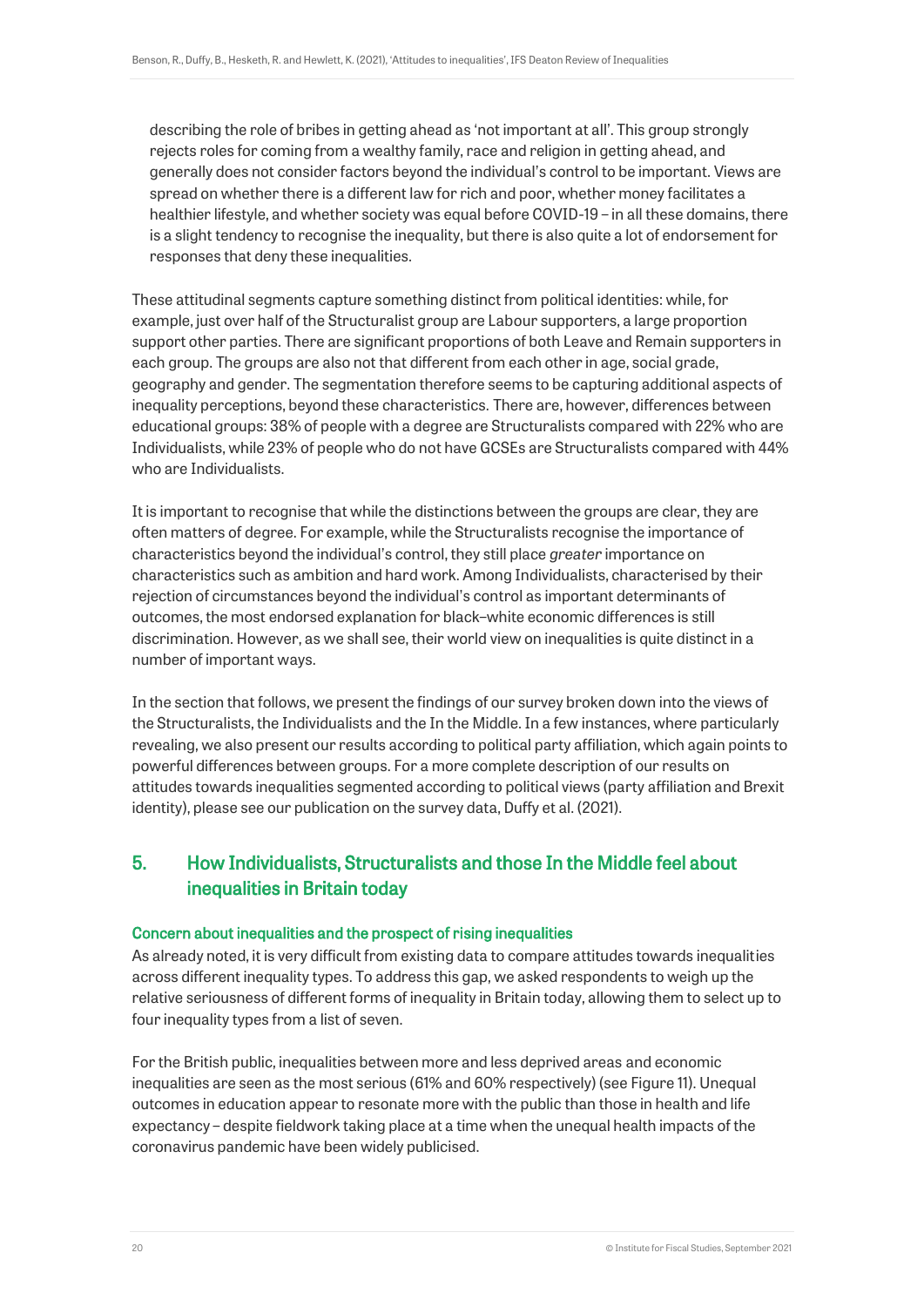describing the role of bribes in getting ahead as 'not important at all'. This group strongly rejects roles for coming from a wealthy family, race and religion in getting ahead, and generally does not consider factors beyond the individual's control to be important. Views are spread on whether there is a different law for rich and poor, whether money facilitates a healthier lifestyle, and whether society was equal before COVID-19 – in all these domains, there is a slight tendency to recognise the inequality, but there is also quite a lot of endorsement for responses that deny these inequalities.

These attitudinal segments capture something distinct from political identities: while, for example, just over half of the Structuralist group are Labour supporters, a large proportion support other parties. There are significant proportions of both Leave and Remain supporters in each group. The groups are also not that different from each other in age, social grade, geography and gender. The segmentation therefore seems to be capturing additional aspects of inequality perceptions, beyond these characteristics. There are, however, differences between educational groups: 38% of people with a degree are Structuralists compared with 22% who are Individualists, while 23% of people who do not have GCSEs are Structuralists compared with 44% who are Individualists.

It is important to recognise that while the distinctions between the groups are clear, they are often matters of degree. For example, while the Structuralists recognise the importance of characteristics beyond the individual's control, they still place *greater* importance on characteristics such as ambition and hard work. Among Individualists, characterised by their rejection of circumstances beyond the individual's control as important determinants of outcomes, the most endorsed explanation for black–white economic differences is still discrimination. However, as we shall see, their world view on inequalities is quite distinct in a number of important ways.

In the section that follows, we present the findings of our survey broken down into the views of the Structuralists, the Individualists and the In the Middle. In a few instances, where particularly revealing, we also present our results according to political party affiliation, which again points to powerful differences between groups. For a more complete description of our results on attitudes towards inequalities segmented according to political views (party affiliation and Brexit identity), please see our publication on the survey data, Duffy et al. (2021).

## 5. How Individualists, Structuralists and those In the Middle feel about inequalities in Britain today

### Concern about inequalities and the prospect of rising inequalities

As already noted, it is very difficult from existing data to compare attitudes towards inequalities across different inequality types. To address this gap, we asked respondents to weigh up the relative seriousness of different forms of inequality in Britain today, allowing them to select up to four inequality types from a list of seven.

For the British public, inequalities between more and less deprived areas and economic inequalities are seen as the most serious (61% and 60% respectively) (see Figure 11). Unequal outcomes in education appear to resonate more with the public than those in health and life expectancy – despite fieldwork taking place at a time when the unequal health impacts of the coronavirus pandemic have been widely publicised.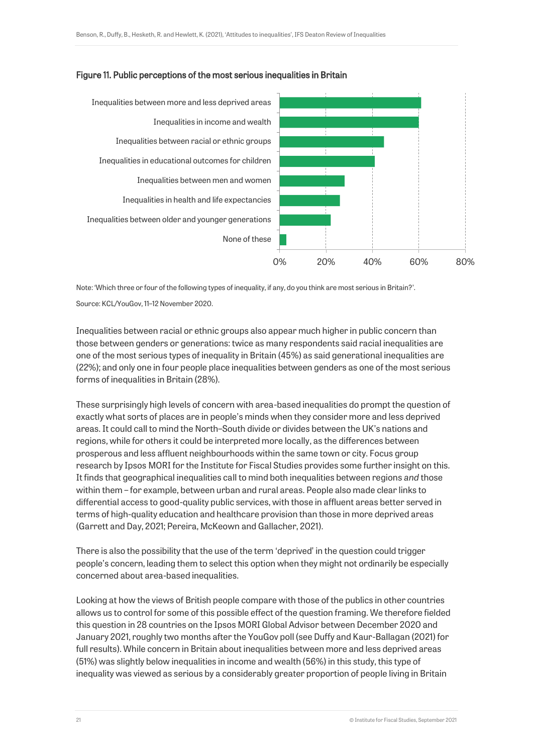#### Figure 11. Public perceptions of the most serious inequalities in Britain

Inequalities between more and less deprived areas
Inequalities in income and wealth
Inequalities between racial or ethnic groups
Inequalities in educational outcomes for children
Inequalities between men and women
Inequalities in health and life expectancies
Inequalities between older and younger generations
None of these

0% 20% 40% 60% 80%

Note: 'Which three or four of the following types of inequality, if any, do you think are most serious in Britain?'.

Source: KCL/YouGov, 11–12 November 2020.

Inequalities between racial or ethnic groups also appear much higher in public concern than those between genders or generations: twice as many respondents said racial inequalities are one of the most serious types of inequality in Britain (45%) as said generational inequalities are (22%); and only one in four people place inequalities between genders as one of the most serious forms of inequalities in Britain (28%).

These surprisingly high levels of concern with area-based inequalities do prompt the question of exactly what sorts of places are in people's minds when they consider more and less deprived areas. It could call to mind the North–South divide or divides between the UK's nations and regions, while for others it could be interpreted more locally, as the differences between prosperous and less affluent neighbourhoods within the same town or city. Focus group research by Ipsos MORI for the Institute for Fiscal Studies provides some further insight on this. It finds that geographical inequalities call to mind both inequalities between regions *and* those within them – for example, between urban and rural areas. People also made clear links to differential access to good-quality public services, with those in affluent areas better served in terms of high-quality education and healthcare provision than those in more deprived areas (Garrett and Day, 2021; Pereira, McKeown and Gallacher, 2021).

There is also the possibility that the use of the term 'deprived' in the question could trigger people's concern, leading them to select this option when they might not ordinarily be especially concerned about area-based inequalities.

Looking at how the views of British people compare with those of the publics in other countries allows us to control for some of this possible effect of the question framing. We therefore fielded this question in 28 countries on the Ipsos MORI Global Advisor between December 2020 and January 2021, roughly two months after the YouGov poll (see Duffy and Kaur-Ballagan (2021) for full results). While concern in Britain about inequalities between more and less deprived areas (51%) was slightly below inequalities in income and wealth (56%) in this study, this type of inequality was viewed as serious by a considerably greater proportion of people living in Britain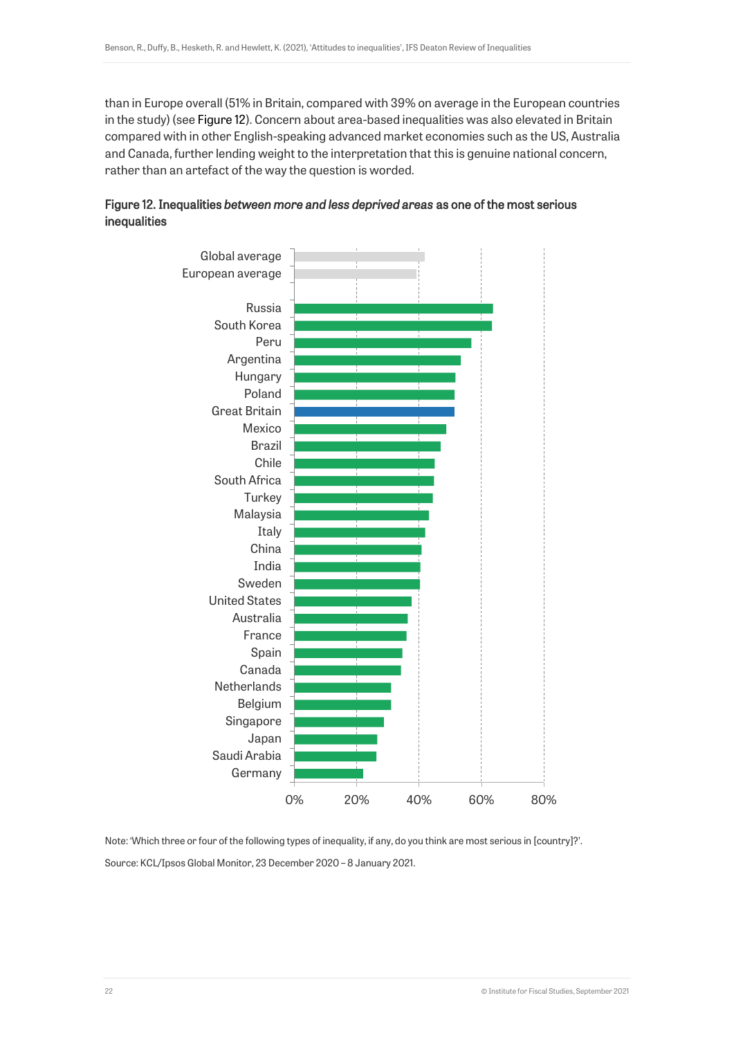than in Europe overall (51% in Britain, compared with 39% on average in the European countries in the study) (see Figure 12). Concern about area-based inequalities was also elevated in Britain compared with in other English-speaking advanced market economies such as the US, Australia and Canada, further lending weight to the interpretation that this is genuine national concern, rather than an artefact of the way the question is worded.

**Figure 12. Inequalities *between more and less deprived areas* as one of the most serious inequalities**

Global average
European average
Russia
South Korea
Peru
Argentina
Hungary
Poland
Great Britain
Mexico
Brazil
Chile
South Africa
Turkey
Malaysia
Italy
China
India
Sweden
United States
Australia
France
Spain
Canada
Netherlands
Belgium
Singapore
Japan
Saudi Arabia
Germany

0% 20% 40% 60% 80%

Note: 'Which three or four of the following types of inequality, if any, do you think are most serious in [country]?'.

Source: KCL/Ipsos Global Monitor, 23 December 2020 – 8 January 2021.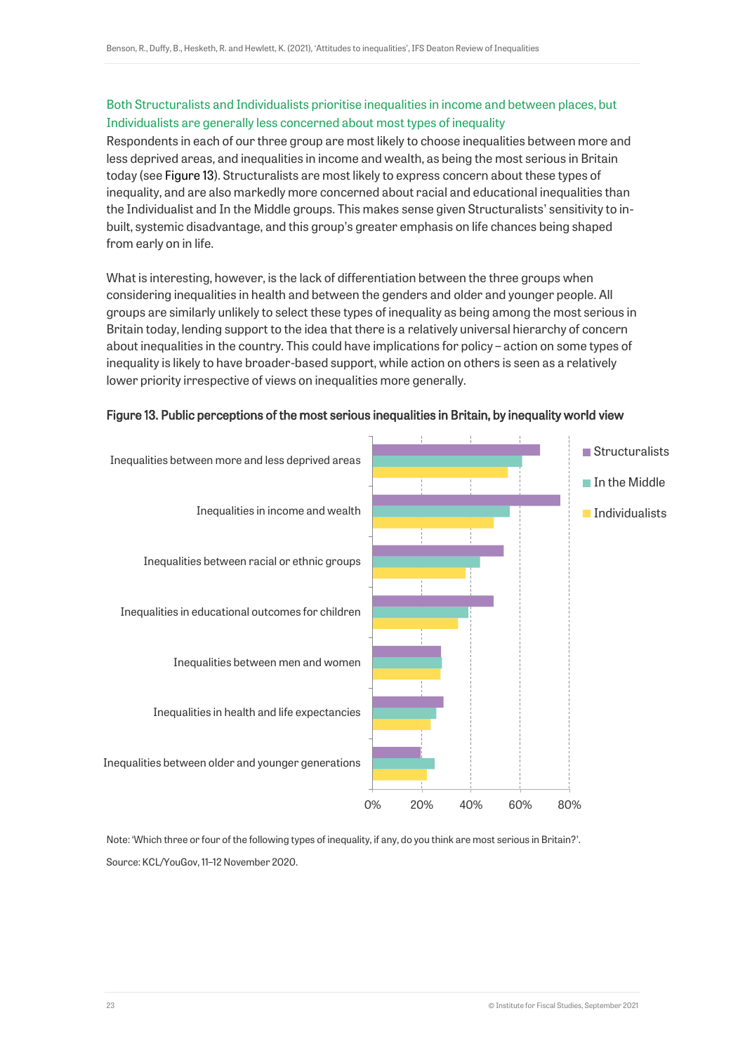### Both Structuralists and Individualists prioritise inequalities in income and between places, but Individualists are generally less concerned about most types of inequality

Respondents in each of our three group are most likely to choose inequalities between more and less deprived areas, and inequalities in income and wealth, as being the most serious in Britain today (see Figure 13). Structuralists are most likely to express concern about these types of inequality, and are also markedly more concerned about racial and educational inequalities than the Individualist and In the Middle groups. This makes sense given Structuralists' sensitivity to in-built, systemic disadvantage, and this group's greater emphasis on life chances being shaped from early on in life.

What is interesting, however, is the lack of differentiation between the three groups when considering inequalities in health and between the genders and older and younger people. All groups are similarly unlikely to select these types of inequality as being among the most serious in Britain today, lending support to the idea that there is a relatively universal hierarchy of concern about inequalities in the country. This could have implications for policy – action on some types of inequality is likely to have broader-based support, while action on others is seen as a relatively lower priority irrespective of views on inequalities more generally.

**Figure 13. Public perceptions of the most serious inequalities in Britain, by inequality world view**

Note: 'Which three or four of the following types of inequality, if any, do you think are most serious in Britain?'.

Source: KCL/YouGov, 11–12 November 2020.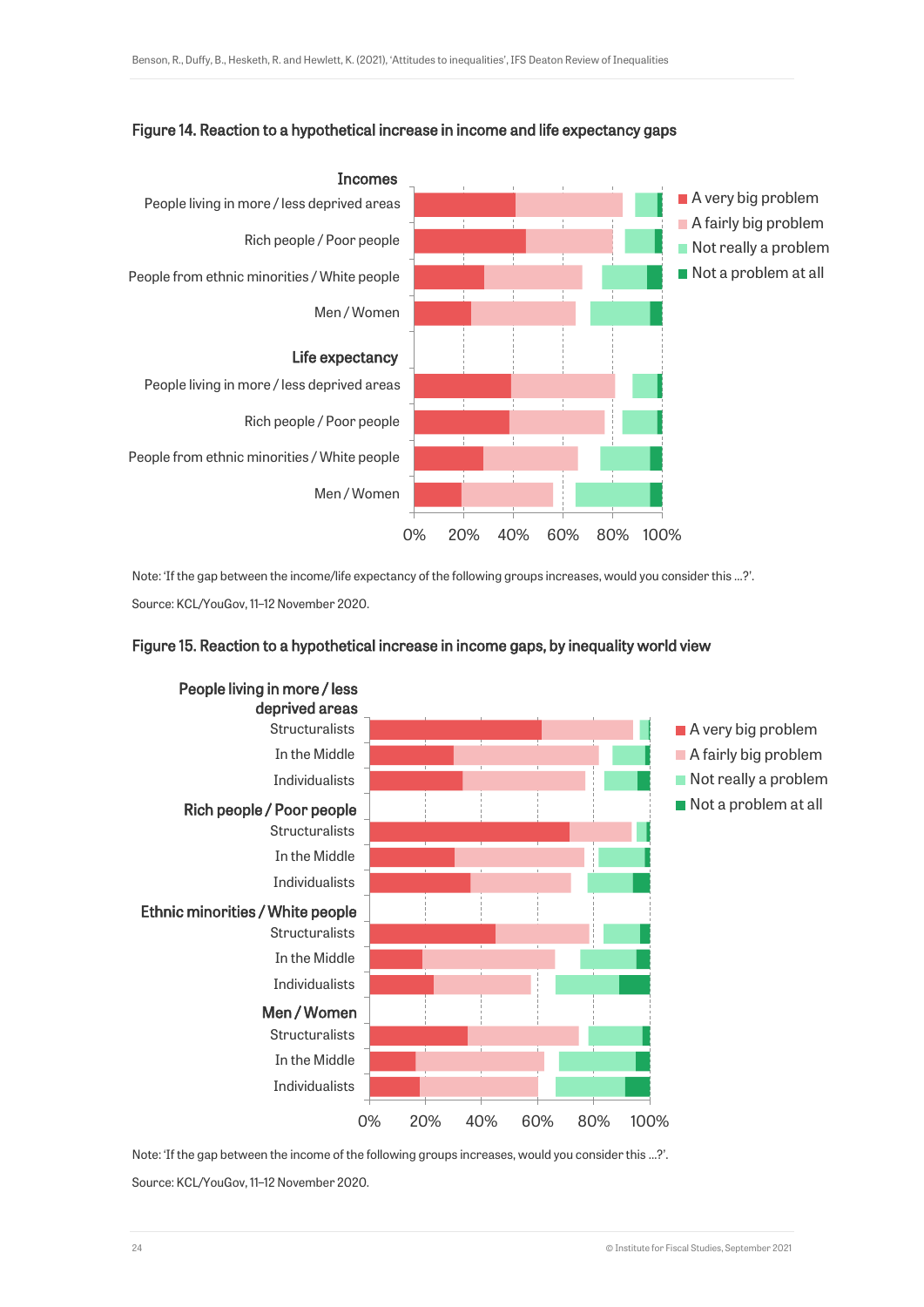**Figure 14. Reaction to a hypothetical increase in income and life expectancy gaps**

Incomes

People living in more / less deprived areas

Rich people / Poor people

People from ethnic minorities / White people

Men / Women

Life expectancy

People living in more / less deprived areas

Rich people / Poor people

People from ethnic minorities / White people

Men / Women

0% 20% 40% 60% 80% 100%

A very big problem

A fairly big problem

Not really a problem

Not a problem at all

Note: 'If the gap between the income/life expectancy of the following groups increases, would you consider this …?'.

Source: KCL/YouGov, 11–12 November 2020.

**Figure 15. Reaction to a hypothetical increase in income gaps, by inequality world view**

People living in more / less deprived areas

Structuralists

In the Middle

Individualists

Rich people / Poor people

Structuralists

In the Middle

Individualists

Ethnic minorities / White people

Structuralists

In the Middle

Individualists

Men / Women

Structuralists

In the Middle

Individualists

0% 20% 40% 60% 80% 100%

A very big problem

A fairly big problem

Not really a problem

Not a problem at all

Note: 'If the gap between the income of the following groups increases, would you consider this …?'.

Source: KCL/YouGov, 11–12 November 2020.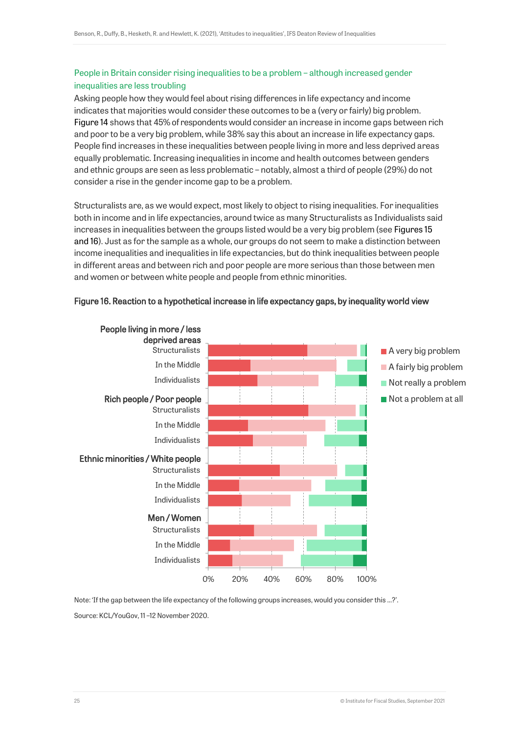### People in Britain consider rising inequalities to be a problem – although increased gender inequalities are less troubling

Asking people how they would feel about rising differences in life expectancy and income indicates that majorities would consider these outcomes to be a (very or fairly) big problem. Figure 14 shows that 45% of respondents would consider an increase in income gaps between rich and poor to be a very big problem, while 38% say this about an increase in life expectancy gaps. People find increases in these inequalities between people living in more and less deprived areas equally problematic. Increasing inequalities in income and health outcomes between genders and ethnic groups are seen as less problematic – notably, almost a third of people (29%) do not consider a rise in the gender income gap to be a problem.

Structuralists are, as we would expect, most likely to object to rising inequalities. For inequalities both in income and in life expectancies, around twice as many Structuralists as Individualists said increases in inequalities between the groups listed would be a very big problem (see Figures 15 and 16). Just as for the sample as a whole, our groups do not seem to make a distinction between income inequalities and inequalities in life expectancies, but do think inequalities between people in different areas and between rich and poor people are more serious than those between men and women or between white people and people from ethnic minorities.

**Figure 16. Reaction to a hypothetical increase in life expectancy gaps, by inequality world view**

People living in more / less deprived areas
Structuralists
In the Middle
Individualists
Rich people / Poor people
Structuralists
In the Middle
Individualists
Ethnic minorities / White people
Structuralists
In the Middle
Individualists
Men / Women
Structuralists
In the Middle
Individualists

0% 20% 40% 60% 80% 100%

A very big problem
A fairly big problem
Not really a problem
Not a problem at all

Note: 'If the gap between the life expectancy of the following groups increases, would you consider this ...?'.

Source: KCL/YouGov, 11–12 November 2020.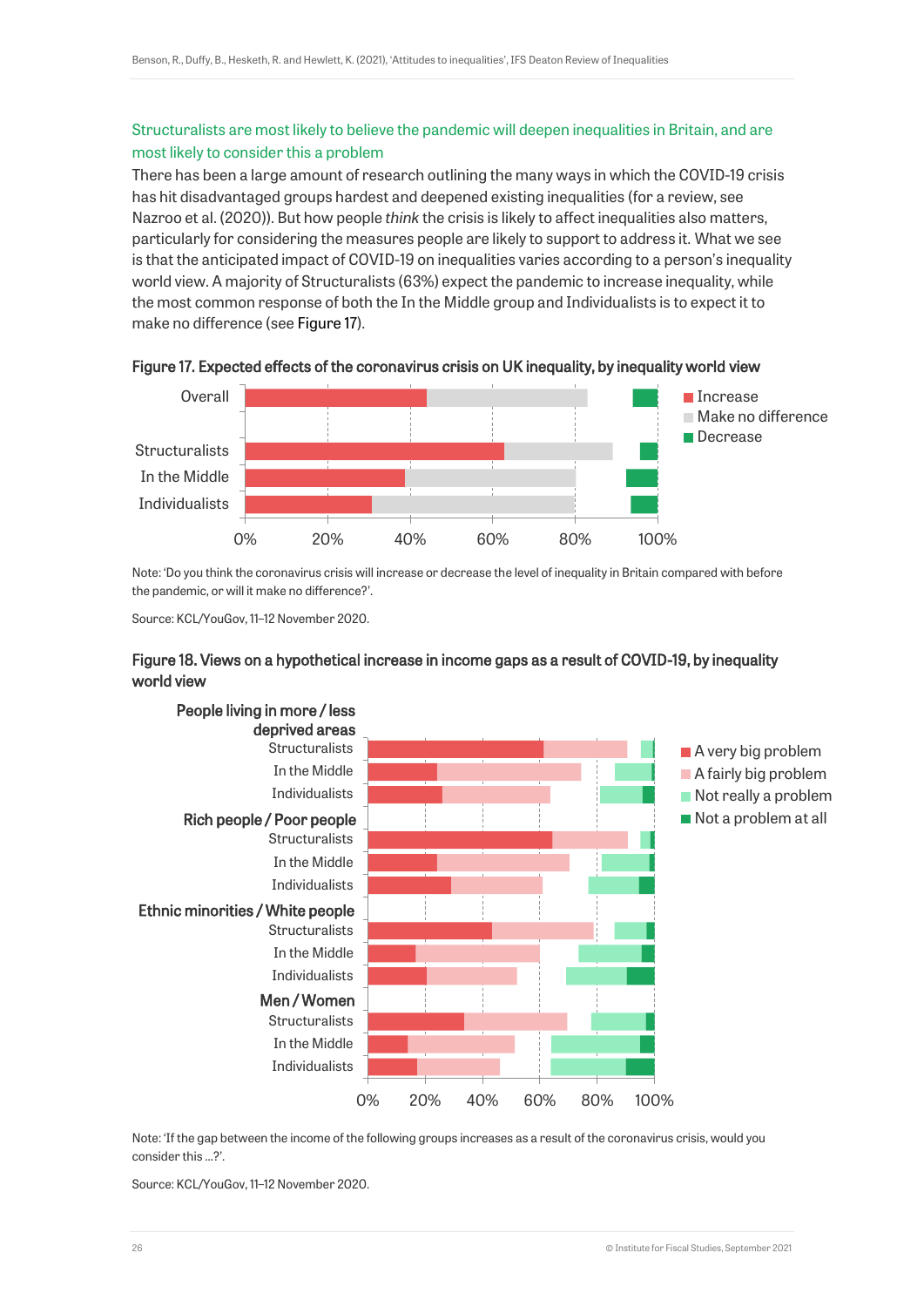### Structuralists are most likely to believe the pandemic will deepen inequalities in Britain, and are most likely to consider this a problem

There has been a large amount of research outlining the many ways in which the COVID-19 crisis has hit disadvantaged groups hardest and deepened existing inequalities (for a review, see Nazroo et al. (2020)). But how people *think* the crisis is likely to affect inequalities also matters, particularly for considering the measures people are likely to support to address it. What we see is that the anticipated impact of COVID-19 on inequalities varies according to a person's inequality world view. A majority of Structuralists (63%) expect the pandemic to increase inequality, while the most common response of both the In the Middle group and Individualists is to expect it to make no difference (see Figure 17).

**Figure 17. Expected effects of the coronavirus crisis on UK inequality, by inequality world view**

Overall
Structuralists
In the Middle
Individualists

0%
20%
40%
60%
80%
100%

Increase
Make no difference
Decrease

Note: 'Do you think the coronavirus crisis will increase or decrease the level of inequality in Britain compared with before the pandemic, or will it make no difference?'.

Source: KCL/YouGov, 11–12 November 2020.

**Figure 18. Views on a hypothetical increase in income gaps as a result of COVID-19, by inequality world view**

People living in more / less deprived areas
Structuralists
In the Middle
Individualists

Rich people / Poor people
Structuralists
In the Middle
Individualists

Ethnic minorities / White people
Structuralists
In the Middle
Individualists

Men / Women
Structuralists
In the Middle
Individualists

0%
20%
40%
60%
80%
100%

A very big problem
A fairly big problem
Not really a problem
Not a problem at all

Note: 'If the gap between the income of the following groups increases as a result of the coronavirus crisis, would you consider this ...?'.

Source: KCL/YouGov, 11–12 November 2020.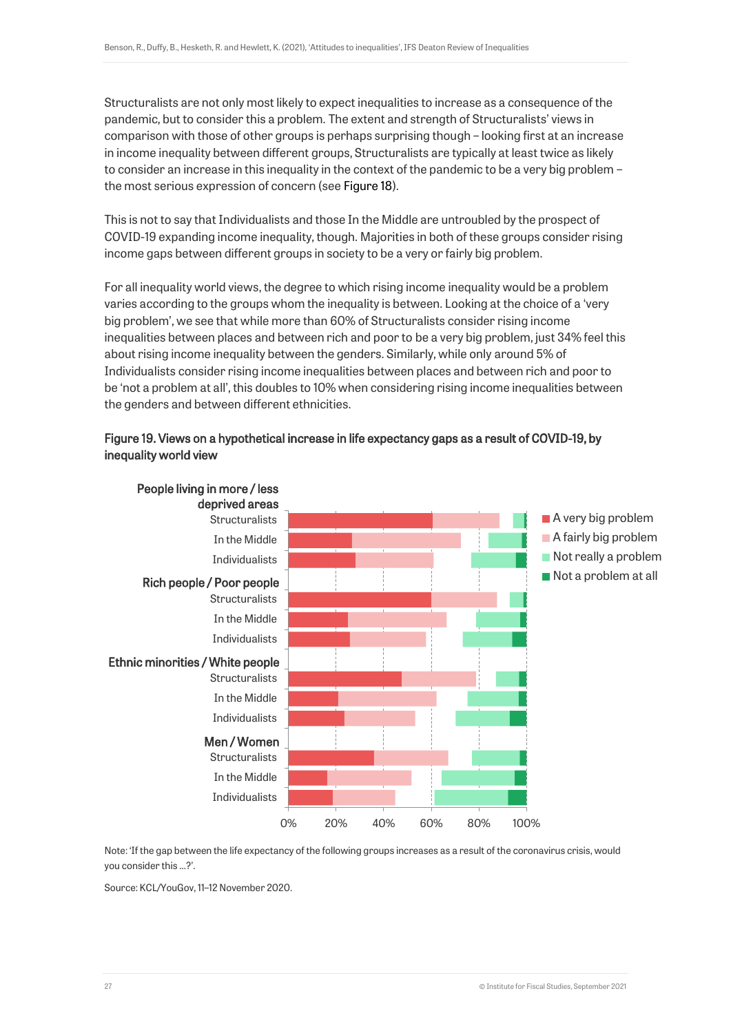Structuralists are not only most likely to expect inequalities to increase as a consequence of the pandemic, but to consider this a problem. The extent and strength of Structuralists' views in comparison with those of other groups is perhaps surprising though – looking first at an increase in income inequality between different groups, Structuralists are typically at least twice as likely to consider an increase in this inequality in the context of the pandemic to be a very big problem – the most serious expression of concern (see Figure 18).

This is not to say that Individualists and those In the Middle are untroubled by the prospect of COVID-19 expanding income inequality, though. Majorities in both of these groups consider rising income gaps between different groups in society to be a very or fairly big problem.

For all inequality world views, the degree to which rising income inequality would be a problem varies according to the groups whom the inequality is between. Looking at the choice of a 'very big problem', we see that while more than 60% of Structuralists consider rising income inequalities between places and between rich and poor to be a very big problem, just 34% feel this about rising income inequality between the genders. Similarly, while only around 5% of Individualists consider rising income inequalities between places and between rich and poor to be 'not a problem at all', this doubles to 10% when considering rising income inequalities between the genders and between different ethnicities.

**Figure 19. Views on a hypothetical increase in life expectancy gaps as a result of COVID-19, by inequality world view**

People living in more / less deprived areas
Structuralists
In the Middle
Individualists
Rich people / Poor people
Structuralists
In the Middle
Individualists
Ethnic minorities / White people
Structuralists
In the Middle
Individualists
Men / Women
Structuralists
In the Middle
Individualists

0% 20% 40% 60% 80% 100%

A very big problem
A fairly big problem
Not really a problem
Not a problem at all

Note: 'If the gap between the life expectancy of the following groups increases as a result of the coronavirus crisis, would you consider this …?'.

Source: KCL/YouGov, 11–12 November 2020.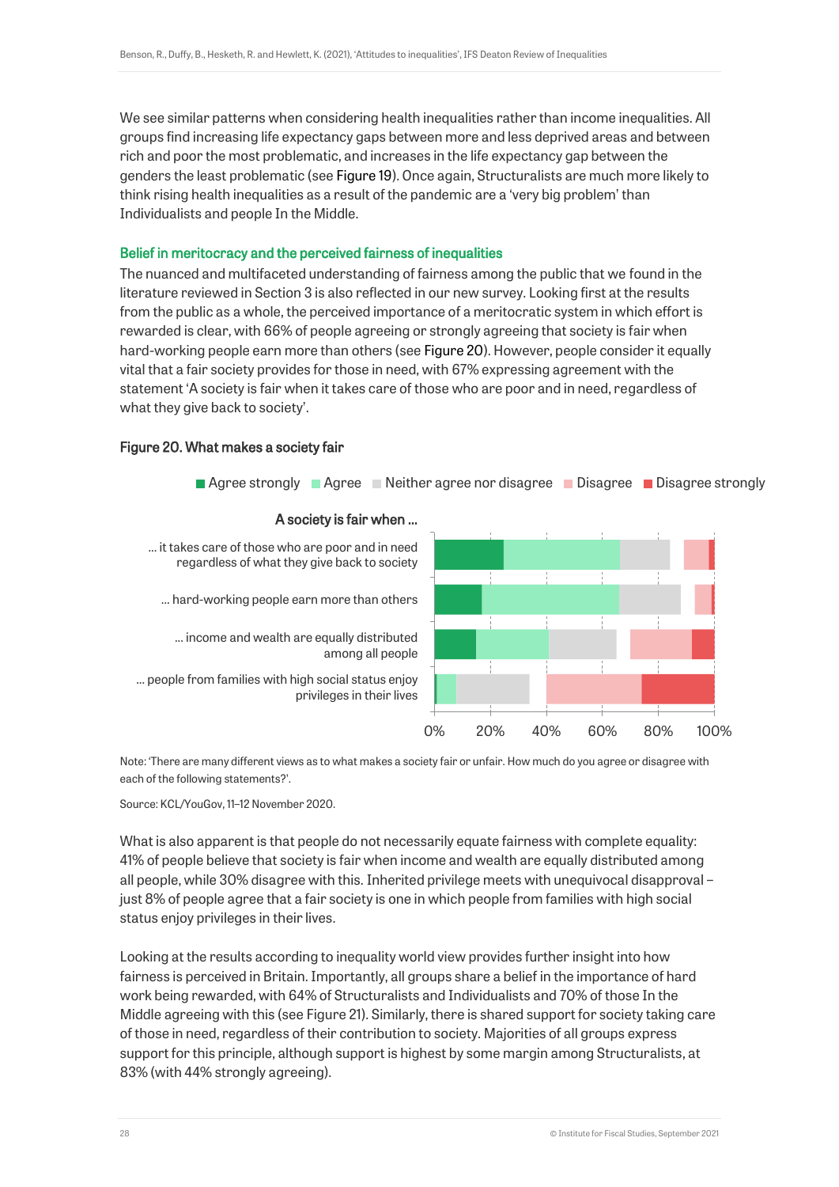We see similar patterns when considering health inequalities rather than income inequalities. All groups find increasing life expectancy gaps between more and less deprived areas and between rich and poor the most problematic, and increases in the life expectancy gap between the genders the least problematic (see Figure 19). Once again, Structuralists are much more likely to think rising health inequalities as a result of the pandemic are a 'very big problem' than Individualists and people In the Middle.

### Belief in meritocracy and the perceived fairness of inequalities

The nuanced and multifaceted understanding of fairness among the public that we found in the literature reviewed in Section 3 is also reflected in our new survey. Looking first at the results from the public as a whole, the perceived importance of a meritocratic system in which effort is rewarded is clear, with 66% of people agreeing or strongly agreeing that society is fair when hard-working people earn more than others (see Figure 20). However, people consider it equally vital that a fair society provides for those in need, with 67% expressing agreement with the statement 'A society is fair when it takes care of those who are poor and in need, regardless of what they give back to society'.

#### Figure 20. What makes a society fair

Agree strongly | Agree | Neither agree nor disagree | Disagree | Disagree strongly

A society is fair when ...

... it takes care of those who are poor and in need regardless of what they give back to society

... hard-working people earn more than others

... income and wealth are equally distributed among all people

... people from families with high social status enjoy privileges in their lives

0% 20% 40% 60% 80% 100%

Note: 'There are many different views as to what makes a society fair or unfair. How much do you agree or disagree with each of the following statements?'.

Source: KCL/YouGov, 11–12 November 2020.

What is also apparent is that people do not necessarily equate fairness with complete equality: 41% of people believe that society is fair when income and wealth are equally distributed among all people, while 30% disagree with this. Inherited privilege meets with unequivocal disapproval – just 8% of people agree that a fair society is one in which people from families with high social status enjoy privileges in their lives.

Looking at the results according to inequality world view provides further insight into how fairness is perceived in Britain. Importantly, all groups share a belief in the importance of hard work being rewarded, with 64% of Structuralists and Individualists and 70% of those In the Middle agreeing with this (see Figure 21). Similarly, there is shared support for society taking care of those in need, regardless of their contribution to society. Majorities of all groups express support for this principle, although support is highest by some margin among Structuralists, at 83% (with 44% strongly agreeing).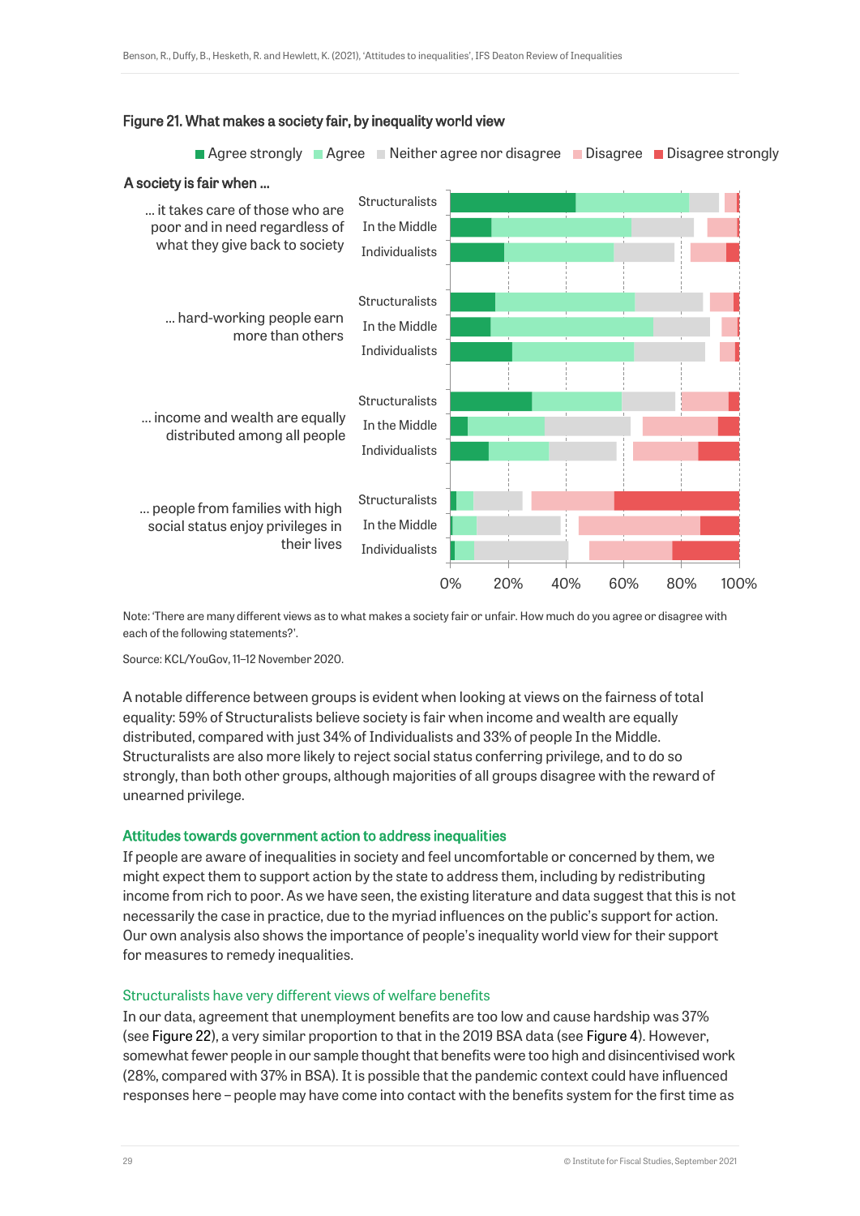### Figure 21. What makes a society fair, by inequality world view

Agree strongly | Agree | Neither agree nor disagree | Disagree | Disagree strongly

A society is fair when ...

... it takes care of those who are poor and in need regardless of what they give back to society
Structuralists
In the Middle
Individualists

... hard-working people earn more than others
Structuralists
In the Middle
Individualists

... income and wealth are equally distributed among all people
Structuralists
In the Middle
Individualists

... people from families with high social status enjoy privileges in their lives
Structuralists
In the Middle
Individualists

0% 20% 40% 60% 80% 100%

Note: 'There are many different views as to what makes a society fair or unfair. How much do you agree or disagree with each of the following statements?'.

Source: KCL/YouGov, 11–12 November 2020.

A notable difference between groups is evident when looking at views on the fairness of total equality: 59% of Structuralists believe society is fair when income and wealth are equally distributed, compared with just 34% of Individualists and 33% of people In the Middle. Structuralists are also more likely to reject social status conferring privilege, and to do so strongly, than both other groups, although majorities of all groups disagree with the reward of unearned privilege.

### Attitudes towards government action to address inequalities

If people are aware of inequalities in society and feel uncomfortable or concerned by them, we might expect them to support action by the state to address them, including by redistributing income from rich to poor. As we have seen, the existing literature and data suggest that this is not necessarily the case in practice, due to the myriad influences on the public's support for action. Our own analysis also shows the importance of people's inequality world view for their support for measures to remedy inequalities.

#### Structuralists have very different views of welfare benefits

In our data, agreement that unemployment benefits are too low and cause hardship was 37% (see Figure 22), a very similar proportion to that in the 2019 BSA data (see Figure 4). However, somewhat fewer people in our sample thought that benefits were too high and disincentivised work (28%, compared with 37% in BSA). It is possible that the pandemic context could have influenced responses here – people may have come into contact with the benefits system for the first time as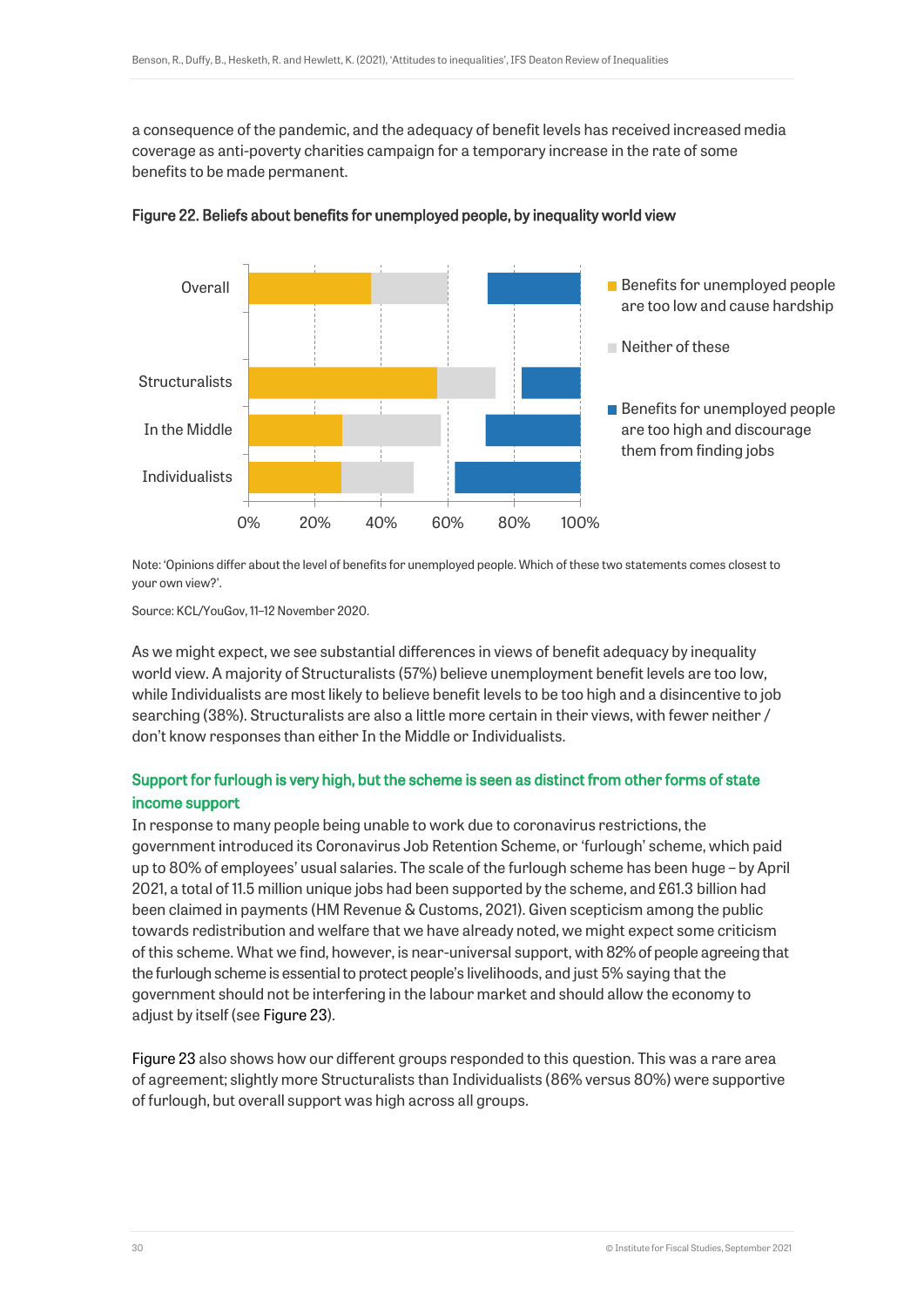a consequence of the pandemic, and the adequacy of benefit levels has received increased media coverage as anti-poverty charities campaign for a temporary increase in the rate of some benefits to be made permanent.

**Figure 22. Beliefs about benefits for unemployed people, by inequality world view**

Overall

Structuralists

In the Middle

Individualists

0% 20% 40% 60% 80% 100%

Benefits for unemployed people are too low and cause hardship

Neither of these

Benefits for unemployed people are too high and discourage them from finding jobs

Note: 'Opinions differ about the level of benefits for unemployed people. Which of these two statements comes closest to your own view?'.

Source: KCL/YouGov, 11–12 November 2020.

As we might expect, we see substantial differences in views of benefit adequacy by inequality world view. A majority of Structuralists (57%) believe unemployment benefit levels are too low, while Individualists are most likely to believe benefit levels to be too high and a disincentive to job searching (38%). Structuralists are also a little more certain in their views, with fewer neither / don't know responses than either In the Middle or Individualists.

### Support for furlough is very high, but the scheme is seen as distinct from other forms of state income support

In response to many people being unable to work due to coronavirus restrictions, the government introduced its Coronavirus Job Retention Scheme, or 'furlough' scheme, which paid up to 80% of employees' usual salaries. The scale of the furlough scheme has been huge – by April 2021, a total of 11.5 million unique jobs had been supported by the scheme, and £61.3 billion had been claimed in payments (HM Revenue & Customs, 2021). Given scepticism among the public towards redistribution and welfare that we have already noted, we might expect some criticism of this scheme. What we find, however, is near-universal support, with 82% of people agreeing that the furlough scheme is essential to protect people's livelihoods, and just 5% saying that the government should not be interfering in the labour market and should allow the economy to adjust by itself (see Figure 23).

Figure 23 also shows how our different groups responded to this question. This was a rare area of agreement; slightly more Structuralists than Individualists (86% versus 80%) were supportive of furlough, but overall support was high across all groups.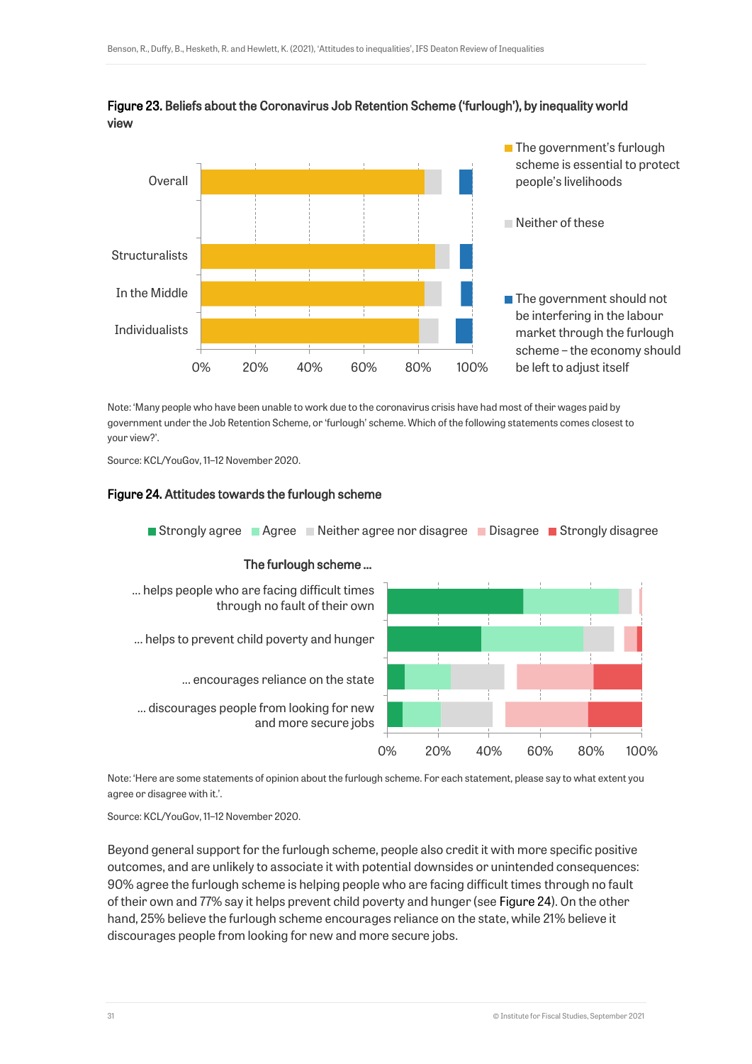**Figure 23. Beliefs about the Coronavirus Job Retention Scheme ('furlough'), by inequality world view**

Overall

Structuralists

In the Middle

Individualists

0% 20% 40% 60% 80% 100%

The government's furlough scheme is essential to protect people's livelihoods

Neither of these

The government should not be interfering in the labour market through the furlough scheme – the economy should be left to adjust itself

Note: 'Many people who have been unable to work due to the coronavirus crisis have had most of their wages paid by government under the Job Retention Scheme, or 'furlough' scheme. Which of the following statements comes closest to your view?'.

Source: KCL/YouGov, 11–12 November 2020.

**Figure 24. Attitudes towards the furlough scheme**

Strongly agree Agree Neither agree nor disagree Disagree Strongly disagree

The furlough scheme ...

... helps people who are facing difficult times through no fault of their own

... helps to prevent child poverty and hunger

... encourages reliance on the state

... discourages people from looking for new and more secure jobs

0% 20% 40% 60% 80% 100%

Note: 'Here are some statements of opinion about the furlough scheme. For each statement, please say to what extent you agree or disagree with it.'.

Source: KCL/YouGov, 11–12 November 2020.

Beyond general support for the furlough scheme, people also credit it with more specific positive outcomes, and are unlikely to associate it with potential downsides or unintended consequences: 90% agree the furlough scheme is helping people who are facing difficult times through no fault of their own and 77% say it helps prevent child poverty and hunger (see Figure 24). On the other hand, 25% believe the furlough scheme encourages reliance on the state, while 21% believe it discourages people from looking for new and more secure jobs.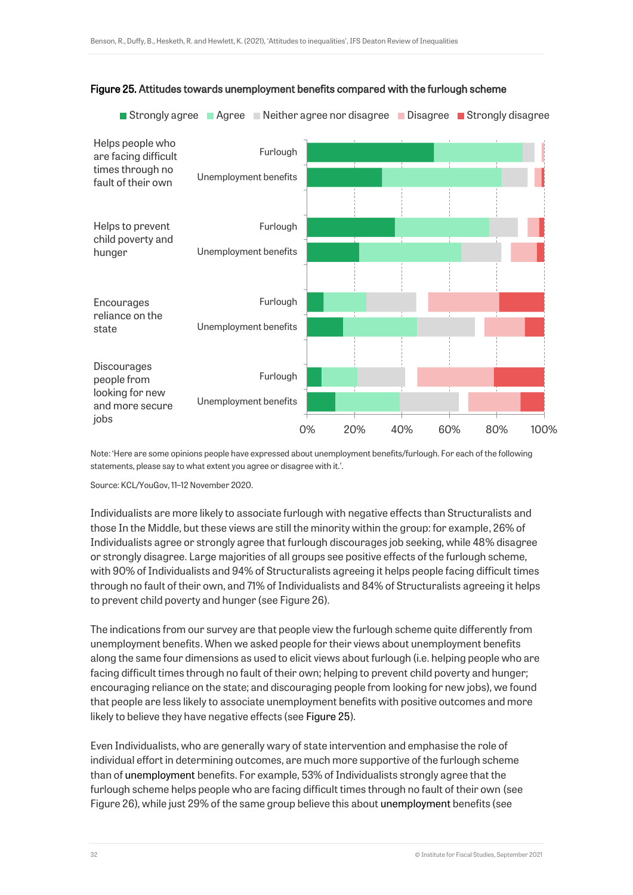**Figure 25. Attitudes towards unemployment benefits compared with the furlough scheme**

Strongly agree | Agree | Neither agree nor disagree | Disagree | Strongly disagree

Helps people who are facing difficult times through no fault of their own
Furlough
Unemployment benefits

Helps to prevent child poverty and hunger
Furlough
Unemployment benefits

Encourages reliance on the state
Furlough
Unemployment benefits

Discourages people from looking for new and more secure jobs
Furlough
Unemployment benefits

0% 20% 40% 60% 80% 100%

Note: 'Here are some opinions people have expressed about unemployment benefits/furlough. For each of the following statements, please say to what extent you agree or disagree with it.'.

Source: KCL/YouGov, 11–12 November 2020.

Individualists are more likely to associate furlough with negative effects than Structuralists and those In the Middle, but these views are still the minority within the group: for example, 26% of Individualists agree or strongly agree that furlough discourages job seeking, while 48% disagree or strongly disagree. Large majorities of all groups see positive effects of the furlough scheme, with 90% of Individualists and 94% of Structuralists agreeing it helps people facing difficult times through no fault of their own, and 71% of Individualists and 84% of Structuralists agreeing it helps to prevent child poverty and hunger (see Figure 26).

The indications from our survey are that people view the furlough scheme quite differently from unemployment benefits. When we asked people for their views about unemployment benefits along the same four dimensions as used to elicit views about furlough (i.e. helping people who are facing difficult times through no fault of their own; helping to prevent child poverty and hunger; encouraging reliance on the state; and discouraging people from looking for new jobs), we found that people are less likely to associate unemployment benefits with positive outcomes and more likely to believe they have negative effects (see Figure 25).

Even Individualists, who are generally wary of state intervention and emphasise the role of individual effort in determining outcomes, are much more supportive of the furlough scheme than of unemployment benefits. For example, 53% of Individualists strongly agree that the furlough scheme helps people who are facing difficult times through no fault of their own (see Figure 26), while just 29% of the same group believe this about unemployment benefits (see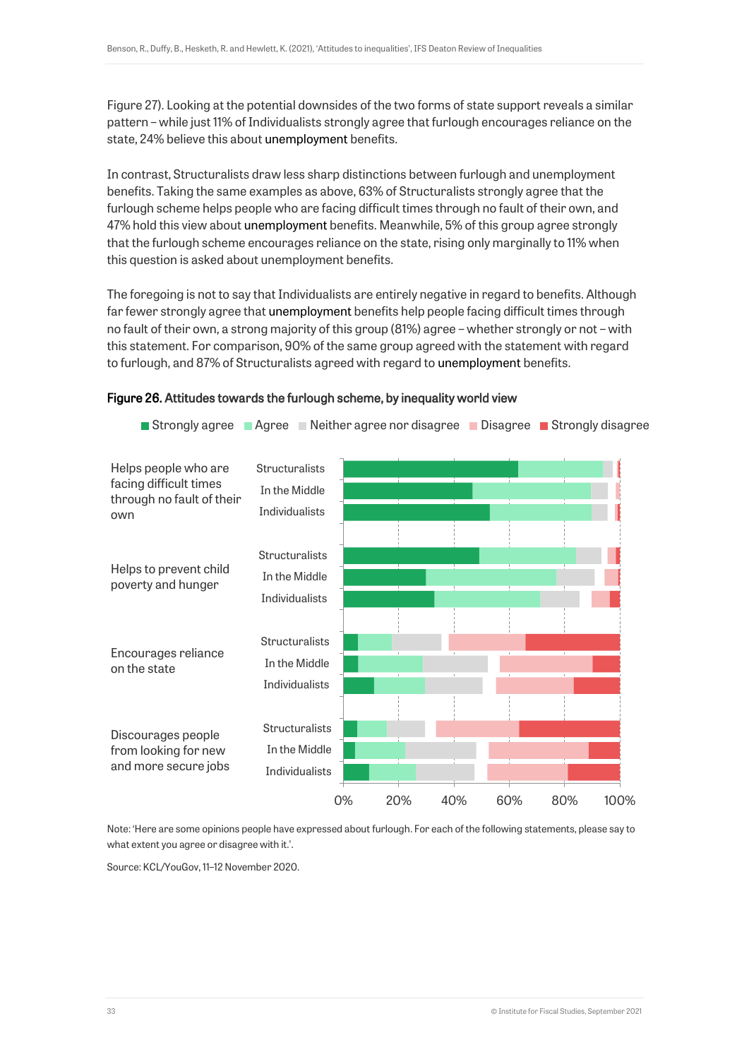Figure 27). Looking at the potential downsides of the two forms of state support reveals a similar pattern – while just 11% of Individualists strongly agree that furlough encourages reliance on the state, 24% believe this about unemployment benefits.

In contrast, Structuralists draw less sharp distinctions between furlough and unemployment benefits. Taking the same examples as above, 63% of Structuralists strongly agree that the furlough scheme helps people who are facing difficult times through no fault of their own, and 47% hold this view about unemployment benefits. Meanwhile, 5% of this group agree strongly that the furlough scheme encourages reliance on the state, rising only marginally to 11% when this question is asked about unemployment benefits.

The foregoing is not to say that Individualists are entirely negative in regard to benefits. Although far fewer strongly agree that unemployment benefits help people facing difficult times through no fault of their own, a strong majority of this group (81%) agree – whether strongly or not – with this statement. For comparison, 90% of the same group agreed with the statement with regard to furlough, and 87% of Structuralists agreed with regard to unemployment benefits.

**Figure 26. Attitudes towards the furlough scheme, by inequality world view**

Strongly agree
Agree
Neither agree nor disagree
Disagree
Strongly disagree

Helps people who are facing difficult times through no fault of their own
Structuralists
In the Middle
Individualists

Helps to prevent child poverty and hunger
Structuralists
In the Middle
Individualists

Encourages reliance on the state
Structuralists
In the Middle
Individualists

Discourages people from looking for new and more secure jobs
Structuralists
In the Middle
Individualists

0%
20%
40%
60%
80%
100%

Note: 'Here are some opinions people have expressed about furlough. For each of the following statements, please say to what extent you agree or disagree with it.'.

Source: KCL/YouGov, 11–12 November 2020.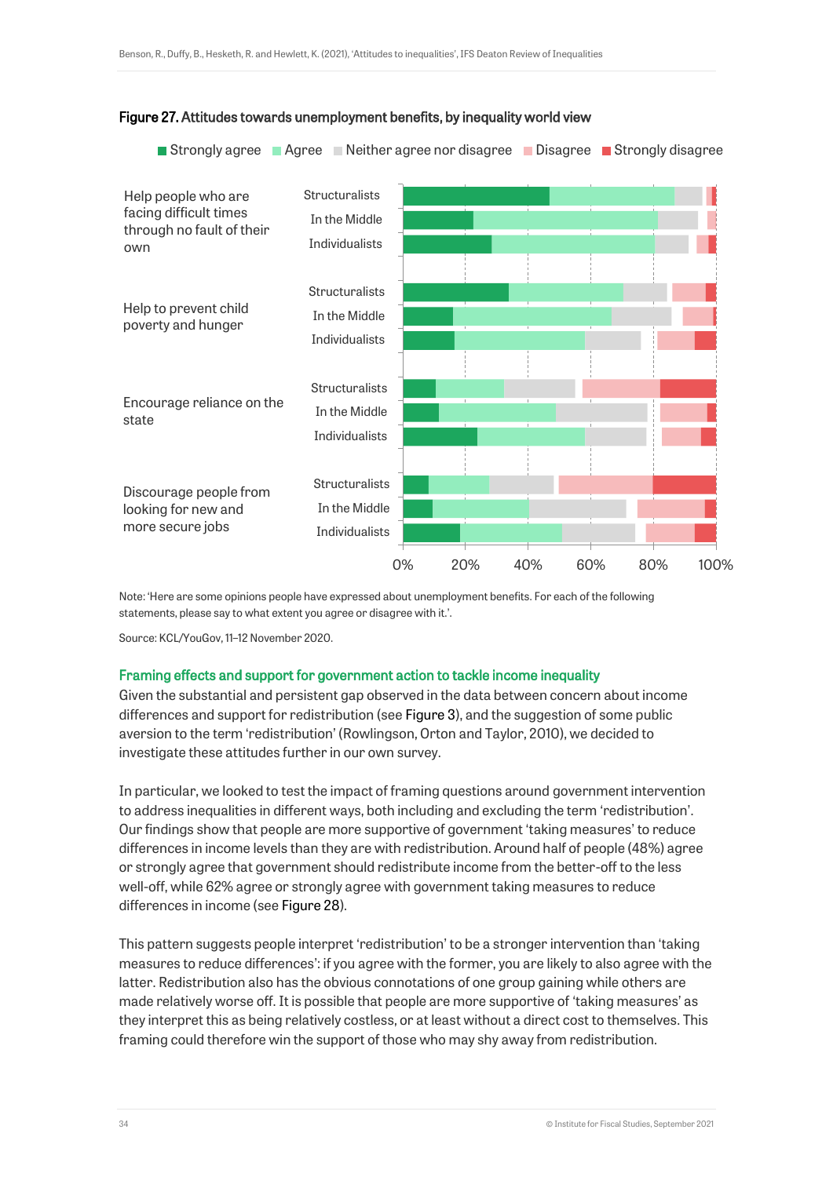**Figure 27. Attitudes towards unemployment benefits, by inequality world view**

Strongly agree
Agree
Neither agree nor disagree
Disagree
Strongly disagree

Help people who are facing difficult times through no fault of their own
Structuralists
In the Middle
Individualists

Help to prevent child poverty and hunger
Structuralists
In the Middle
Individualists

Encourage reliance on the state
Structuralists
In the Middle
Individualists

Discourage people from looking for new and more secure jobs
Structuralists
In the Middle
Individualists

0%
20%
40%
60%
80%
100%

Note: 'Here are some opinions people have expressed about unemployment benefits. For each of the following statements, please say to what extent you agree or disagree with it.'.

Source: KCL/YouGov, 11–12 November 2020.

### Framing effects and support for government action to tackle income inequality

Given the substantial and persistent gap observed in the data between concern about income differences and support for redistribution (see Figure 3), and the suggestion of some public aversion to the term 'redistribution' (Rowlingson, Orton and Taylor, 2010), we decided to investigate these attitudes further in our own survey.

In particular, we looked to test the impact of framing questions around government intervention to address inequalities in different ways, both including and excluding the term 'redistribution'. Our findings show that people are more supportive of government 'taking measures' to reduce differences in income levels than they are with redistribution. Around half of people (48%) agree or strongly agree that government should redistribute income from the better-off to the less well-off, while 62% agree or strongly agree with government taking measures to reduce differences in income (see Figure 28).

This pattern suggests people interpret 'redistribution' to be a stronger intervention than 'taking measures to reduce differences': if you agree with the former, you are likely to also agree with the latter. Redistribution also has the obvious connotations of one group gaining while others are made relatively worse off. It is possible that people are more supportive of 'taking measures' as they interpret this as being relatively costless, or at least without a direct cost to themselves. This framing could therefore win the support of those who may shy away from redistribution.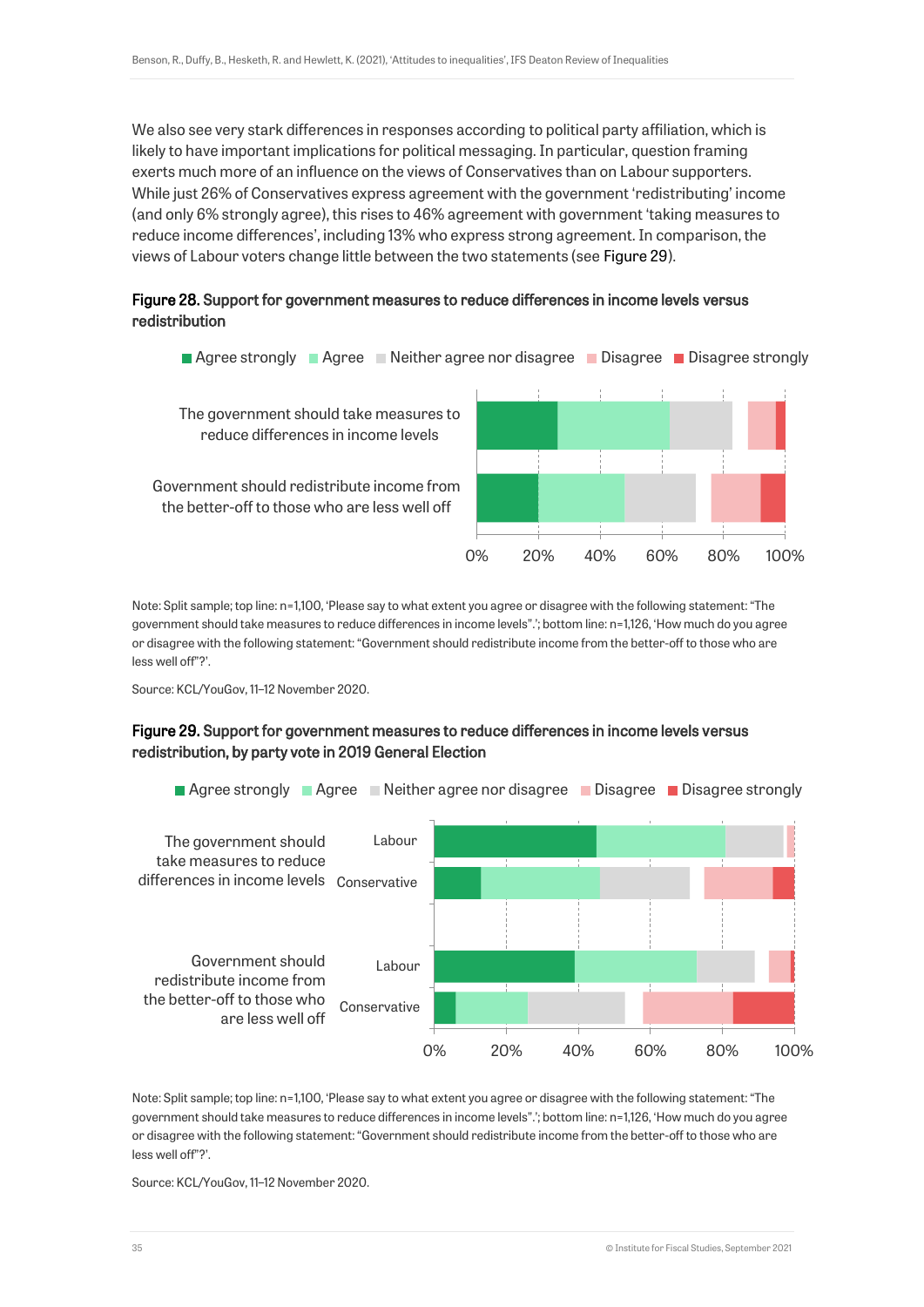We also see very stark differences in responses according to political party affiliation, which is likely to have important implications for political messaging. In particular, question framing exerts much more of an influence on the views of Conservatives than on Labour supporters. While just 26% of Conservatives express agreement with the government 'redistributing' income (and only 6% strongly agree), this rises to 46% agreement with government 'taking measures to reduce income differences', including 13% who express strong agreement. In comparison, the views of Labour voters change little between the two statements (see Figure 29).

**Figure 28.** **Support for government measures to reduce differences in income levels versus redistribution**

Agree strongly
Agree
Neither agree nor disagree
Disagree
Disagree strongly

The government should take measures to reduce differences in income levels

Government should redistribute income from the better-off to those who are less well off

0%
20%
40%
60%
80%
100%

Note: Split sample; top line: n=1,100, 'Please say to what extent you agree or disagree with the following statement: "The government should take measures to reduce differences in income levels".'; bottom line: n=1,126, 'How much do you agree or disagree with the following statement: "Government should redistribute income from the better-off to those who are less well off"?'.

Source: KCL/YouGov, 11–12 November 2020.

**Figure 29.** **Support for government measures to reduce differences in income levels versus redistribution, by party vote in 2019 General Election**

Agree strongly
Agree
Neither agree nor disagree
Disagree
Disagree strongly

The government should take measures to reduce differences in income levels
Labour
Conservative

Government should redistribute income from the better-off to those who are less well off
Labour
Conservative

0%
20%
40%
60%
80%
100%

Note: Split sample; top line: n=1,100, 'Please say to what extent you agree or disagree with the following statement: "The government should take measures to reduce differences in income levels".'; bottom line: n=1,126, 'How much do you agree or disagree with the following statement: "Government should redistribute income from the better-off to those who are less well off"?'.

Source: KCL/YouGov, 11–12 November 2020.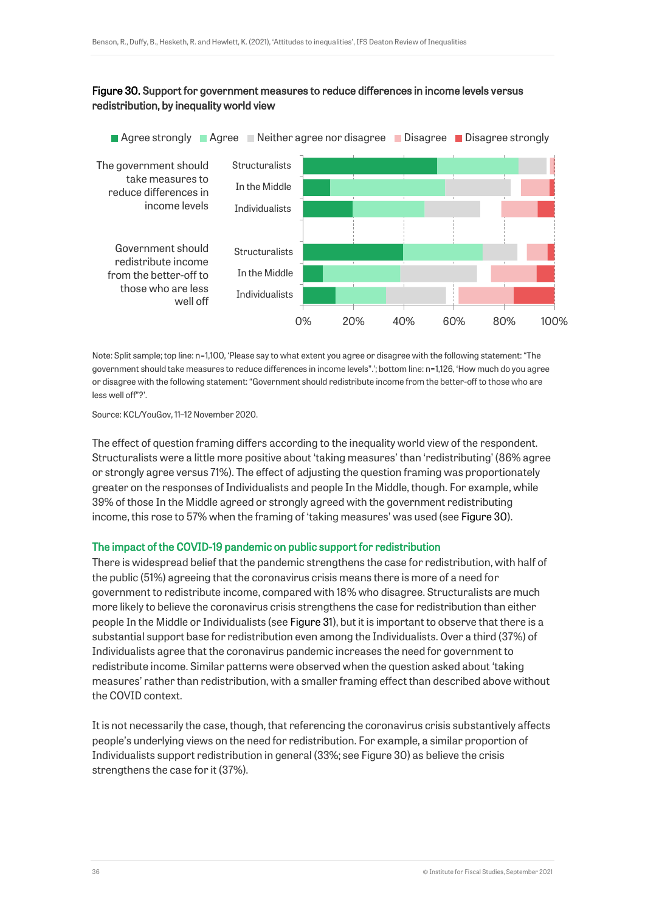**Figure 30.** Support for government measures to reduce differences in income levels versus redistribution, by inequality world view

Agree strongly | Agree | Neither agree nor disagree | Disagree | Disagree strongly

The government should take measures to reduce differences in income levels
Structuralists
In the Middle
Individualists

Government should redistribute income from the better-off to those who are less well off
Structuralists
In the Middle
Individualists

0% 20% 40% 60% 80% 100%

Note: Split sample; top line: n=1,100, 'Please say to what extent you agree or disagree with the following statement: "The government should take measures to reduce differences in income levels".'; bottom line: n=1,126, 'How much do you agree or disagree with the following statement: "Government should redistribute income from the better-off to those who are less well off"?'.

Source: KCL/YouGov, 11–12 November 2020.

The effect of question framing differs according to the inequality world view of the respondent. Structuralists were a little more positive about 'taking measures' than 'redistributing' (86% agree or strongly agree versus 71%). The effect of adjusting the question framing was proportionately greater on the responses of Individualists and people In the Middle, though. For example, while 39% of those In the Middle agreed or strongly agreed with the government redistributing income, this rose to 57% when the framing of 'taking measures' was used (see Figure 30).

### The impact of the COVID-19 pandemic on public support for redistribution

There is widespread belief that the pandemic strengthens the case for redistribution, with half of the public (51%) agreeing that the coronavirus crisis means there is more of a need for government to redistribute income, compared with 18% who disagree. Structuralists are much more likely to believe the coronavirus crisis strengthens the case for redistribution than either people In the Middle or Individualists (see Figure 31), but it is important to observe that there is a substantial support base for redistribution even among the Individualists. Over a third (37%) of Individualists agree that the coronavirus pandemic increases the need for government to redistribute income. Similar patterns were observed when the question asked about 'taking measures' rather than redistribution, with a smaller framing effect than described above without the COVID context.

It is not necessarily the case, though, that referencing the coronavirus crisis substantively affects people's underlying views on the need for redistribution. For example, a similar proportion of Individualists support redistribution in general (33%; see Figure 30) as believe the crisis strengthens the case for it (37%).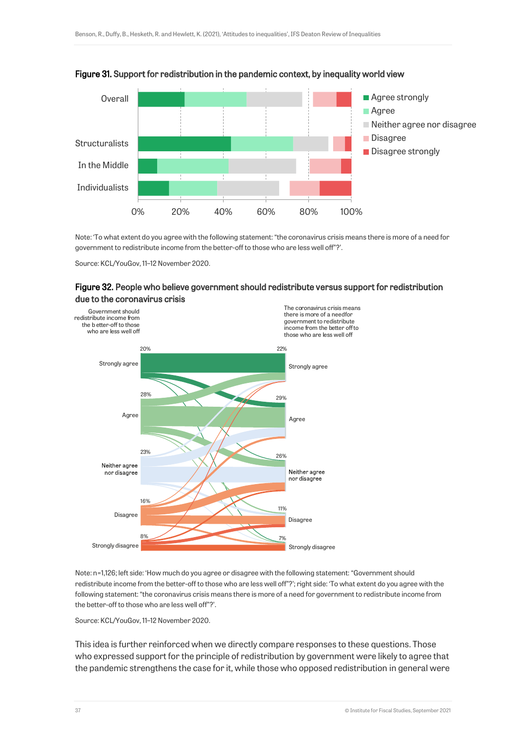**Figure 31.** Support for redistribution in the pandemic context, by inequality world view

Overall

Structuralists

In the Middle

Individualists

0% 20% 40% 60% 80% 100%

Agree strongly

Agree

Neither agree nor disagree

Disagree

Disagree strongly

Note: 'To what extent do you agree with the following statement: "the coronavirus crisis means there is more of a need for government to redistribute income from the better-off to those who are less well off"?'.

Source: KCL/YouGov, 11–12 November 2020.

**Figure 32.** People who believe government should redistribute versus support for redistribution due to the coronavirus crisis

Government should redistribute income from the better-off to those who are less well off

The coronavirus crisis means there is more of a need for government to redistribute income from the better off to those who are less well off

20% Strongly agree

28% Agree

23% Neither agree nor disagree

16% Disagree

8% Strongly disagree

22% Strongly agree

29% Agree

26% Neither agree nor disagree

11% Disagree

7% Strongly disagree

Note: n=1,126; left side: 'How much do you agree or disagree with the following statement: "Government should redistribute income from the better-off to those who are less well off"?'; right side: 'To what extent do you agree with the following statement: "the coronavirus crisis means there is more of a need for government to redistribute income from the better-off to those who are less well off"?'.

Source: KCL/YouGov, 11–12 November 2020.

This idea is further reinforced when we directly compare responses to these questions. Those who expressed support for the principle of redistribution by government were likely to agree that the pandemic strengthens the case for it, while those who opposed redistribution in general were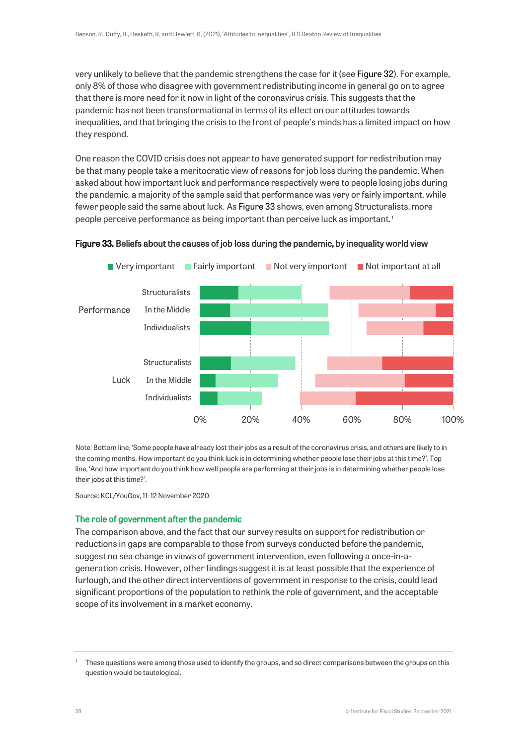very unlikely to believe that the pandemic strengthens the case for it (see Figure 32). For example, only 8% of those who disagree with government redistributing income in general go on to agree that there is more need for it now in light of the coronavirus crisis. This suggests that the pandemic has not been transformational in terms of its effect on our attitudes towards inequalities, and that bringing the crisis to the front of people's minds has a limited impact on how they respond.

One reason the COVID crisis does not appear to have generated support for redistribution may be that many people take a meritocratic view of reasons for job loss during the pandemic. When asked about how important luck and performance respectively were to people losing jobs during the pandemic, a majority of the sample said that performance was very or fairly important, while fewer people said the same about luck. As Figure 33 shows, even among Structuralists, more people perceive performance as being important than perceive luck as important.[1]

**Figure 33. Beliefs about the causes of job loss during the pandemic, by inequality world view**

Very important
Fairly important
Not very important
Not important at all

Performance
Structuralists
In the Middle
Individualists

Luck
Structuralists
In the Middle
Individualists

0%
20%
40%
60%
80%
100%

Note: Bottom line, 'Some people have already lost their jobs as a result of the coronavirus crisis, and others are likely to in the coming months. How important do you think luck is in determining whether people lose their jobs at this time?'. Top line, 'And how important do you think how well people are performing at their jobs is in determining whether people lose their jobs at this time?'.

Source: KCL/YouGov, 11–12 November 2020.

### The role of government after the pandemic

The comparison above, and the fact that our survey results on support for redistribution or reductions in gaps are comparable to those from surveys conducted before the pandemic, suggest no sea change in views of government intervention, even following a once-in-a-generation crisis. However, other findings suggest it is at least possible that the experience of furlough, and the other direct interventions of government in response to the crisis, could lead significant proportions of the population to rethink the role of government, and the acceptable scope of its involvement in a market economy.

---

[1] These questions were among those used to identify the groups, and so direct comparisons between the groups on this question would be tautological.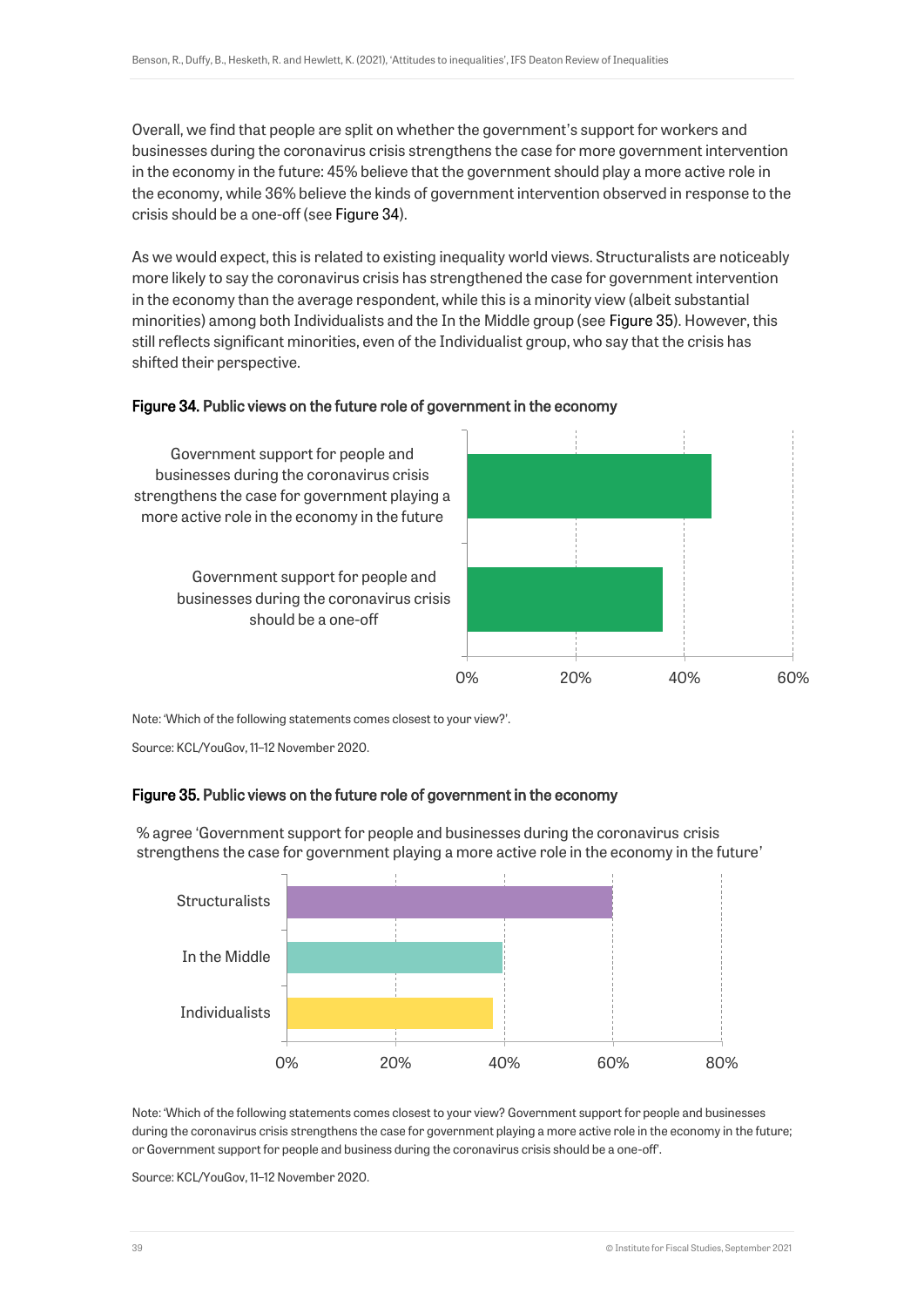Overall, we find that people are split on whether the government's support for workers and businesses during the coronavirus crisis strengthens the case for more government intervention in the economy in the future: 45% believe that the government should play a more active role in the economy, while 36% believe the kinds of government intervention observed in response to the crisis should be a one-off (see Figure 34).

As we would expect, this is related to existing inequality world views. Structuralists are noticeably more likely to say the coronavirus crisis has strengthened the case for government intervention in the economy than the average respondent, while this is a minority view (albeit substantial minorities) among both Individualists and the In the Middle group (see Figure 35). However, this still reflects significant minorities, even of the Individualist group, who say that the crisis has shifted their perspective.

**Figure 34.** Public views on the future role of government in the economy

Government support for people and businesses during the coronavirus crisis strengthens the case for government playing a more active role in the economy in the future

Government support for people and businesses during the coronavirus crisis should be a one-off

0%
20%
40%
60%

Note: 'Which of the following statements comes closest to your view?'.

Source: KCL/YouGov, 11–12 November 2020.

**Figure 35.** Public views on the future role of government in the economy

% agree 'Government support for people and businesses during the coronavirus crisis strengthens the case for government playing a more active role in the economy in the future'

Structuralists

In the Middle

Individualists

0%
20%
40%
60%
80%

Note: 'Which of the following statements comes closest to your view? Government support for people and businesses during the coronavirus crisis strengthens the case for government playing a more active role in the economy in the future; or Government support for people and business during the coronavirus crisis should be a one-off'.

Source: KCL/YouGov, 11–12 November 2020.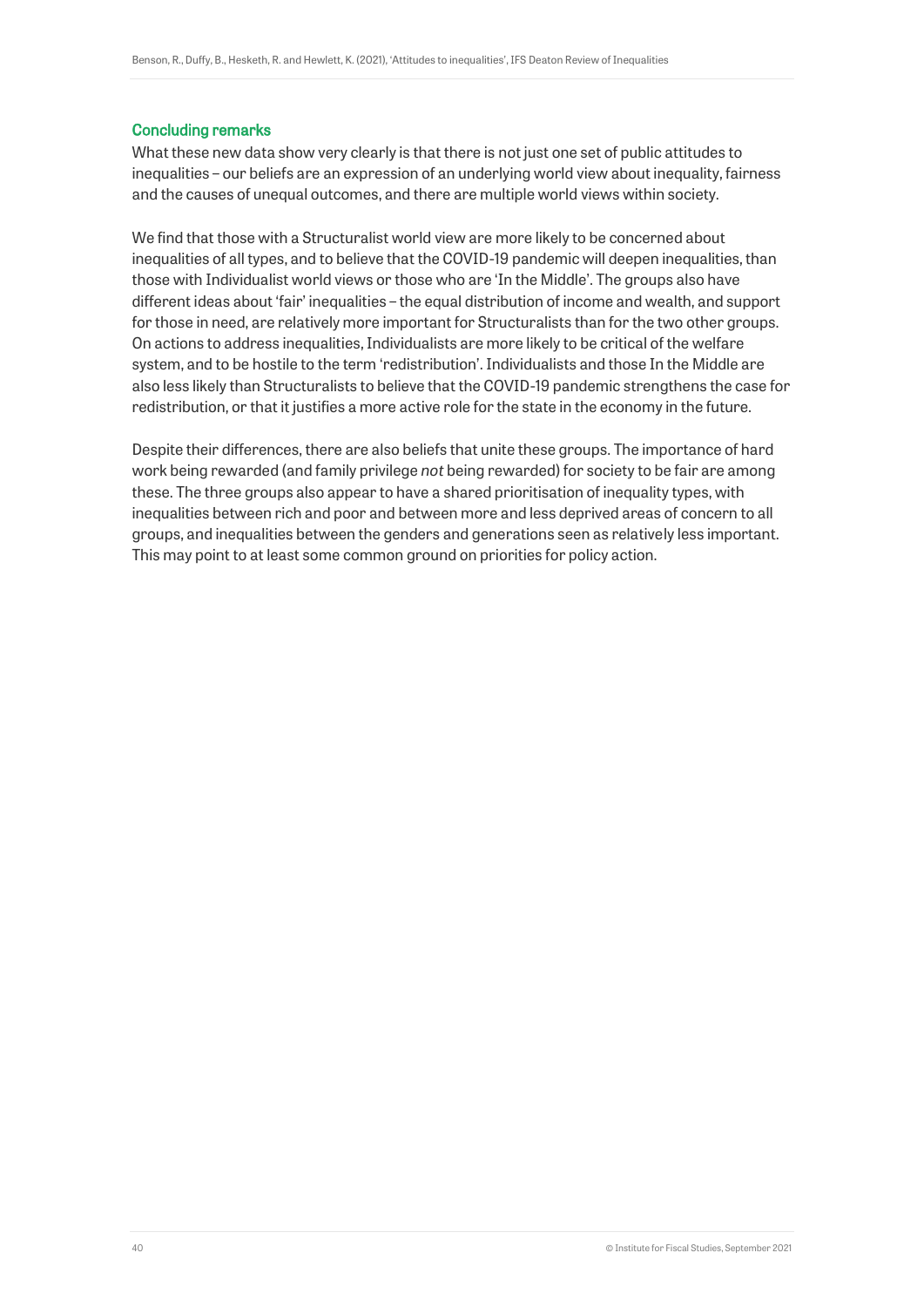## Concluding remarks

What these new data show very clearly is that there is not just one set of public attitudes to inequalities – our beliefs are an expression of an underlying world view about inequality, fairness and the causes of unequal outcomes, and there are multiple world views within society.

We find that those with a Structuralist world view are more likely to be concerned about inequalities of all types, and to believe that the COVID-19 pandemic will deepen inequalities, than those with Individualist world views or those who are 'In the Middle'. The groups also have different ideas about 'fair' inequalities – the equal distribution of income and wealth, and support for those in need, are relatively more important for Structuralists than for the two other groups. On actions to address inequalities, Individualists are more likely to be critical of the welfare system, and to be hostile to the term 'redistribution'. Individualists and those In the Middle are also less likely than Structuralists to believe that the COVID-19 pandemic strengthens the case for redistribution, or that it justifies a more active role for the state in the economy in the future.

Despite their differences, there are also beliefs that unite these groups. The importance of hard work being rewarded (and family privilege *not* being rewarded) for society to be fair are among these. The three groups also appear to have a shared prioritisation of inequality types, with inequalities between rich and poor and between more and less deprived areas of concern to all groups, and inequalities between the genders and generations seen as relatively less important. This may point to at least some common ground on priorities for policy action.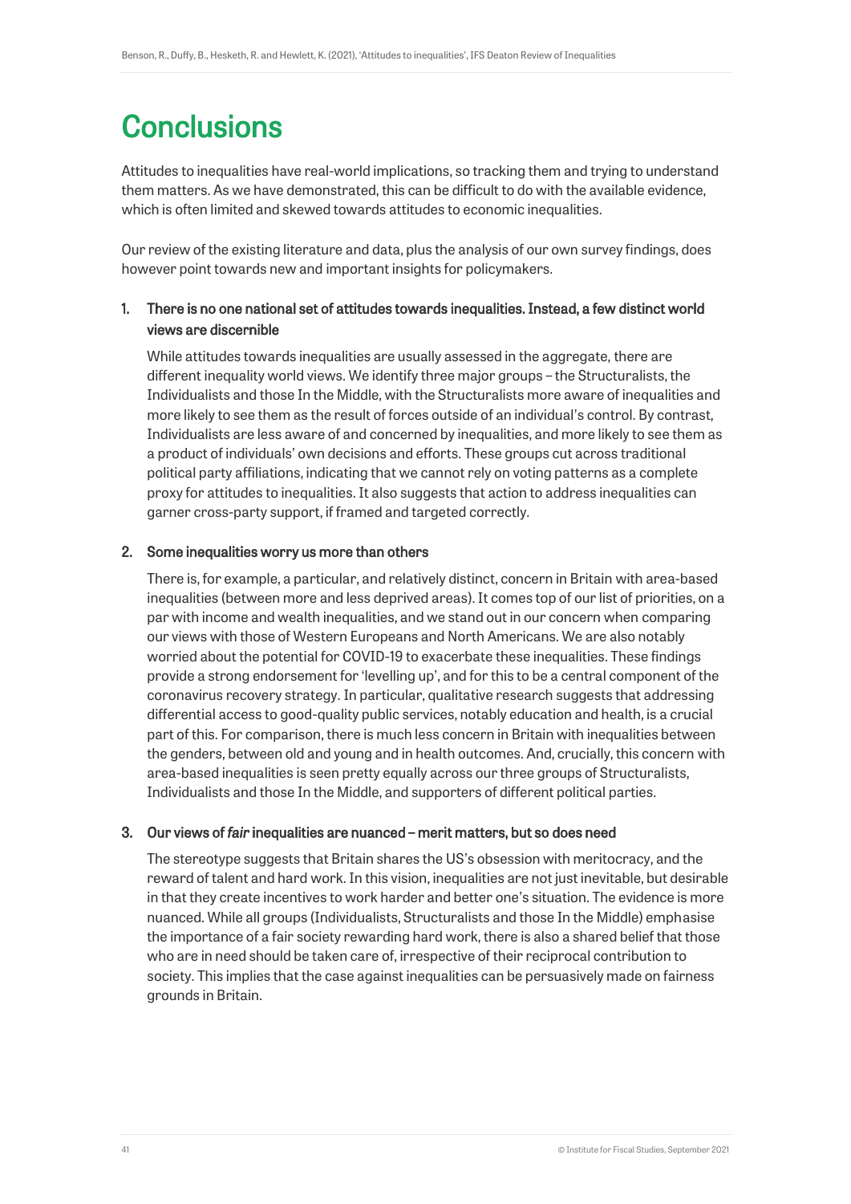# Conclusions

Attitudes to inequalities have real-world implications, so tracking them and trying to understand them matters. As we have demonstrated, this can be difficult to do with the available evidence, which is often limited and skewed towards attitudes to economic inequalities.

Our review of the existing literature and data, plus the analysis of our own survey findings, does however point towards new and important insights for policymakers.

1. **There is no one national set of attitudes towards inequalities. Instead, a few distinct world views are discernible**

   While attitudes towards inequalities are usually assessed in the aggregate, there are different inequality world views. We identify three major groups – the Structuralists, the Individualists and those In the Middle, with the Structuralists more aware of inequalities and more likely to see them as the result of forces outside of an individual's control. By contrast, Individualists are less aware of and concerned by inequalities, and more likely to see them as a product of individuals' own decisions and efforts. These groups cut across traditional political party affiliations, indicating that we cannot rely on voting patterns as a complete proxy for attitudes to inequalities. It also suggests that action to address inequalities can garner cross-party support, if framed and targeted correctly.

2. **Some inequalities worry us more than others**

   There is, for example, a particular, and relatively distinct, concern in Britain with area-based inequalities (between more and less deprived areas). It comes top of our list of priorities, on a par with income and wealth inequalities, and we stand out in our concern when comparing our views with those of Western Europeans and North Americans. We are also notably worried about the potential for COVID-19 to exacerbate these inequalities. These findings provide a strong endorsement for 'levelling up', and for this to be a central component of the coronavirus recovery strategy. In particular, qualitative research suggests that addressing differential access to good-quality public services, notably education and health, is a crucial part of this. For comparison, there is much less concern in Britain with inequalities between the genders, between old and young and in health outcomes. And, crucially, this concern with area-based inequalities is seen pretty equally across our three groups of Structuralists, Individualists and those In the Middle, and supporters of different political parties.

3. **Our views of *fair* inequalities are nuanced – merit matters, but so does need**

   The stereotype suggests that Britain shares the US's obsession with meritocracy, and the reward of talent and hard work. In this vision, inequalities are not just inevitable, but desirable in that they create incentives to work harder and better one's situation. The evidence is more nuanced. While all groups (Individualists, Structuralists and those In the Middle) emphasise the importance of a fair society rewarding hard work, there is also a shared belief that those who are in need should be taken care of, irrespective of their reciprocal contribution to society. This implies that the case against inequalities can be persuasively made on fairness grounds in Britain.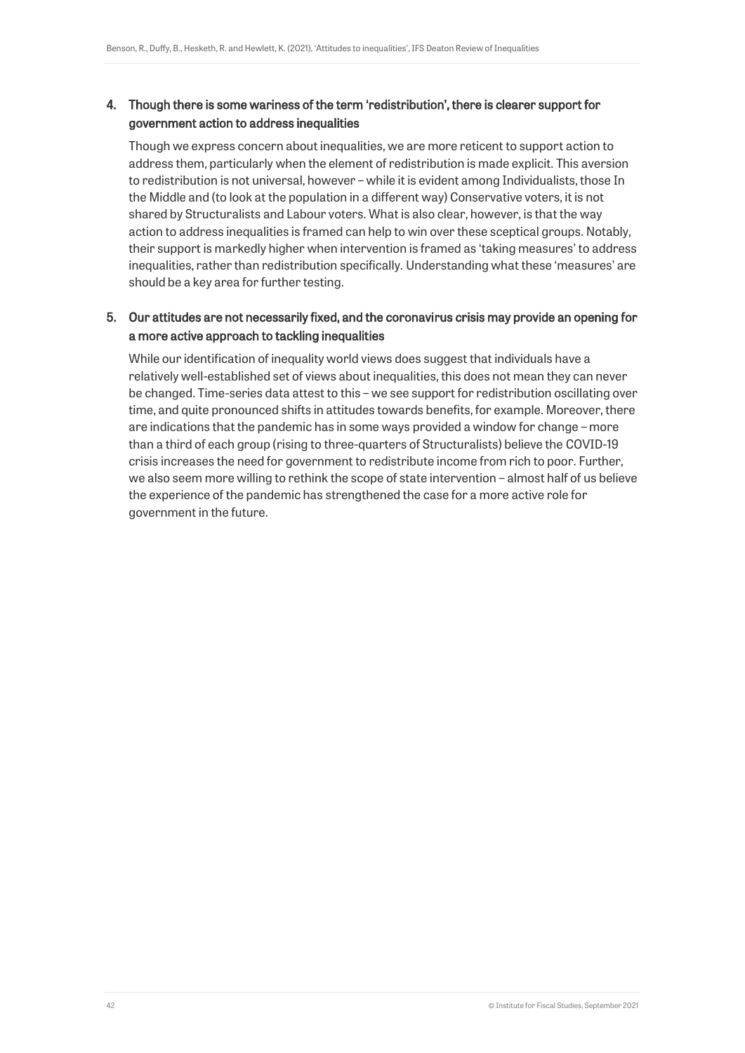4. **Though there is some wariness of the term 'redistribution', there is clearer support for government action to address inequalities**

   Though we express concern about inequalities, we are more reticent to support action to address them, particularly when the element of redistribution is made explicit. This aversion to redistribution is not universal, however – while it is evident among Individualists, those In the Middle and (to look at the population in a different way) Conservative voters, it is not shared by Structuralists and Labour voters. What is also clear, however, is that the way action to address inequalities is framed can help to win over these sceptical groups. Notably, their support is markedly higher when intervention is framed as 'taking measures' to address inequalities, rather than redistribution specifically. Understanding what these 'measures' are should be a key area for further testing.

5. **Our attitudes are not necessarily fixed, and the coronavirus crisis may provide an opening for a more active approach to tackling inequalities**

   While our identification of inequality world views does suggest that individuals have a relatively well-established set of views about inequalities, this does not mean they can never be changed. Time-series data attest to this – we see support for redistribution oscillating over time, and quite pronounced shifts in attitudes towards benefits, for example. Moreover, there are indications that the pandemic has in some ways provided a window for change – more than a third of each group (rising to three-quarters of Structuralists) believe the COVID-19 crisis increases the need for government to redistribute income from rich to poor. Further, we also seem more willing to rethink the scope of state intervention – almost half of us believe the experience of the pandemic has strengthened the case for a more active role for government in the future.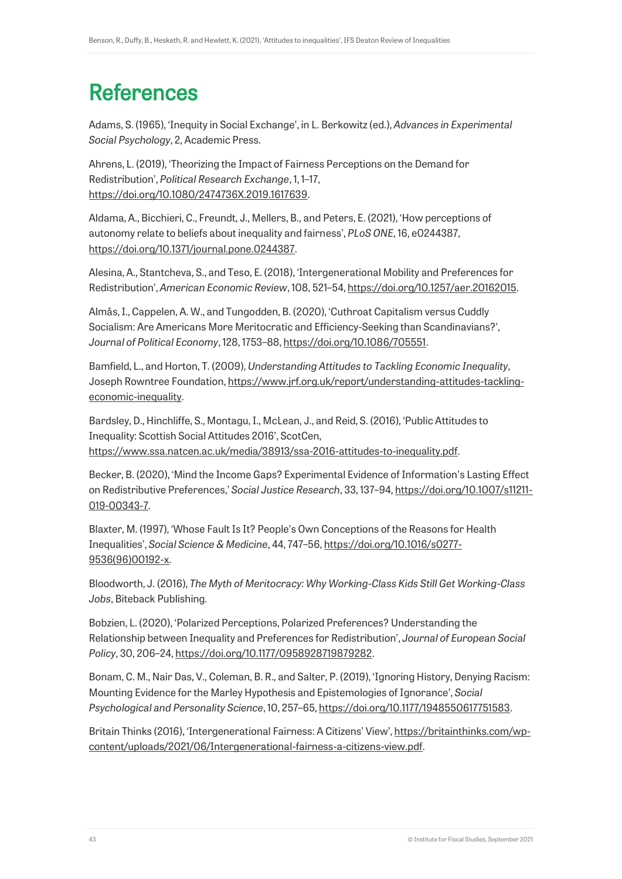# References

Adams, S. (1965), 'Inequity in Social Exchange', in L. Berkowitz (ed.), *Advances in Experimental Social Psychology*, 2, Academic Press.

Ahrens, L. (2019), 'Theorizing the Impact of Fairness Perceptions on the Demand for Redistribution', *Political Research Exchange*, 1, 1–17, https://doi.org/10.1080/2474736X.2019.1617639.

Aldama, A., Bicchieri, C., Freundt, J., Mellers, B., and Peters, E. (2021), 'How perceptions of autonomy relate to beliefs about inequality and fairness', *PLoS ONE*, 16, e0244387, https://doi.org/10.1371/journal.pone.0244387.

Alesina, A., Stantcheva, S., and Teso, E. (2018), 'Intergenerational Mobility and Preferences for Redistribution', *American Economic Review*, 108, 521–54, https://doi.org/10.1257/aer.20162015.

Almås, I., Cappelen, A. W., and Tungodden, B. (2020), 'Cuthroat Capitalism versus Cuddly Socialism: Are Americans More Meritocratic and Efficiency-Seeking than Scandinavians?', *Journal of Political Economy*, 128, 1753–88, https://doi.org/10.1086/705551.

Bamfield, L., and Horton, T. (2009), *Understanding Attitudes to Tackling Economic Inequality*, Joseph Rowntree Foundation, https://www.jrf.org.uk/report/understanding-attitudes-tackling-economic-inequality.

Bardsley, D., Hinchliffe, S., Montagu, I., McLean, J., and Reid, S. (2016), 'Public Attitudes to Inequality: Scottish Social Attitudes 2016', ScotCen, https://www.ssa.natcen.ac.uk/media/38913/ssa-2016-attitudes-to-inequality.pdf.

Becker, B. (2020), 'Mind the Income Gaps? Experimental Evidence of Information's Lasting Effect on Redistributive Preferences,' *Social Justice Research*, 33, 137–94, https://doi.org/10.1007/s11211-019-00343-7.

Blaxter, M. (1997), 'Whose Fault Is It? People's Own Conceptions of the Reasons for Health Inequalities', *Social Science & Medicine*, 44, 747–56, https://doi.org/10.1016/s0277-9536(96)00192-x.

Bloodworth, J. (2016), *The Myth of Meritocracy: Why Working-Class Kids Still Get Working-Class Jobs*, Biteback Publishing.

Bobzien, L. (2020), 'Polarized Perceptions, Polarized Preferences? Understanding the Relationship between Inequality and Preferences for Redistribution', *Journal of European Social Policy*, 30, 206–24, https://doi.org/10.1177/0958928719879282.

Bonam, C. M., Nair Das, V., Coleman, B. R., and Salter, P. (2019), 'Ignoring History, Denying Racism: Mounting Evidence for the Marley Hypothesis and Epistemologies of Ignorance', *Social Psychological and Personality Science*, 10, 257–65, https://doi.org/10.1177/1948550617751583.

Britain Thinks (2016), 'Intergenerational Fairness: A Citizens' View', https://britainthinks.com/wp-content/uploads/2021/06/Intergenerational-fairness-a-citizens-view.pdf.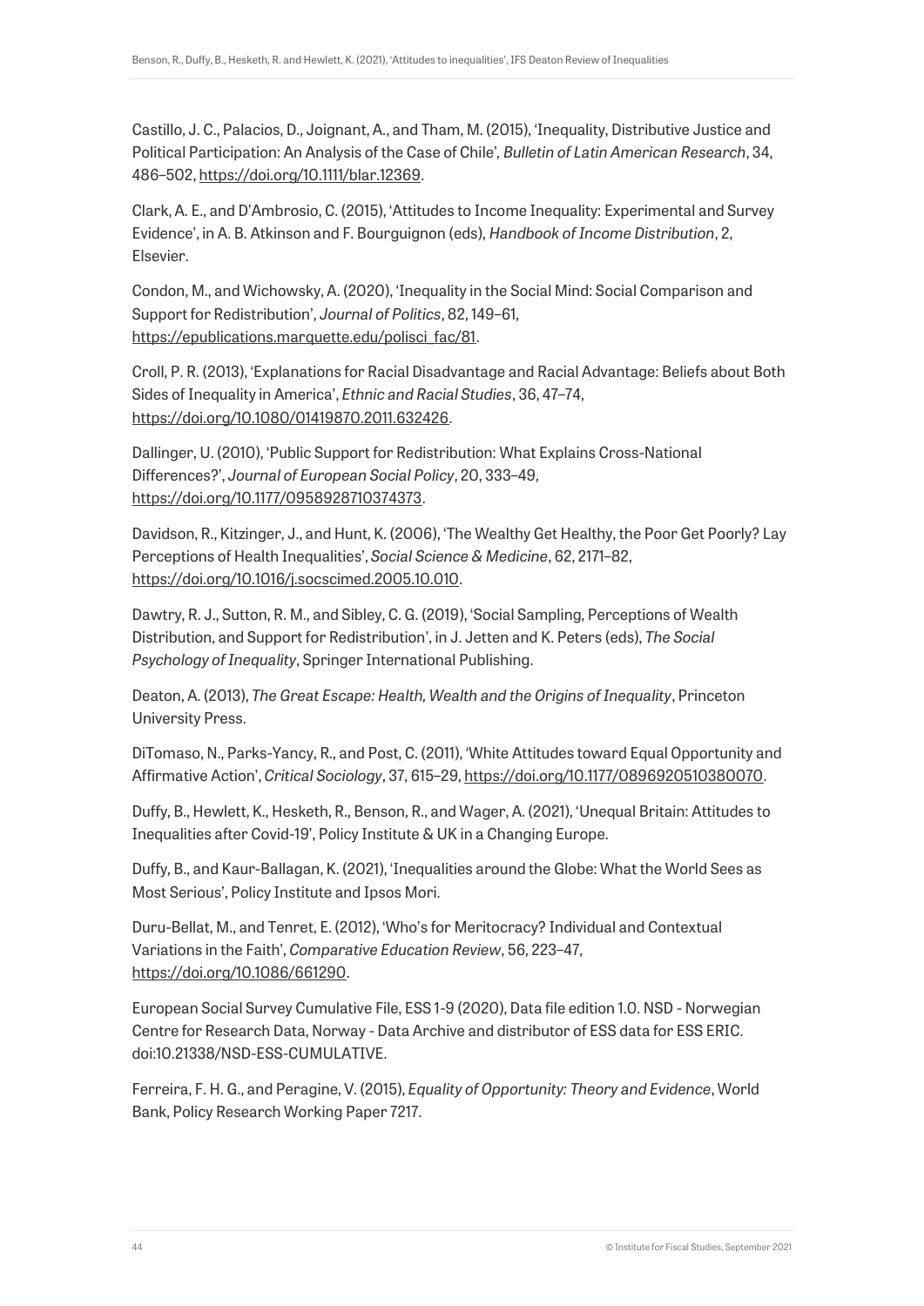Castillo, J. C., Palacios, D., Joignant, A., and Tham, M. (2015), 'Inequality, Distributive Justice and Political Participation: An Analysis of the Case of Chile', *Bulletin of Latin American Research*, 34, 486–502, https://doi.org/10.1111/blar.12369.

Clark, A. E., and D'Ambrosio, C. (2015), 'Attitudes to Income Inequality: Experimental and Survey Evidence', in A. B. Atkinson and F. Bourguignon (eds), *Handbook of Income Distribution*, 2, Elsevier.

Condon, M., and Wichowsky, A. (2020), 'Inequality in the Social Mind: Social Comparison and Support for Redistribution', *Journal of Politics*, 82, 149–61, https://epublications.marquette.edu/polisci_fac/81.

Croll, P. R. (2013), 'Explanations for Racial Disadvantage and Racial Advantage: Beliefs about Both Sides of Inequality in America', *Ethnic and Racial Studies*, 36, 47–74, https://doi.org/10.1080/01419870.2011.632426.

Dallinger, U. (2010), 'Public Support for Redistribution: What Explains Cross-National Differences?', *Journal of European Social Policy*, 20, 333–49, https://doi.org/10.1177/0958928710374373.

Davidson, R., Kitzinger, J., and Hunt, K. (2006), 'The Wealthy Get Healthy, the Poor Get Poorly? Lay Perceptions of Health Inequalities', *Social Science & Medicine*, 62, 2171–82, https://doi.org/10.1016/j.socscimed.2005.10.010.

Dawtry, R. J., Sutton, R. M., and Sibley, C. G. (2019), 'Social Sampling, Perceptions of Wealth Distribution, and Support for Redistribution', in J. Jetten and K. Peters (eds), *The Social Psychology of Inequality*, Springer International Publishing.

Deaton, A. (2013), *The Great Escape: Health, Wealth and the Origins of Inequality*, Princeton University Press.

DiTomaso, N., Parks-Yancy, R., and Post, C. (2011), 'White Attitudes toward Equal Opportunity and Affirmative Action', *Critical Sociology*, 37, 615–29, https://doi.org/10.1177/0896920510380070.

Duffy, B., Hewlett, K., Hesketh, R., Benson, R., and Wager, A. (2021), 'Unequal Britain: Attitudes to Inequalities after Covid-19', Policy Institute & UK in a Changing Europe.

Duffy, B., and Kaur-Ballagan, K. (2021), 'Inequalities around the Globe: What the World Sees as Most Serious', Policy Institute and Ipsos Mori.

Duru-Bellat, M., and Tenret, E. (2012), 'Who's for Meritocracy? Individual and Contextual Variations in the Faith', *Comparative Education Review*, 56, 223–47, https://doi.org/10.1086/661290.

European Social Survey Cumulative File, ESS 1-9 (2020), Data file edition 1.0. NSD - Norwegian Centre for Research Data, Norway - Data Archive and distributor of ESS data for ESS ERIC. doi:10.21338/NSD-ESS-CUMULATIVE.

Ferreira, F. H. G., and Peragine, V. (2015), *Equality of Opportunity: Theory and Evidence*, World Bank, Policy Research Working Paper 7217.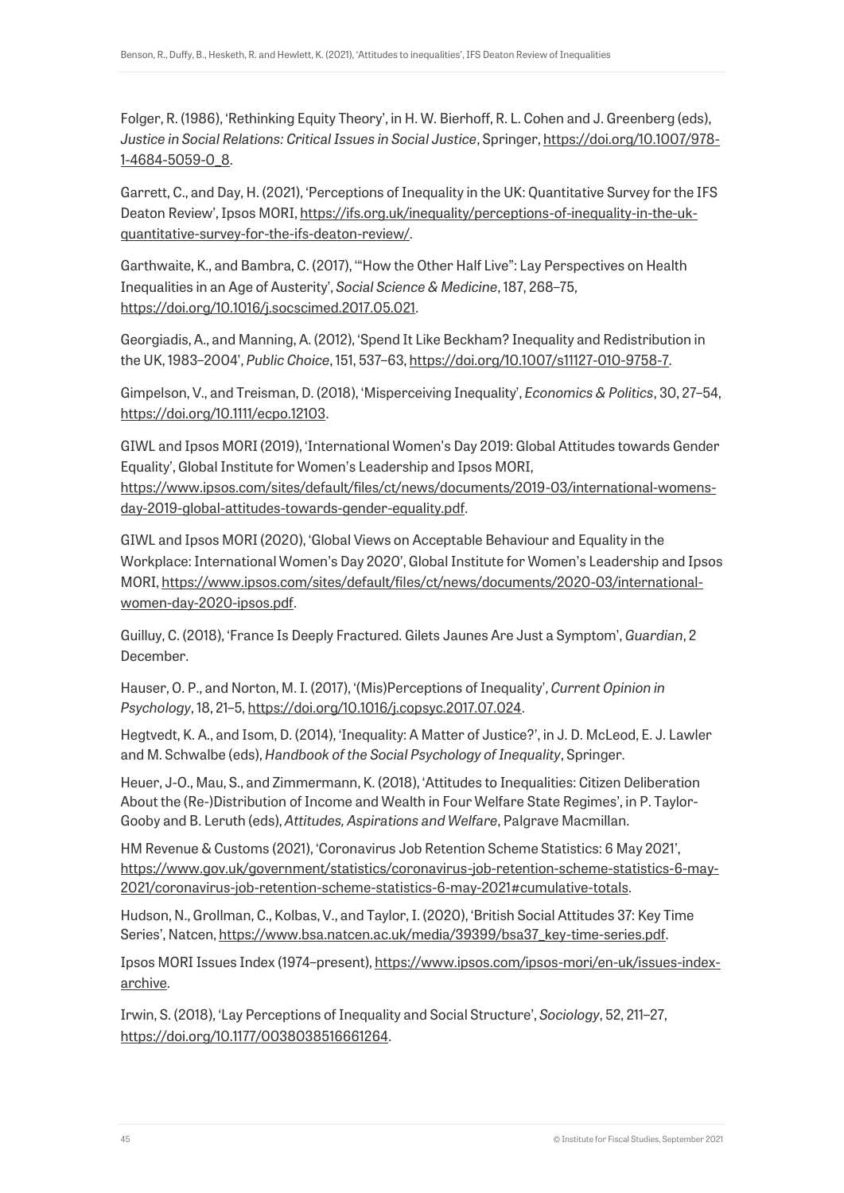Folger, R. (1986), 'Rethinking Equity Theory', in H. W. Bierhoff, R. L. Cohen and J. Greenberg (eds), *Justice in Social Relations: Critical Issues in Social Justice*, Springer, https://doi.org/10.1007/978-1-4684-5059-0_8.

Garrett, C., and Day, H. (2021), 'Perceptions of Inequality in the UK: Quantitative Survey for the IFS Deaton Review', Ipsos MORI, https://ifs.org.uk/inequality/perceptions-of-inequality-in-the-uk-quantitative-survey-for-the-ifs-deaton-review/.

Garthwaite, K., and Bambra, C. (2017), '"How the Other Half Live": Lay Perspectives on Health Inequalities in an Age of Austerity', *Social Science & Medicine*, 187, 268–75, https://doi.org/10.1016/j.socscimed.2017.05.021.

Georgiadis, A., and Manning, A. (2012), 'Spend It Like Beckham? Inequality and Redistribution in the UK, 1983–2004', *Public Choice*, 151, 537–63, https://doi.org/10.1007/s11127-010-9758-7.

Gimpelson, V., and Treisman, D. (2018), 'Misperceiving Inequality', *Economics & Politics*, 30, 27–54, https://doi.org/10.1111/ecpo.12103.

GIWL and Ipsos MORI (2019), 'International Women's Day 2019: Global Attitudes towards Gender Equality', Global Institute for Women's Leadership and Ipsos MORI, https://www.ipsos.com/sites/default/files/ct/news/documents/2019-03/international-womens-day-2019-global-attitudes-towards-gender-equality.pdf.

GIWL and Ipsos MORI (2020), 'Global Views on Acceptable Behaviour and Equality in the Workplace: International Women's Day 2020', Global Institute for Women's Leadership and Ipsos MORI, https://www.ipsos.com/sites/default/files/ct/news/documents/2020-03/international-women-day-2020-ipsos.pdf.

Guilluy, C. (2018), 'France Is Deeply Fractured. Gilets Jaunes Are Just a Symptom', *Guardian*, 2 December.

Hauser, O. P., and Norton, M. I. (2017), '(Mis)Perceptions of Inequality', *Current Opinion in Psychology*, 18, 21–5, https://doi.org/10.1016/j.copsyc.2017.07.024.

Hegtvedt, K. A., and Isom, D. (2014), 'Inequality: A Matter of Justice?', in J. D. McLeod, E. J. Lawler and M. Schwalbe (eds), *Handbook of the Social Psychology of Inequality*, Springer.

Heuer, J-O., Mau, S., and Zimmermann, K. (2018), 'Attitudes to Inequalities: Citizen Deliberation About the (Re-)Distribution of Income and Wealth in Four Welfare State Regimes', in P. Taylor-Gooby and B. Leruth (eds), *Attitudes, Aspirations and Welfare*, Palgrave Macmillan.

HM Revenue & Customs (2021), 'Coronavirus Job Retention Scheme Statistics: 6 May 2021', https://www.gov.uk/government/statistics/coronavirus-job-retention-scheme-statistics-6-may-2021/coronavirus-job-retention-scheme-statistics-6-may-2021#cumulative-totals.

Hudson, N., Grollman, C., Kolbas, V., and Taylor, I. (2020), 'British Social Attitudes 37: Key Time Series', Natcen, https://www.bsa.natcen.ac.uk/media/39399/bsa37_key-time-series.pdf.

Ipsos MORI Issues Index (1974–present), https://www.ipsos.com/ipsos-mori/en-uk/issues-index-archive.

Irwin, S. (2018), 'Lay Perceptions of Inequality and Social Structure', *Sociology*, 52, 211–27, https://doi.org/10.1177/0038038516661264.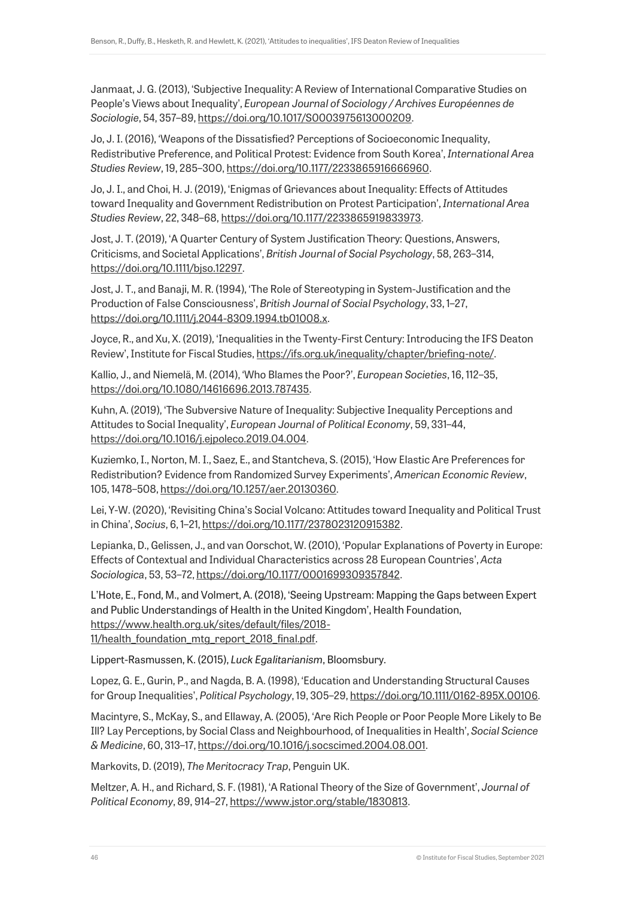Janmaat, J. G. (2013), 'Subjective Inequality: A Review of International Comparative Studies on People's Views about Inequality', *European Journal of Sociology / Archives Européennes de Sociologie*, 54, 357–89, https://doi.org/10.1017/S0003975613000209.

Jo, J. I. (2016), 'Weapons of the Dissatisfied? Perceptions of Socioeconomic Inequality, Redistributive Preference, and Political Protest: Evidence from South Korea', *International Area Studies Review*, 19, 285–300, https://doi.org/10.1177/2233865916666960.

Jo, J. I., and Choi, H. J. (2019), 'Enigmas of Grievances about Inequality: Effects of Attitudes toward Inequality and Government Redistribution on Protest Participation', *International Area Studies Review*, 22, 348–68, https://doi.org/10.1177/2233865919833973.

Jost, J. T. (2019), 'A Quarter Century of System Justification Theory: Questions, Answers, Criticisms, and Societal Applications', *British Journal of Social Psychology*, 58, 263–314, https://doi.org/10.1111/bjso.12297.

Jost, J. T., and Banaji, M. R. (1994), 'The Role of Stereotyping in System-Justification and the Production of False Consciousness', *British Journal of Social Psychology*, 33, 1–27, https://doi.org/10.1111/j.2044-8309.1994.tb01008.x.

Joyce, R., and Xu, X. (2019), 'Inequalities in the Twenty-First Century: Introducing the IFS Deaton Review', Institute for Fiscal Studies, https://ifs.org.uk/inequality/chapter/briefing-note/.

Kallio, J., and Niemelä, M. (2014), 'Who Blames the Poor?', *European Societies*, 16, 112–35, https://doi.org/10.1080/14616696.2013.787435.

Kuhn, A. (2019), 'The Subversive Nature of Inequality: Subjective Inequality Perceptions and Attitudes to Social Inequality', *European Journal of Political Economy*, 59, 331–44, https://doi.org/10.1016/j.ejpoleco.2019.04.004.

Kuziemko, I., Norton, M. I., Saez, E., and Stantcheva, S. (2015), 'How Elastic Are Preferences for Redistribution? Evidence from Randomized Survey Experiments', *American Economic Review*, 105, 1478–508, https://doi.org/10.1257/aer.20130360.

Lei, Y-W. (2020), 'Revisiting China's Social Volcano: Attitudes toward Inequality and Political Trust in China', *Socius*, 6, 1–21, https://doi.org/10.1177/2378023120915382.

Lepianka, D., Gelissen, J., and van Oorschot, W. (2010), 'Popular Explanations of Poverty in Europe: Effects of Contextual and Individual Characteristics across 28 European Countries', *Acta Sociologica*, 53, 53–72, https://doi.org/10.1177/0001699309357842.

L'Hote, E., Fond, M., and Volmert, A. (2018), 'Seeing Upstream: Mapping the Gaps between Expert and Public Understandings of Health in the United Kingdom', Health Foundation, https://www.health.org.uk/sites/default/files/2018-11/health_foundation_mtg_report_2018_final.pdf.

Lippert-Rasmussen, K. (2015), *Luck Egalitarianism*, Bloomsbury.

Lopez, G. E., Gurin, P., and Nagda, B. A. (1998), 'Education and Understanding Structural Causes for Group Inequalities', *Political Psychology*, 19, 305–29, https://doi.org/10.1111/0162-895X.00106.

Macintyre, S., McKay, S., and Ellaway, A. (2005), 'Are Rich People or Poor People More Likely to Be Ill? Lay Perceptions, by Social Class and Neighbourhood, of Inequalities in Health', *Social Science & Medicine*, 60, 313–17, https://doi.org/10.1016/j.socscimed.2004.08.001.

Markovits, D. (2019), *The Meritocracy Trap*, Penguin UK.

Meltzer, A. H., and Richard, S. F. (1981), 'A Rational Theory of the Size of Government', *Journal of Political Economy*, 89, 914–27, https://www.jstor.org/stable/1830813.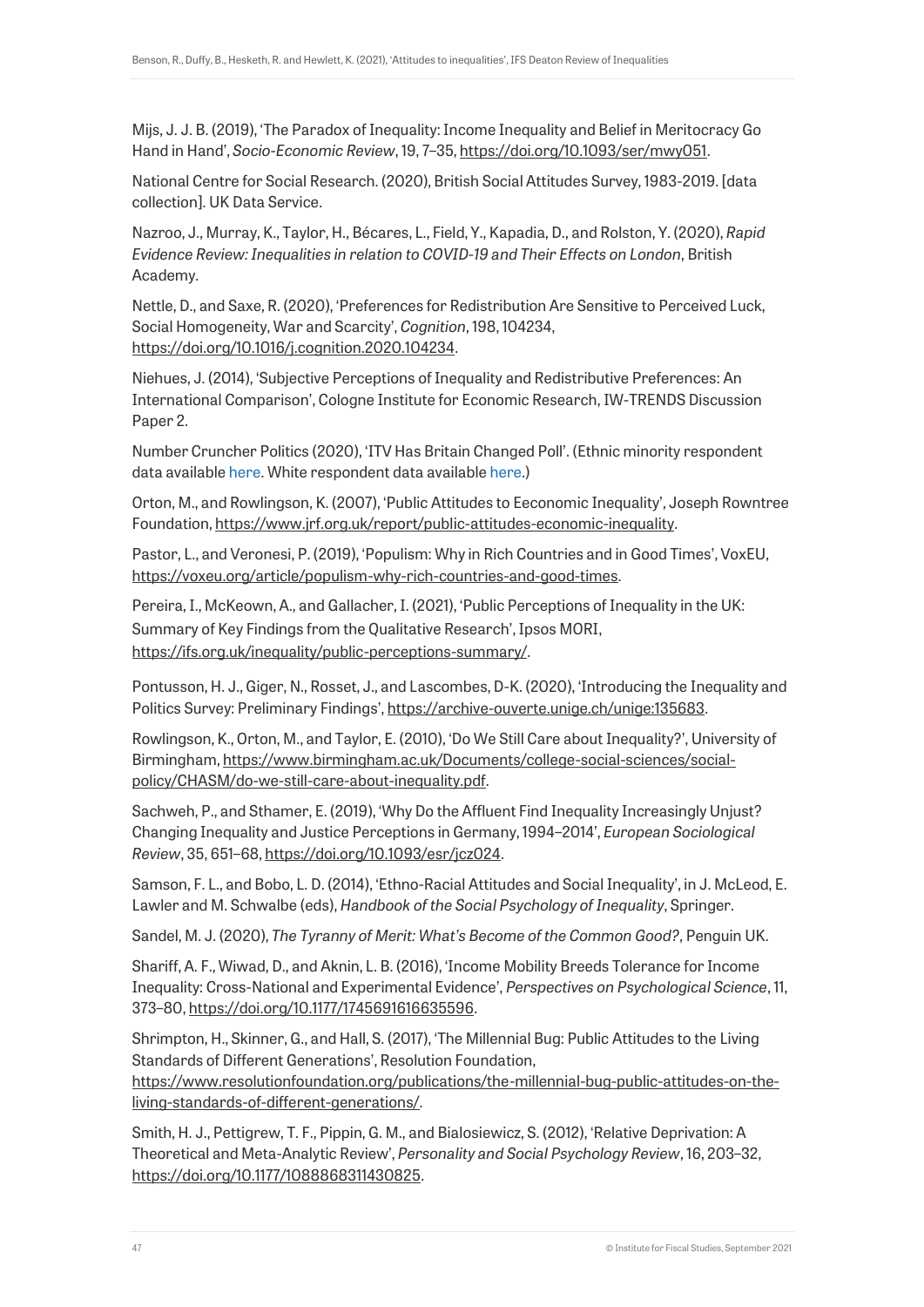Mijs, J. J. B. (2019), 'The Paradox of Inequality: Income Inequality and Belief in Meritocracy Go Hand in Hand', *Socio-Economic Review*, 19, 7–35, https://doi.org/10.1093/ser/mwy051.

National Centre for Social Research. (2020), British Social Attitudes Survey, 1983-2019. [data collection]. UK Data Service.

Nazroo, J., Murray, K., Taylor, H., Bécares, L., Field, Y., Kapadia, D., and Rolston, Y. (2020), *Rapid Evidence Review: Inequalities in relation to COVID-19 and Their Effects on London*, British Academy.

Nettle, D., and Saxe, R. (2020), 'Preferences for Redistribution Are Sensitive to Perceived Luck, Social Homogeneity, War and Scarcity', *Cognition*, 198, 104234, https://doi.org/10.1016/j.cognition.2020.104234.

Niehues, J. (2014), 'Subjective Perceptions of Inequality and Redistributive Preferences: An International Comparison', Cologne Institute for Economic Research, IW-TRENDS Discussion Paper 2.

Number Cruncher Politics (2020), 'ITV Has Britain Changed Poll'. (Ethnic minority respondent data available here. White respondent data available here.)

Orton, M., and Rowlingson, K. (2007), 'Public Attitudes to Eeconomic Inequality', Joseph Rowntree Foundation, https://www.jrf.org.uk/report/public-attitudes-economic-inequality.

Pastor, L., and Veronesi, P. (2019), 'Populism: Why in Rich Countries and in Good Times', VoxEU, https://voxeu.org/article/populism-why-rich-countries-and-good-times.

Pereira, I., McKeown, A., and Gallacher, I. (2021), 'Public Perceptions of Inequality in the UK: Summary of Key Findings from the Qualitative Research', Ipsos MORI, https://ifs.org.uk/inequality/public-perceptions-summary/.

Pontusson, H. J., Giger, N., Rosset, J., and Lascombes, D-K. (2020), 'Introducing the Inequality and Politics Survey: Preliminary Findings', https://archive-ouverte.unige.ch/unige:135683.

Rowlingson, K., Orton, M., and Taylor, E. (2010), 'Do We Still Care about Inequality?', University of Birmingham, https://www.birmingham.ac.uk/Documents/college-social-sciences/social-policy/CHASM/do-we-still-care-about-inequality.pdf.

Sachweh, P., and Sthamer, E. (2019), 'Why Do the Affluent Find Inequality Increasingly Unjust? Changing Inequality and Justice Perceptions in Germany, 1994–2014', *European Sociological Review*, 35, 651–68, https://doi.org/10.1093/esr/jcz024.

Samson, F. L., and Bobo, L. D. (2014), 'Ethno-Racial Attitudes and Social Inequality', in J. McLeod, E. Lawler and M. Schwalbe (eds), *Handbook of the Social Psychology of Inequality*, Springer.

Sandel, M. J. (2020), *The Tyranny of Merit: What's Become of the Common Good?*, Penguin UK.

Shariff, A. F., Wiwad, D., and Aknin, L. B. (2016), 'Income Mobility Breeds Tolerance for Income Inequality: Cross-National and Experimental Evidence', *Perspectives on Psychological Science*, 11, 373–80, https://doi.org/10.1177/1745691616635596.

Shrimpton, H., Skinner, G., and Hall, S. (2017), 'The Millennial Bug: Public Attitudes to the Living Standards of Different Generations', Resolution Foundation, https://www.resolutionfoundation.org/publications/the-millennial-bug-public-attitudes-on-the-living-standards-of-different-generations/.

Smith, H. J., Pettigrew, T. F., Pippin, G. M., and Bialosiewicz, S. (2012), 'Relative Deprivation: A Theoretical and Meta-Analytic Review', *Personality and Social Psychology Review*, 16, 203–32, https://doi.org/10.1177/1088868311430825.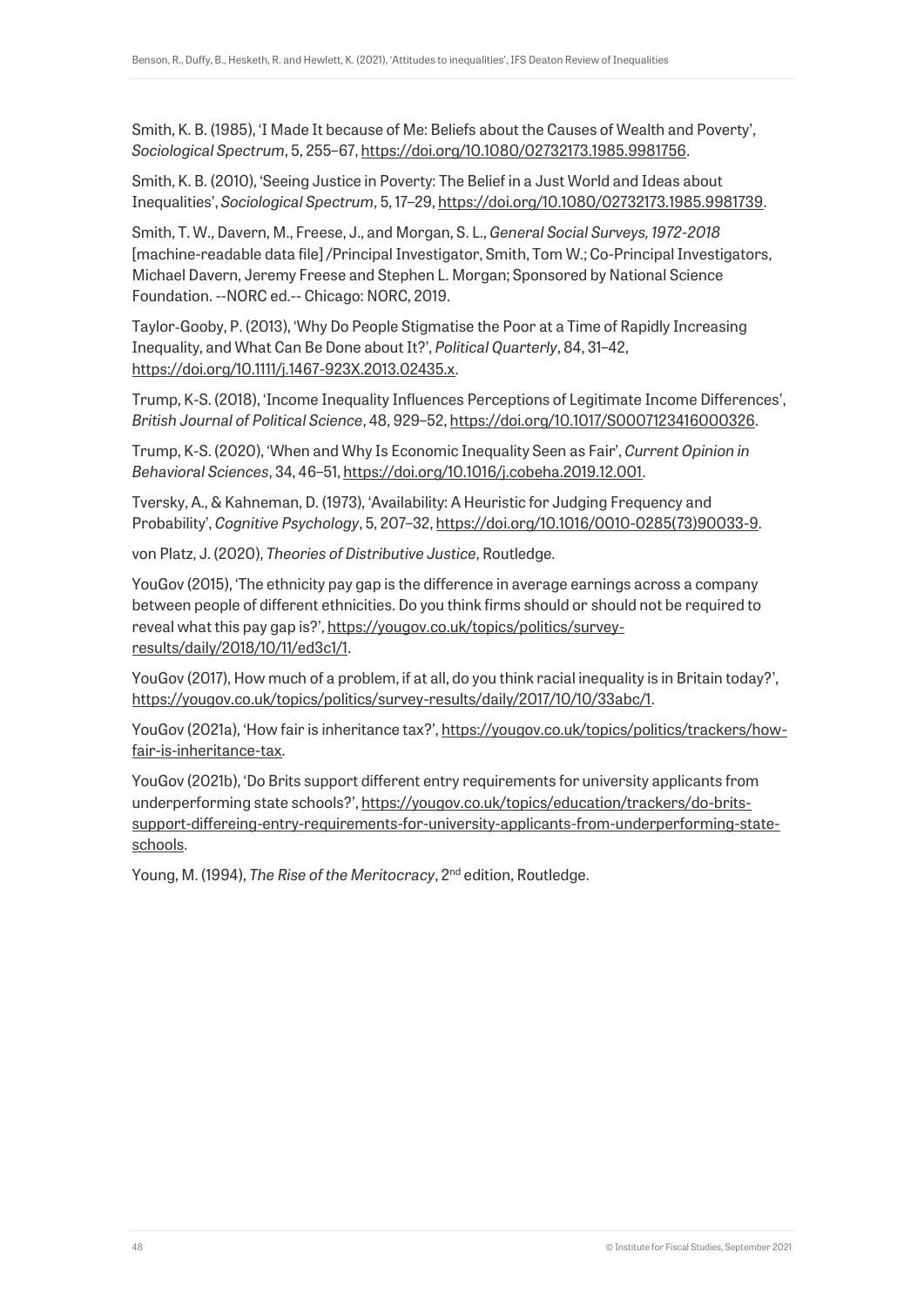Smith, K. B. (1985), 'I Made It because of Me: Beliefs about the Causes of Wealth and Poverty', *Sociological Spectrum*, 5, 255–67, https://doi.org/10.1080/02732173.1985.9981756.

Smith, K. B. (2010), 'Seeing Justice in Poverty: The Belief in a Just World and Ideas about Inequalities', *Sociological Spectrum*, 5, 17–29, https://doi.org/10.1080/02732173.1985.9981739.

Smith, T. W., Davern, M., Freese, J., and Morgan, S. L., *General Social Surveys, 1972-2018* [machine-readable data file] /Principal Investigator, Smith, Tom W.; Co-Principal Investigators, Michael Davern, Jeremy Freese and Stephen L. Morgan; Sponsored by National Science Foundation. --NORC ed.-- Chicago: NORC, 2019.

Taylor-Gooby, P. (2013), 'Why Do People Stigmatise the Poor at a Time of Rapidly Increasing Inequality, and What Can Be Done about It?', *Political Quarterly*, 84, 31–42, https://doi.org/10.1111/j.1467-923X.2013.02435.x.

Trump, K-S. (2018), 'Income Inequality Influences Perceptions of Legitimate Income Differences', *British Journal of Political Science*, 48, 929–52, https://doi.org/10.1017/S0007123416000326.

Trump, K-S. (2020), 'When and Why Is Economic Inequality Seen as Fair', *Current Opinion in Behavioral Sciences*, 34, 46–51, https://doi.org/10.1016/j.cobeha.2019.12.001.

Tversky, A., & Kahneman, D. (1973), 'Availability: A Heuristic for Judging Frequency and Probability', *Cognitive Psychology*, 5, 207–32, https://doi.org/10.1016/0010-0285(73)90033-9.

von Platz, J. (2020), *Theories of Distributive Justice*, Routledge.

YouGov (2015), 'The ethnicity pay gap is the difference in average earnings across a company between people of different ethnicities. Do you think firms should or should not be required to reveal what this pay gap is?', https://yougov.co.uk/topics/politics/survey-results/daily/2018/10/11/ed3c1/1.

YouGov (2017), How much of a problem, if at all, do you think racial inequality is in Britain today?', https://yougov.co.uk/topics/politics/survey-results/daily/2017/10/10/33abc/1.

YouGov (2021a), 'How fair is inheritance tax?', https://yougov.co.uk/topics/politics/trackers/how-fair-is-inheritance-tax.

YouGov (2021b), 'Do Brits support different entry requirements for university applicants from underperforming state schools?', https://yougov.co.uk/topics/education/trackers/do-brits-support-differeing-entry-requirements-for-university-applicants-from-underperforming-state-schools.

Young, M. (1994), *The Rise of the Meritocracy*, 2nd edition, Routledge.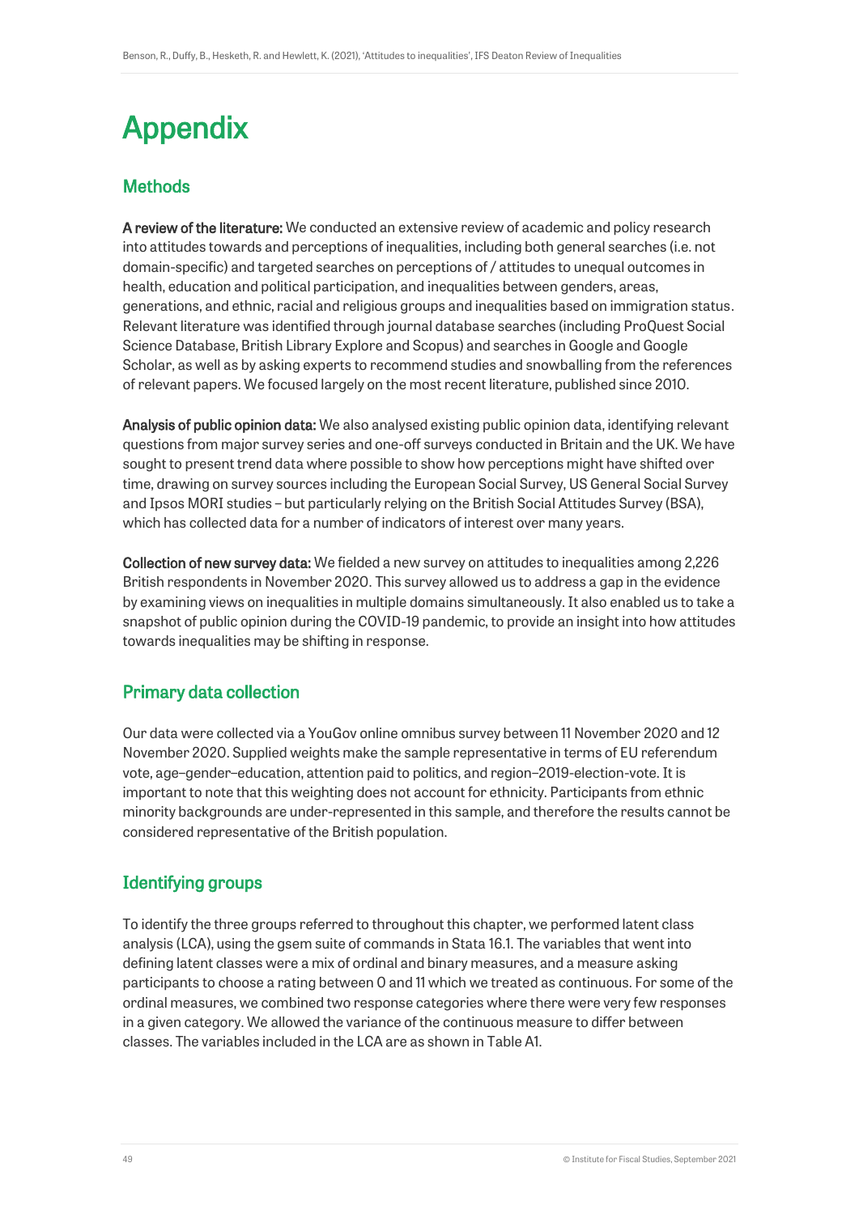# Appendix

## Methods

**A review of the literature:** We conducted an extensive review of academic and policy research into attitudes towards and perceptions of inequalities, including both general searches (i.e. not domain-specific) and targeted searches on perceptions of / attitudes to unequal outcomes in health, education and political participation, and inequalities between genders, areas, generations, and ethnic, racial and religious groups and inequalities based on immigration status. Relevant literature was identified through journal database searches (including ProQuest Social Science Database, British Library Explore and Scopus) and searches in Google and Google Scholar, as well as by asking experts to recommend studies and snowballing from the references of relevant papers. We focused largely on the most recent literature, published since 2010.

**Analysis of public opinion data:** We also analysed existing public opinion data, identifying relevant questions from major survey series and one-off surveys conducted in Britain and the UK. We have sought to present trend data where possible to show how perceptions might have shifted over time, drawing on survey sources including the European Social Survey, US General Social Survey and Ipsos MORI studies – but particularly relying on the British Social Attitudes Survey (BSA), which has collected data for a number of indicators of interest over many years.

**Collection of new survey data:** We fielded a new survey on attitudes to inequalities among 2,226 British respondents in November 2020. This survey allowed us to address a gap in the evidence by examining views on inequalities in multiple domains simultaneously. It also enabled us to take a snapshot of public opinion during the COVID-19 pandemic, to provide an insight into how attitudes towards inequalities may be shifting in response.

## Primary data collection

Our data were collected via a YouGov online omnibus survey between 11 November 2020 and 12 November 2020. Supplied weights make the sample representative in terms of EU referendum vote, age–gender–education, attention paid to politics, and region–2019-election-vote. It is important to note that this weighting does not account for ethnicity. Participants from ethnic minority backgrounds are under-represented in this sample, and therefore the results cannot be considered representative of the British population.

## Identifying groups

To identify the three groups referred to throughout this chapter, we performed latent class analysis (LCA), using the gsem suite of commands in Stata 16.1. The variables that went into defining latent classes were a mix of ordinal and binary measures, and a measure asking participants to choose a rating between 0 and 11 which we treated as continuous. For some of the ordinal measures, we combined two response categories where there were very few responses in a given category. We allowed the variance of the continuous measure to differ between classes. The variables included in the LCA are as shown in Table A1.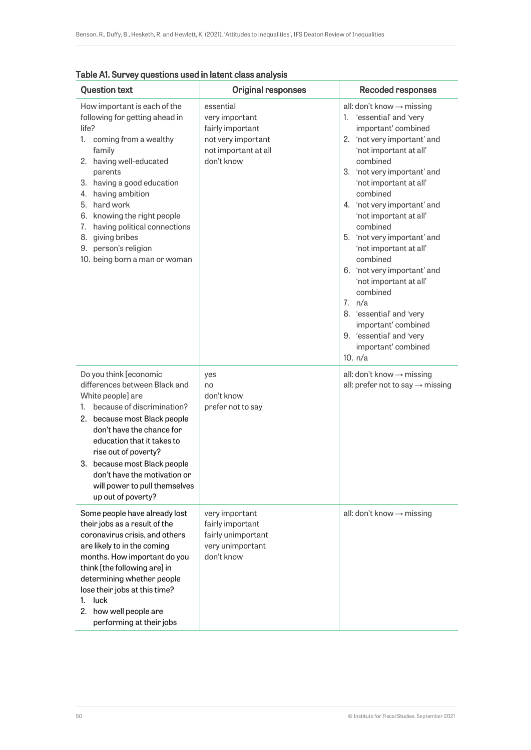**Table A1. Survey questions used in latent class analysis**

| Question text | Original responses | Recoded responses |
| --- | --- | --- |
| How important is each of the following for getting ahead in life?<br>1. coming from a wealthy family<br>2. having well-educated parents<br>3. having a good education<br>4. having ambition<br>5. hard work<br>6. knowing the right people<br>7. having political connections<br>8. giving bribes<br>9. person's religion<br>10. being born a man or woman | essential<br>very important<br>fairly important<br>not very important<br>not important at all<br>don't know | all: don't know → missing<br>1. 'essential' and 'very important' combined<br>2. 'not very important' and 'not important at all' combined<br>3. 'not very important' and 'not important at all' combined<br>4. 'not very important' and 'not important at all' combined<br>5. 'not very important' and 'not important at all' combined<br>6. 'not very important' and 'not important at all' combined<br>7. n/a<br>8. 'essential' and 'very important' combined<br>9. 'essential' and 'very important' combined<br>10. n/a |
| Do you think [economic differences between Black and White people] are<br>1. because of discrimination?<br>2. because most Black people don't have the chance for education that it takes to rise out of poverty?<br>3. because most Black people don't have the motivation or will power to pull themselves up out of poverty? | yes<br>no<br>don't know<br>prefer not to say | all: don't know → missing<br>all: prefer not to say → missing |
| Some people have already lost their jobs as a result of the coronavirus crisis, and others are likely to in the coming months. How important do you think [the following are] in determining whether people lose their jobs at this time?<br>1. luck<br>2. how well people are performing at their jobs | very important<br>fairly important<br>fairly unimportant<br>very unimportant<br>don't know | all: don't know → missing |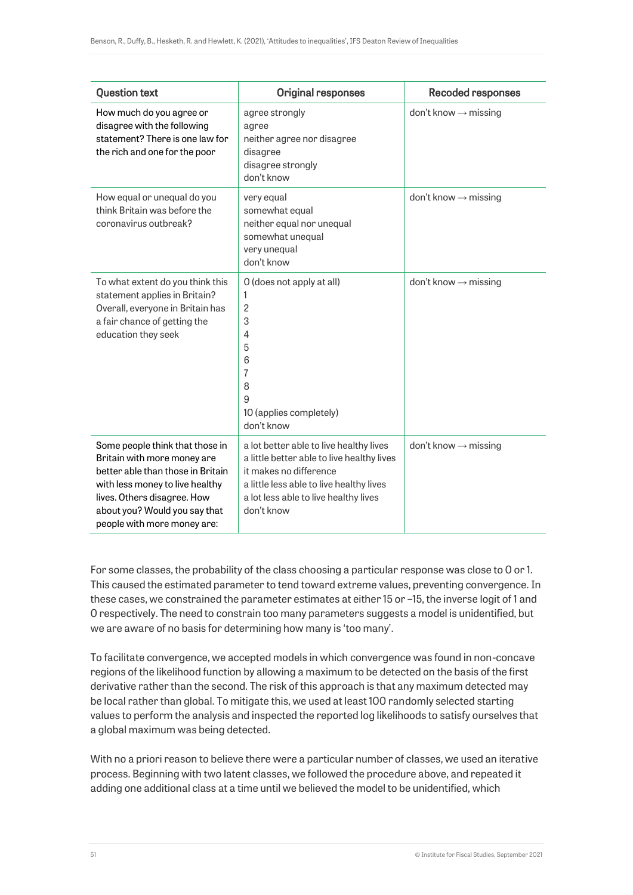| Question text | Original responses | Recoded responses |
|---|---|---|
| How much do you agree or disagree with the following statement? There is one law for the rich and one for the poor | agree strongly<br>agree<br>neither agree nor disagree<br>disagree<br>disagree strongly<br>don't know | don't know → missing |
| How equal or unequal do you think Britain was before the coronavirus outbreak? | very equal<br>somewhat equal<br>neither equal nor unequal<br>somewhat unequal<br>very unequal<br>don't know | don't know → missing |
| To what extent do you think this statement applies in Britain? Overall, everyone in Britain has a fair chance of getting the education they seek | 0 (does not apply at all)<br>1<br>2<br>3<br>4<br>5<br>6<br>7<br>8<br>9<br>10 (applies completely)<br>don't know | don't know → missing |
| Some people think that those in Britain with more money are better able than those in Britain with less money to live healthy lives. Others disagree. How about you? Would you say that people with more money are: | a lot better able to live healthy lives<br>a little better able to live healthy lives<br>it makes no difference<br>a little less able to live healthy lives<br>a lot less able to live healthy lives<br>don't know | don't know → missing |

For some classes, the probability of the class choosing a particular response was close to 0 or 1. This caused the estimated parameter to tend toward extreme values, preventing convergence. In these cases, we constrained the parameter estimates at either 15 or –15, the inverse logit of 1 and 0 respectively. The need to constrain too many parameters suggests a model is unidentified, but we are aware of no basis for determining how many is 'too many'.

To facilitate convergence, we accepted models in which convergence was found in non-concave regions of the likelihood function by allowing a maximum to be detected on the basis of the first derivative rather than the second. The risk of this approach is that any maximum detected may be local rather than global. To mitigate this, we used at least 100 randomly selected starting values to perform the analysis and inspected the reported log likelihoods to satisfy ourselves that a global maximum was being detected.

With no a priori reason to believe there were a particular number of classes, we used an iterative process. Beginning with two latent classes, we followed the procedure above, and repeated it adding one additional class at a time until we believed the model to be unidentified, which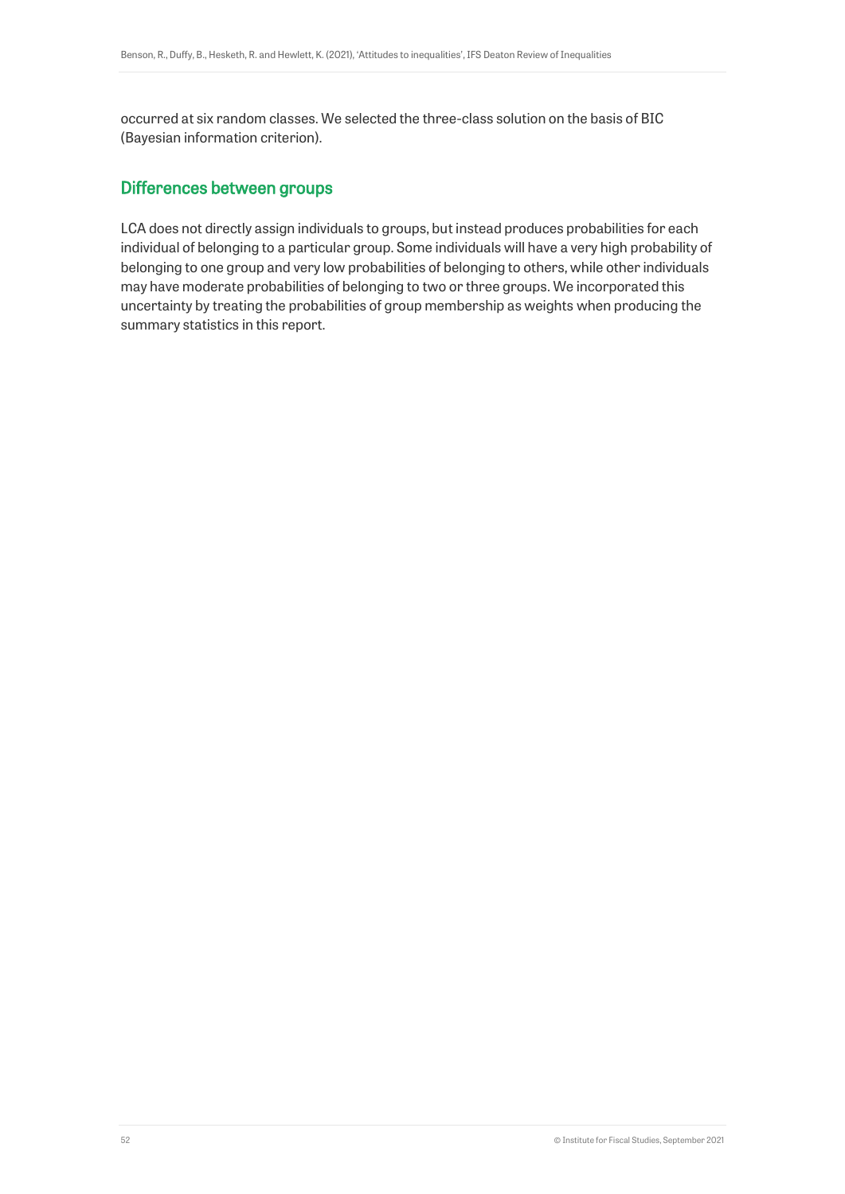occurred at six random classes. We selected the three-class solution on the basis of BIC (Bayesian information criterion).

## Differences between groups

LCA does not directly assign individuals to groups, but instead produces probabilities for each individual of belonging to a particular group. Some individuals will have a very high probability of belonging to one group and very low probabilities of belonging to others, while other individuals may have moderate probabilities of belonging to two or three groups. We incorporated this uncertainty by treating the probabilities of group membership as weights when producing the summary statistics in this report.